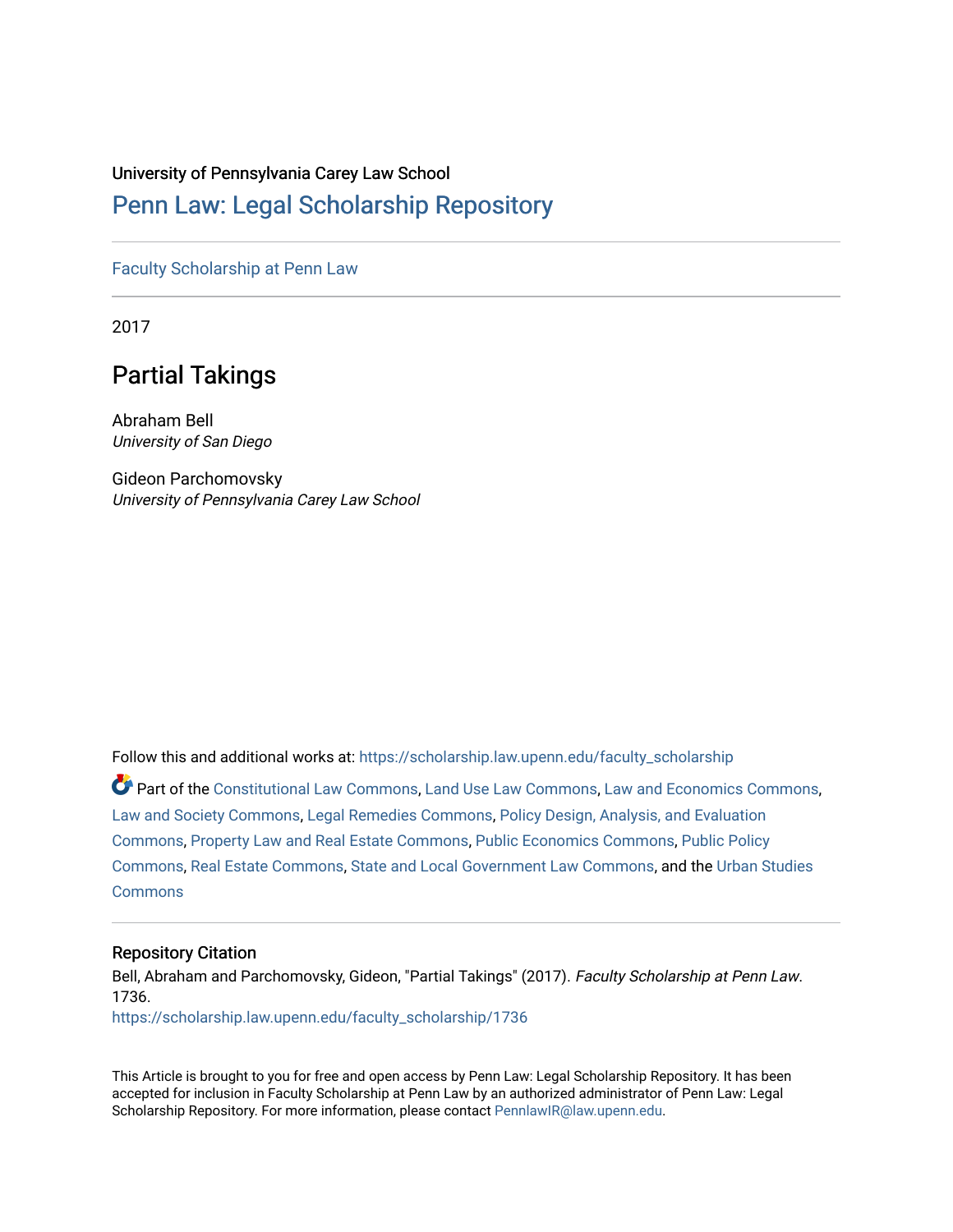University of Pennsylvania Carey Law School

# Penn Law: Legal Scholarship Repository

Faculty Scholarship at Penn Law

2017

## Partial Takings

Abraham Bell
*University of San Diego*

Gideon Parchomovsky
*University of Pennsylvania Carey Law School*

Follow this and additional works at: https://scholarship.law.upenn.edu/faculty_scholarship

Part of the Constitutional Law Commons, Land Use Law Commons, Law and Economics Commons, Law and Society Commons, Legal Remedies Commons, Policy Design, Analysis, and Evaluation Commons, Property Law and Real Estate Commons, Public Economics Commons, Public Policy Commons, Real Estate Commons, State and Local Government Law Commons, and the Urban Studies Commons

### Repository Citation

Bell, Abraham and Parchomovsky, Gideon, "Partial Takings" (2017). *Faculty Scholarship at Penn Law*. 1736.
https://scholarship.law.upenn.edu/faculty_scholarship/1736

This Article is brought to you for free and open access by Penn Law: Legal Scholarship Repository. It has been accepted for inclusion in Faculty Scholarship at Penn Law by an authorized administrator of Penn Law: Legal Scholarship Repository. For more information, please contact PennlawIR@law.upenn.edu.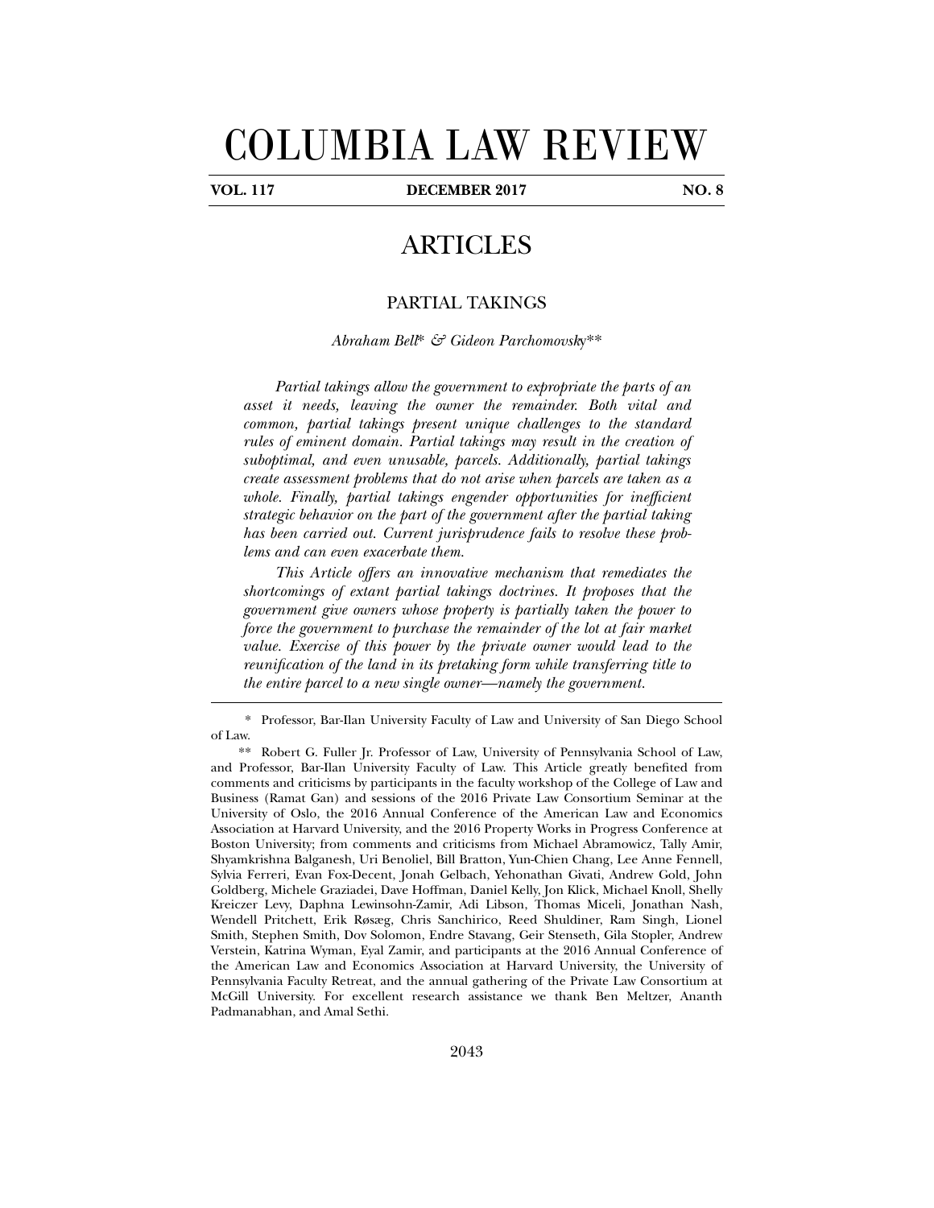# COLUMBIA LAW REVIEW

**VOL. 117 DECEMBER 2017 NO. 8**

## ARTICLES

### PARTIAL TAKINGS

*Abraham Bell\* & Gideon Parchomovsky\*\**

*Partial takings allow the government to expropriate the parts of an asset it needs, leaving the owner the remainder. Both vital and common, partial takings present unique challenges to the standard rules of eminent domain. Partial takings may result in the creation of suboptimal, and even unusable, parcels. Additionally, partial takings create assessment problems that do not arise when parcels are taken as a whole. Finally, partial takings engender opportunities for inefficient strategic behavior on the part of the government after the partial taking has been carried out. Current jurisprudence fails to resolve these problems and can even exacerbate them.*

*This Article offers an innovative mechanism that remediates the shortcomings of extant partial takings doctrines. It proposes that the government give owners whose property is partially taken the power to force the government to purchase the remainder of the lot at fair market value. Exercise of this power by the private owner would lead to the reunification of the land in its pretaking form while transferring title to the entire parcel to a new single owner—namely the government.*

---

\* Professor, Bar-Ilan University Faculty of Law and University of San Diego School of Law.

\*\* Robert G. Fuller Jr. Professor of Law, University of Pennsylvania School of Law, and Professor, Bar-Ilan University Faculty of Law. This Article greatly benefited from comments and criticisms by participants in the faculty workshop of the College of Law and Business (Ramat Gan) and sessions of the 2016 Private Law Consortium Seminar at the University of Oslo, the 2016 Annual Conference of the American Law and Economics Association at Harvard University, and the 2016 Property Works in Progress Conference at Boston University; from comments and criticisms from Michael Abramowicz, Tally Amir, Shyamkrishna Balganesh, Uri Benoliel, Bill Bratton, Yun-Chien Chang, Lee Anne Fennell, Sylvia Ferreri, Evan Fox-Decent, Jonah Gelbach, Yehonathan Givati, Andrew Gold, John Goldberg, Michele Graziadei, Dave Hoffman, Daniel Kelly, Jon Klick, Michael Knoll, Shelly Kreiczer Levy, Daphna Lewinsohn-Zamir, Adi Libson, Thomas Miceli, Jonathan Nash, Wendell Pritchett, Erik Røsæg, Chris Sanchirico, Reed Shuldiner, Ram Singh, Lionel Smith, Stephen Smith, Dov Solomon, Endre Stavang, Geir Stenseth, Gila Stopler, Andrew Verstein, Katrina Wyman, Eyal Zamir, and participants at the 2016 Annual Conference of the American Law and Economics Association at Harvard University, the University of Pennsylvania Faculty Retreat, and the annual gathering of the Private Law Consortium at McGill University. For excellent research assistance we thank Ben Meltzer, Ananth Padmanabhan, and Amal Sethi.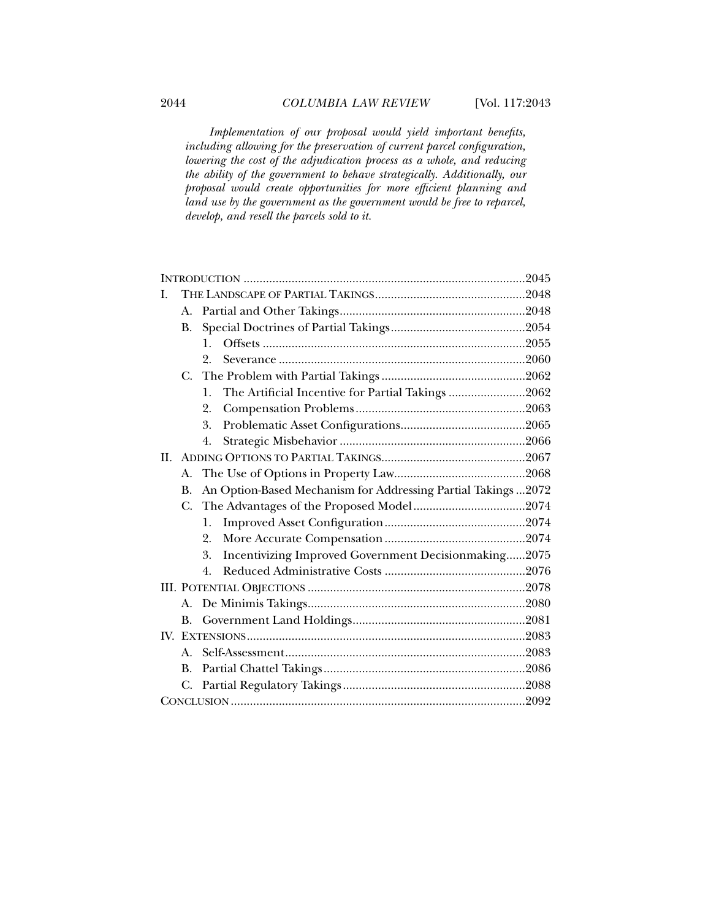*Implementation of our proposal would yield important benefits, including allowing for the preservation of current parcel configuration, lowering the cost of the adjudication process as a whole, and reducing the ability of the government to behave strategically. Additionally, our proposal would create opportunities for more efficient planning and land use by the government as the government would be free to reparcel, develop, and resell the parcels sold to it.*

INTRODUCTION ....................................................................................2045

I. THE LANDSCAPE OF PARTIAL TAKINGS ..........................................2048
- A. Partial and Other Takings ........................................................2048
- B. Special Doctrines of Partial Takings .........................................2054
  - 1. Offsets .................................................................................2055
  - 2. Severance ............................................................................2060
- C. The Problem with Partial Takings ............................................2062
  - 1. The Artificial Incentive for Partial Takings .......................2062
  - 2. Compensation Problems ....................................................2063
  - 3. Problematic Asset Configurations......................................2065
  - 4. Strategic Misbehavior .........................................................2066

II. ADDING OPTIONS TO PARTIAL TAKINGS ..........................................2067
- A. The Use of Options in Property Law.........................................2068
- B. An Option-Based Mechanism for Addressing Partial Takings ...2072
- C. The Advantages of the Proposed Model ...................................2074
  - 1. Improved Asset Configuration ...........................................2074
  - 2. More Accurate Compensation ............................................2074
  - 3. Incentivizing Improved Government Decisionmaking......2075
  - 4. Reduced Administrative Costs ...........................................2076

III. POTENTIAL OBJECTIONS ..................................................................2078
- A. De Minimis Takings...................................................................2080
- B. Government Land Holdings......................................................2081

IV. EXTENSIONS .....................................................................................2083
- A. Self-Assessment..........................................................................2083
- B. Partial Chattel Takings ..............................................................2086
- C. Partial Regulatory Takings ........................................................2088

CONCLUSION ..........................................................................................2092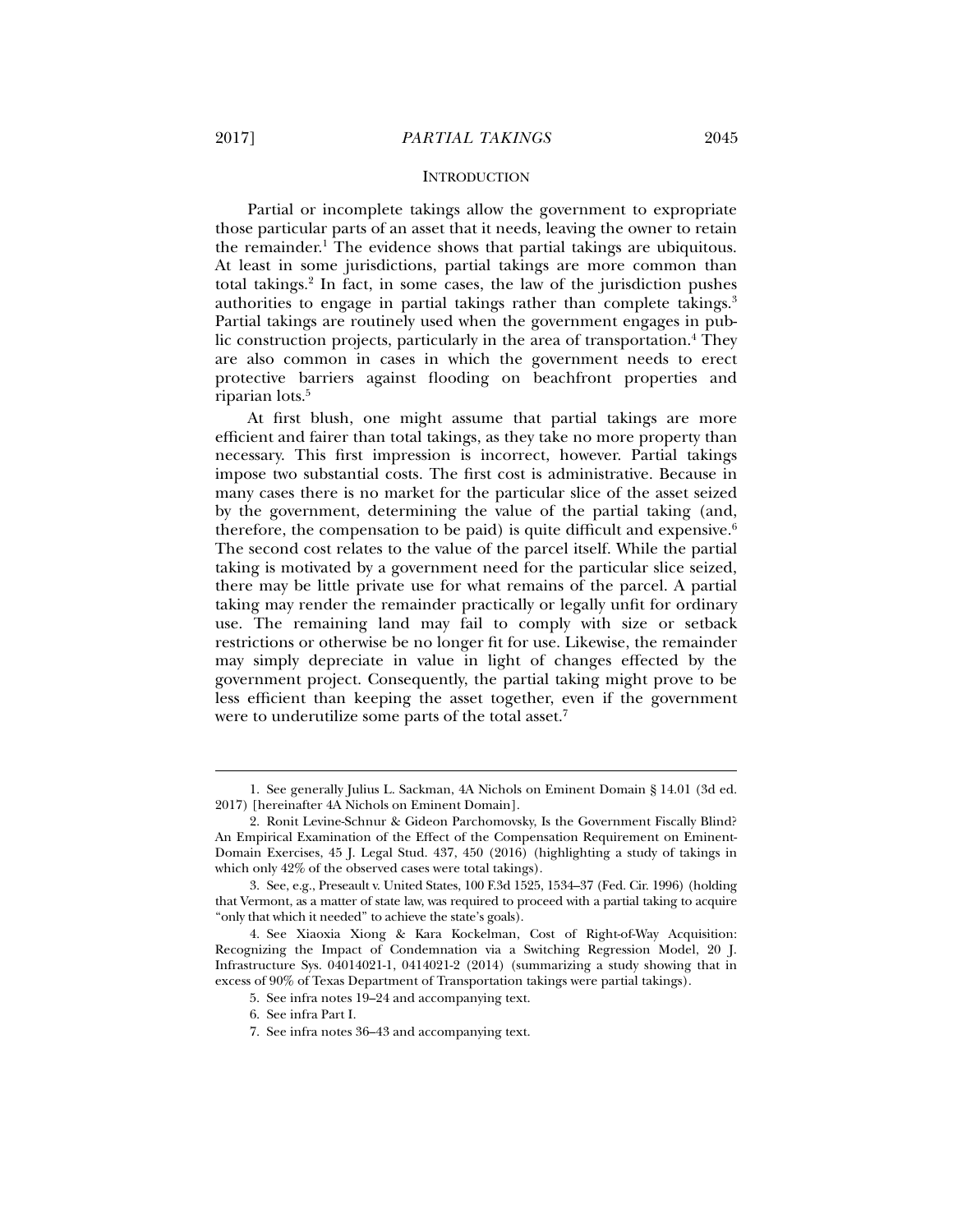## INTRODUCTION

Partial or incomplete takings allow the government to expropriate those particular parts of an asset that it needs, leaving the owner to retain the remainder.[1] The evidence shows that partial takings are ubiquitous. At least in some jurisdictions, partial takings are more common than total takings.[2] In fact, in some cases, the law of the jurisdiction pushes authorities to engage in partial takings rather than complete takings.[3] Partial takings are routinely used when the government engages in public construction projects, particularly in the area of transportation.[4] They are also common in cases in which the government needs to erect protective barriers against flooding on beachfront properties and riparian lots.[5]

At first blush, one might assume that partial takings are more efficient and fairer than total takings, as they take no more property than necessary. This first impression is incorrect, however. Partial takings impose two substantial costs. The first cost is administrative. Because in many cases there is no market for the particular slice of the asset seized by the government, determining the value of the partial taking (and, therefore, the compensation to be paid) is quite difficult and expensive.[6] The second cost relates to the value of the parcel itself. While the partial taking is motivated by a government need for the particular slice seized, there may be little private use for what remains of the parcel. A partial taking may render the remainder practically or legally unfit for ordinary use. The remaining land may fail to comply with size or setback restrictions or otherwise be no longer fit for use. Likewise, the remainder may simply depreciate in value in light of changes effected by the government project. Consequently, the partial taking might prove to be less efficient than keeping the asset together, even if the government were to underutilize some parts of the total asset.[7]

---

1. See generally Julius L. Sackman, 4A Nichols on Eminent Domain § 14.01 (3d ed. 2017) [hereinafter 4A Nichols on Eminent Domain].

2. Ronit Levine-Schnur & Gideon Parchomovsky, Is the Government Fiscally Blind? An Empirical Examination of the Effect of the Compensation Requirement on Eminent-Domain Exercises, 45 J. Legal Stud. 437, 450 (2016) (highlighting a study of takings in which only 42% of the observed cases were total takings).

3. See, e.g., Preseault v. United States, 100 F.3d 1525, 1534–37 (Fed. Cir. 1996) (holding that Vermont, as a matter of state law, was required to proceed with a partial taking to acquire "only that which it needed" to achieve the state's goals).

4. See Xiaoxia Xiong & Kara Kockelman, Cost of Right-of-Way Acquisition: Recognizing the Impact of Condemnation via a Switching Regression Model, 20 J. Infrastructure Sys. 04014021-1, 0414021-2 (2014) (summarizing a study showing that in excess of 90% of Texas Department of Transportation takings were partial takings).

5. See infra notes 19–24 and accompanying text.

6. See infra Part I.

7. See infra notes 36–43 and accompanying text.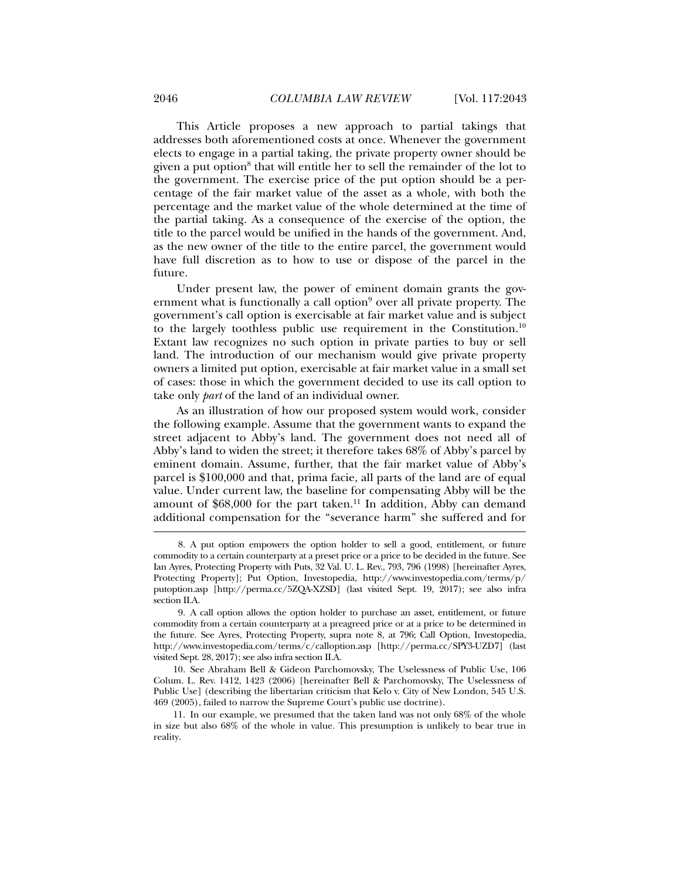This Article proposes a new approach to partial takings that addresses both aforementioned costs at once. Whenever the government elects to engage in a partial taking, the private property owner should be given a put option[8] that will entitle her to sell the remainder of the lot to the government. The exercise price of the put option should be a percentage of the fair market value of the asset as a whole, with both the percentage and the market value of the whole determined at the time of the partial taking. As a consequence of the exercise of the option, the title to the parcel would be unified in the hands of the government. And, as the new owner of the title to the entire parcel, the government would have full discretion as to how to use or dispose of the parcel in the future.

Under present law, the power of eminent domain grants the government what is functionally a call option[9] over all private property. The government's call option is exercisable at fair market value and is subject to the largely toothless public use requirement in the Constitution.[10] Extant law recognizes no such option in private parties to buy or sell land. The introduction of our mechanism would give private property owners a limited put option, exercisable at fair market value in a small set of cases: those in which the government decided to use its call option to take only *part* of the land of an individual owner.

As an illustration of how our proposed system would work, consider the following example. Assume that the government wants to expand the street adjacent to Abby's land. The government does not need all of Abby's land to widen the street; it therefore takes 68% of Abby's parcel by eminent domain. Assume, further, that the fair market value of Abby's parcel is $100,000 and that, prima facie, all parts of the land are of equal value. Under current law, the baseline for compensating Abby will be the amount of $68,000 for the part taken.[11] In addition, Abby can demand additional compensation for the "severance harm" she suffered and for

---

8. A put option empowers the option holder to sell a good, entitlement, or future commodity to a certain counterparty at a preset price or a price to be decided in the future. See Ian Ayres, Protecting Property with Puts, 32 Val. U. L. Rev., 793, 796 (1998) [hereinafter Ayres, Protecting Property]; Put Option, Investopedia, http://www.investopedia.com/terms/p/putoption.asp [http://perma.cc/5ZQA-XZSD] (last visited Sept. 19, 2017); see also infra section II.A.

9. A call option allows the option holder to purchase an asset, entitlement, or future commodity from a certain counterparty at a preagreed price or at a price to be determined in the future. See Ayres, Protecting Property, supra note 8, at 796; Call Option, Investopedia, http://www.investopedia.com/terms/c/calloption.asp [http://perma.cc/SPY3-UZD7] (last visited Sept. 28, 2017); see also infra section II.A.

10. See Abraham Bell & Gideon Parchomovsky, The Uselessness of Public Use, 106 Colum. L. Rev. 1412, 1423 (2006) [hereinafter Bell & Parchomovsky, The Uselessness of Public Use] (describing the libertarian criticism that Kelo v. City of New London, 545 U.S. 469 (2005), failed to narrow the Supreme Court's public use doctrine).

11. In our example, we presumed that the taken land was not only 68% of the whole in size but also 68% of the whole in value. This presumption is unlikely to bear true in reality.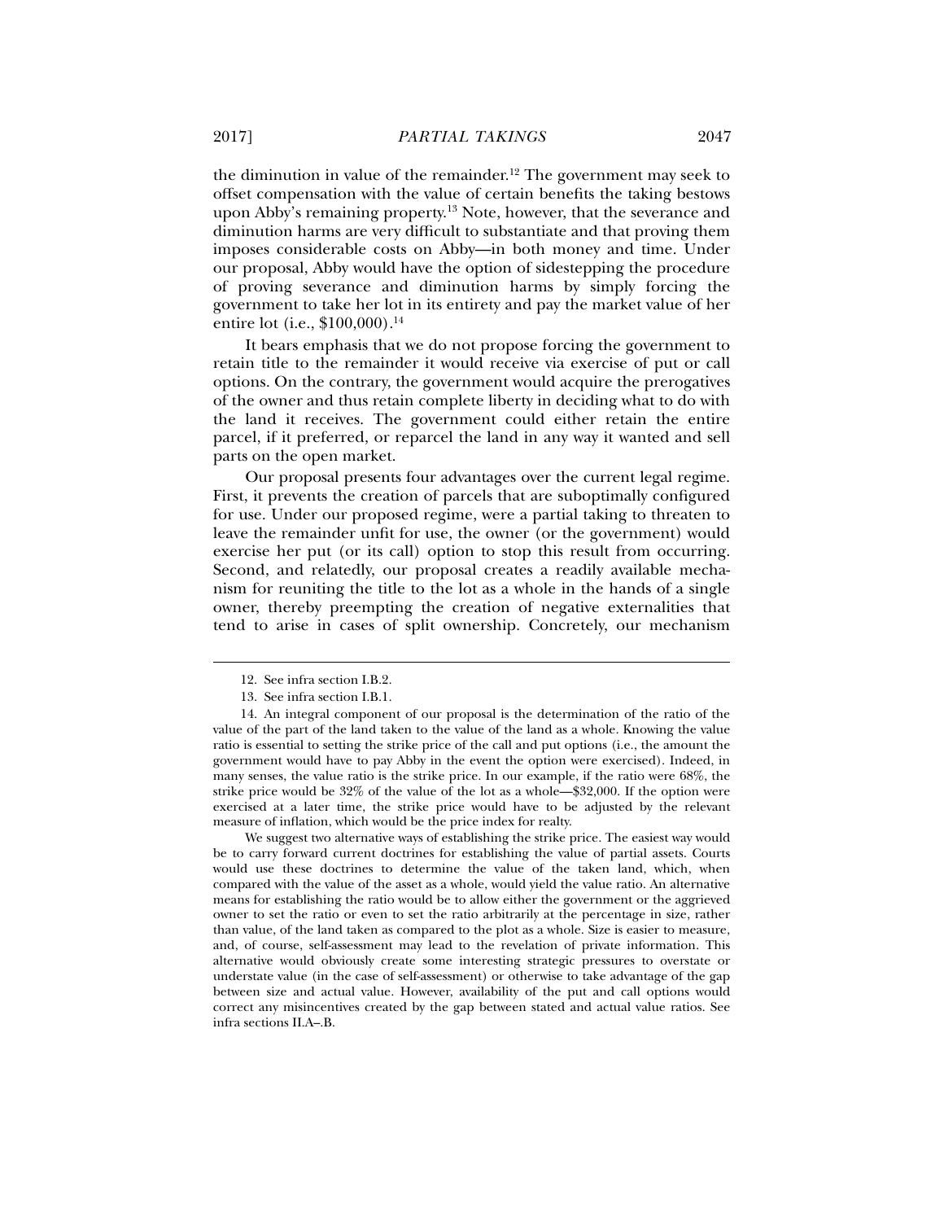the diminution in value of the remainder.[12] The government may seek to offset compensation with the value of certain benefits the taking bestows upon Abby's remaining property.[13] Note, however, that the severance and diminution harms are very difficult to substantiate and that proving them imposes considerable costs on Abby—in both money and time. Under our proposal, Abby would have the option of sidestepping the procedure of proving severance and diminution harms by simply forcing the government to take her lot in its entirety and pay the market value of her entire lot (i.e., $100,000).[14]

It bears emphasis that we do not propose forcing the government to retain title to the remainder it would receive via exercise of put or call options. On the contrary, the government would acquire the prerogatives of the owner and thus retain complete liberty in deciding what to do with the land it receives. The government could either retain the entire parcel, if it preferred, or reparcel the land in any way it wanted and sell parts on the open market.

Our proposal presents four advantages over the current legal regime. First, it prevents the creation of parcels that are suboptimally configured for use. Under our proposed regime, were a partial taking to threaten to leave the remainder unfit for use, the owner (or the government) would exercise her put (or its call) option to stop this result from occurring. Second, and relatedly, our proposal creates a readily available mechanism for reuniting the title to the lot as a whole in the hands of a single owner, thereby preempting the creation of negative externalities that tend to arise in cases of split ownership. Concretely, our mechanism

---

12. See infra section I.B.2.

13. See infra section I.B.1.

14. An integral component of our proposal is the determination of the ratio of the value of the part of the land taken to the value of the land as a whole. Knowing the value ratio is essential to setting the strike price of the call and put options (i.e., the amount the government would have to pay Abby in the event the option were exercised). Indeed, in many senses, the value ratio is the strike price. In our example, if the ratio were 68%, the strike price would be 32% of the value of the lot as a whole—$32,000. If the option were exercised at a later time, the strike price would have to be adjusted by the relevant measure of inflation, which would be the price index for realty.

We suggest two alternative ways of establishing the strike price. The easiest way would be to carry forward current doctrines for establishing the value of partial assets. Courts would use these doctrines to determine the value of the taken land, which, when compared with the value of the asset as a whole, would yield the value ratio. An alternative means for establishing the ratio would be to allow either the government or the aggrieved owner to set the ratio or even to set the ratio arbitrarily at the percentage in size, rather than value, of the land taken as compared to the plot as a whole. Size is easier to measure, and, of course, self-assessment may lead to the revelation of private information. This alternative would obviously create some interesting strategic pressures to overstate or understate value (in the case of self-assessment) or otherwise to take advantage of the gap between size and actual value. However, availability of the put and call options would correct any misincentives created by the gap between stated and actual value ratios. See infra sections II.A–.B.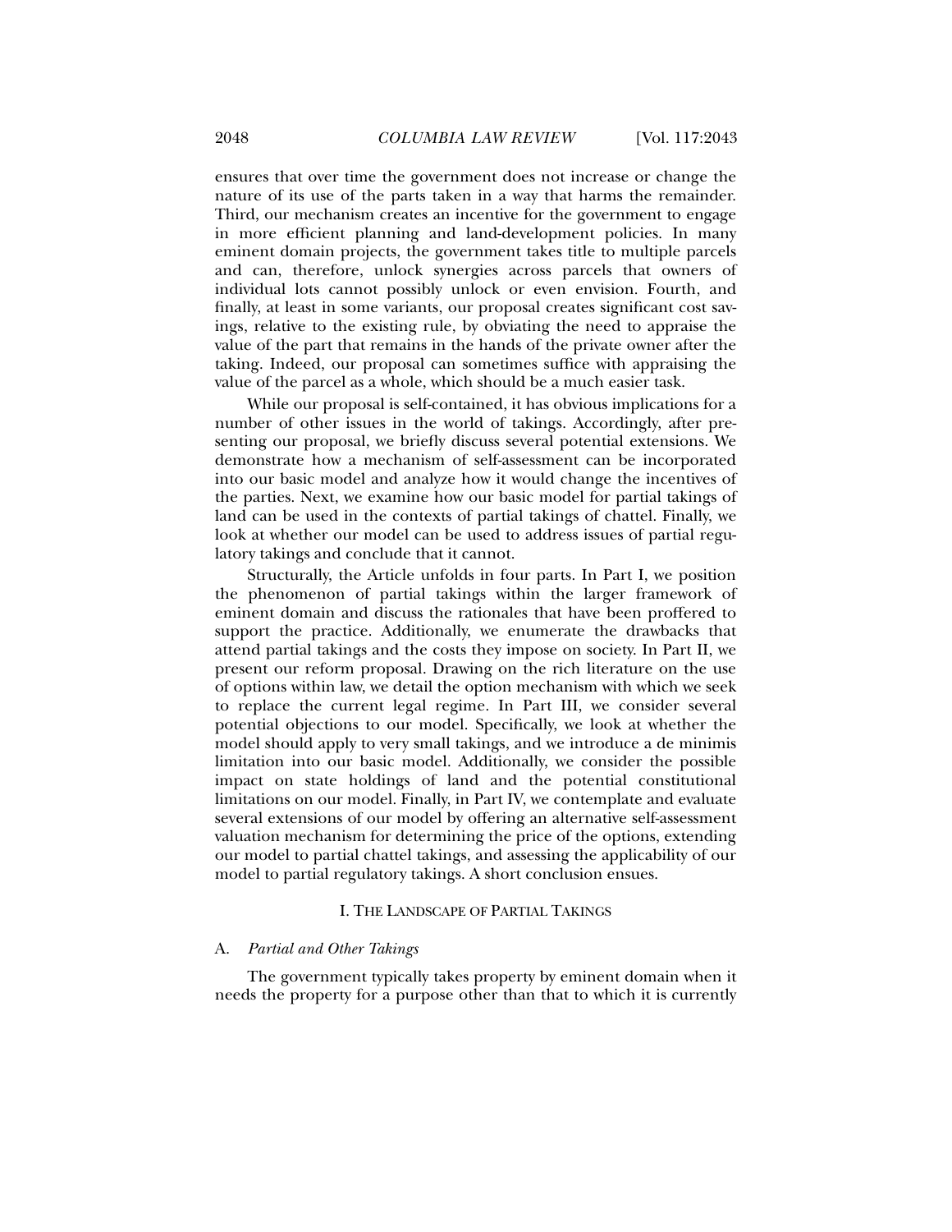ensures that over time the government does not increase or change the nature of its use of the parts taken in a way that harms the remainder. Third, our mechanism creates an incentive for the government to engage in more efficient planning and land-development policies. In many eminent domain projects, the government takes title to multiple parcels and can, therefore, unlock synergies across parcels that owners of individual lots cannot possibly unlock or even envision. Fourth, and finally, at least in some variants, our proposal creates significant cost savings, relative to the existing rule, by obviating the need to appraise the value of the part that remains in the hands of the private owner after the taking. Indeed, our proposal can sometimes suffice with appraising the value of the parcel as a whole, which should be a much easier task.

While our proposal is self-contained, it has obvious implications for a number of other issues in the world of takings. Accordingly, after presenting our proposal, we briefly discuss several potential extensions. We demonstrate how a mechanism of self-assessment can be incorporated into our basic model and analyze how it would change the incentives of the parties. Next, we examine how our basic model for partial takings of land can be used in the contexts of partial takings of chattel. Finally, we look at whether our model can be used to address issues of partial regulatory takings and conclude that it cannot.

Structurally, the Article unfolds in four parts. In Part I, we position the phenomenon of partial takings within the larger framework of eminent domain and discuss the rationales that have been proffered to support the practice. Additionally, we enumerate the drawbacks that attend partial takings and the costs they impose on society. In Part II, we present our reform proposal. Drawing on the rich literature on the use of options within law, we detail the option mechanism with which we seek to replace the current legal regime. In Part III, we consider several potential objections to our model. Specifically, we look at whether the model should apply to very small takings, and we introduce a de minimis limitation into our basic model. Additionally, we consider the possible impact on state holdings of land and the potential constitutional limitations on our model. Finally, in Part IV, we contemplate and evaluate several extensions of our model by offering an alternative self-assessment valuation mechanism for determining the price of the options, extending our model to partial chattel takings, and assessing the applicability of our model to partial regulatory takings. A short conclusion ensues.

## I. The Landscape of Partial Takings

### A. *Partial and Other Takings*

The government typically takes property by eminent domain when it needs the property for a purpose other than that to which it is currently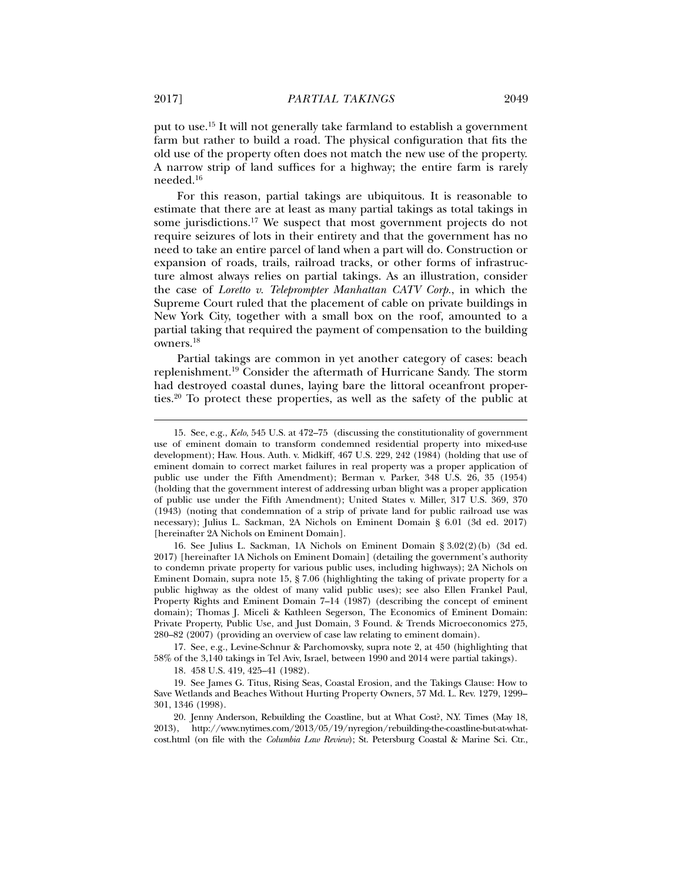put to use.[15] It will not generally take farmland to establish a government farm but rather to build a road. The physical configuration that fits the old use of the property often does not match the new use of the property. A narrow strip of land suffices for a highway; the entire farm is rarely needed.[16]

For this reason, partial takings are ubiquitous. It is reasonable to estimate that there are at least as many partial takings as total takings in some jurisdictions.[17] We suspect that most government projects do not require seizures of lots in their entirety and that the government has no need to take an entire parcel of land when a part will do. Construction or expansion of roads, trails, railroad tracks, or other forms of infrastructure almost always relies on partial takings. As an illustration, consider the case of *Loretto v. Teleprompter Manhattan CATV Corp.*, in which the Supreme Court ruled that the placement of cable on private buildings in New York City, together with a small box on the roof, amounted to a partial taking that required the payment of compensation to the building owners.[18]

Partial takings are common in yet another category of cases: beach replenishment.[19] Consider the aftermath of Hurricane Sandy. The storm had destroyed coastal dunes, laying bare the littoral oceanfront properties.[20] To protect these properties, as well as the safety of the public at

---

15. See, e.g., *Kelo*, 545 U.S. at 472–75 (discussing the constitutionality of government use of eminent domain to transform condemned residential property into mixed-use development); Haw. Hous. Auth. v. Midkiff, 467 U.S. 229, 242 (1984) (holding that use of eminent domain to correct market failures in real property was a proper application of public use under the Fifth Amendment); Berman v. Parker, 348 U.S. 26, 35 (1954) (holding that the government interest of addressing urban blight was a proper application of public use under the Fifth Amendment); United States v. Miller, 317 U.S. 369, 370 (1943) (noting that condemnation of a strip of private land for public railroad use was necessary); Julius L. Sackman, 2A Nichols on Eminent Domain § 6.01 (3d ed. 2017) [hereinafter 2A Nichols on Eminent Domain].

16. See Julius L. Sackman, 1A Nichols on Eminent Domain § 3.02(2)(b) (3d ed. 2017) [hereinafter 1A Nichols on Eminent Domain] (detailing the government's authority to condemn private property for various public uses, including highways); 2A Nichols on Eminent Domain, supra note 15, § 7.06 (highlighting the taking of private property for a public highway as the oldest of many valid public uses); see also Ellen Frankel Paul, Property Rights and Eminent Domain 7–14 (1987) (describing the concept of eminent domain); Thomas J. Miceli & Kathleen Segerson, The Economics of Eminent Domain: Private Property, Public Use, and Just Domain, 3 Found. & Trends Microeconomics 275, 280–82 (2007) (providing an overview of case law relating to eminent domain).

17. See, e.g., Levine-Schnur & Parchomovsky, supra note 2, at 450 (highlighting that 58% of the 3,140 takings in Tel Aviv, Israel, between 1990 and 2014 were partial takings).

18. 458 U.S. 419, 425–41 (1982).

19. See James G. Titus, Rising Seas, Coastal Erosion, and the Takings Clause: How to Save Wetlands and Beaches Without Hurting Property Owners, 57 Md. L. Rev. 1279, 1299–301, 1346 (1998).

20. Jenny Anderson, Rebuilding the Coastline, but at What Cost?, N.Y. Times (May 18, 2013), http://www.nytimes.com/2013/05/19/nyregion/rebuilding-the-coastline-but-at-what-cost.html (on file with the *Columbia Law Review*); St. Petersburg Coastal & Marine Sci. Ctr.,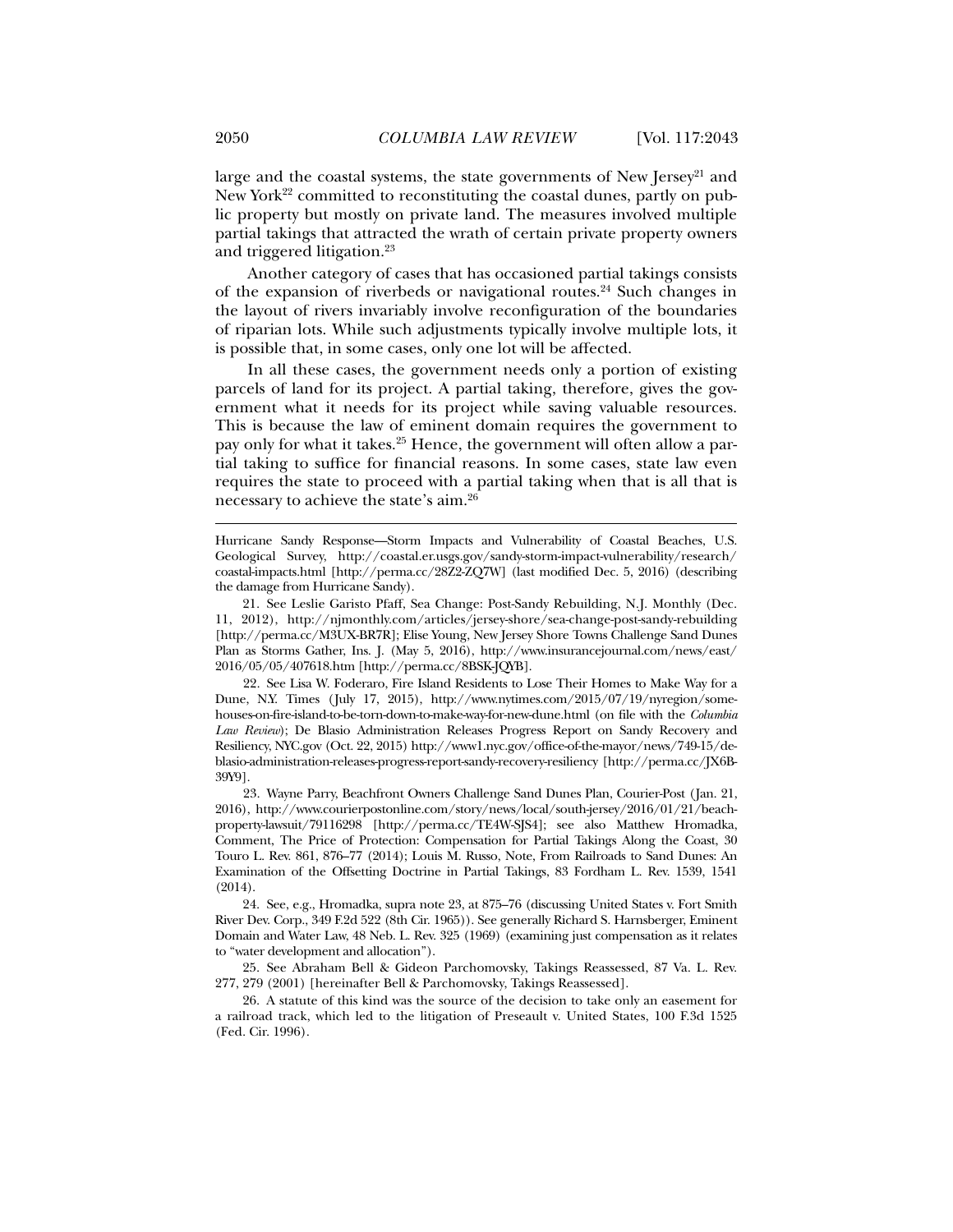large and the coastal systems, the state governments of New Jersey[21] and New York[22] committed to reconstituting the coastal dunes, partly on public property but mostly on private land. The measures involved multiple partial takings that attracted the wrath of certain private property owners and triggered litigation.[23]

Another category of cases that has occasioned partial takings consists of the expansion of riverbeds or navigational routes.[24] Such changes in the layout of rivers invariably involve reconfiguration of the boundaries of riparian lots. While such adjustments typically involve multiple lots, it is possible that, in some cases, only one lot will be affected.

In all these cases, the government needs only a portion of existing parcels of land for its project. A partial taking, therefore, gives the government what it needs for its project while saving valuable resources. This is because the law of eminent domain requires the government to pay only for what it takes.[25] Hence, the government will often allow a partial taking to suffice for financial reasons. In some cases, state law even requires the state to proceed with a partial taking when that is all that is necessary to achieve the state's aim.[26]

---

Hurricane Sandy Response—Storm Impacts and Vulnerability of Coastal Beaches, U.S. Geological Survey, http://coastal.er.usgs.gov/sandy-storm-impact-vulnerability/research/coastal-impacts.html [http://perma.cc/28Z2-ZQ7W] (last modified Dec. 5, 2016) (describing the damage from Hurricane Sandy).

21. See Leslie Garisto Pfaff, Sea Change: Post-Sandy Rebuilding, N.J. Monthly (Dec. 11, 2012), http://njmonthly.com/articles/jersey-shore/sea-change-post-sandy-rebuilding [http://perma.cc/M3UX-BR7R]; Elise Young, New Jersey Shore Towns Challenge Sand Dunes Plan as Storms Gather, Ins. J. (May 5, 2016), http://www.insurancejournal.com/news/east/2016/05/05/407618.htm [http://perma.cc/8BSK-JQYB].

22. See Lisa W. Foderaro, Fire Island Residents to Lose Their Homes to Make Way for a Dune, N.Y. Times (July 17, 2015), http://www.nytimes.com/2015/07/19/nyregion/some-houses-on-fire-island-to-be-torn-down-to-make-way-for-new-dune.html (on file with the *Columbia Law Review*); De Blasio Administration Releases Progress Report on Sandy Recovery and Resiliency, NYC.gov (Oct. 22, 2015) http://www1.nyc.gov/office-of-the-mayor/news/749-15/de-blasio-administration-releases-progress-report-sandy-recovery-resiliency [http://perma.cc/JX6B-39Y9].

23. Wayne Parry, Beachfront Owners Challenge Sand Dunes Plan, Courier-Post (Jan. 21, 2016), http://www.courierpostonline.com/story/news/local/south-jersey/2016/01/21/beach-property-lawsuit/79116298 [http://perma.cc/TE4W-SJS4]; see also Matthew Hromadka, Comment, The Price of Protection: Compensation for Partial Takings Along the Coast, 30 Touro L. Rev. 861, 876–77 (2014); Louis M. Russo, Note, From Railroads to Sand Dunes: An Examination of the Offsetting Doctrine in Partial Takings, 83 Fordham L. Rev. 1539, 1541 (2014).

24. See, e.g., Hromadka, supra note 23, at 875–76 (discussing United States v. Fort Smith River Dev. Corp., 349 F.2d 522 (8th Cir. 1965)). See generally Richard S. Harnsberger, Eminent Domain and Water Law, 48 Neb. L. Rev. 325 (1969) (examining just compensation as it relates to "water development and allocation").

25. See Abraham Bell & Gideon Parchomovsky, Takings Reassessed, 87 Va. L. Rev. 277, 279 (2001) [hereinafter Bell & Parchomovsky, Takings Reassessed].

26. A statute of this kind was the source of the decision to take only an easement for a railroad track, which led to the litigation of Preseault v. United States, 100 F.3d 1525 (Fed. Cir. 1996).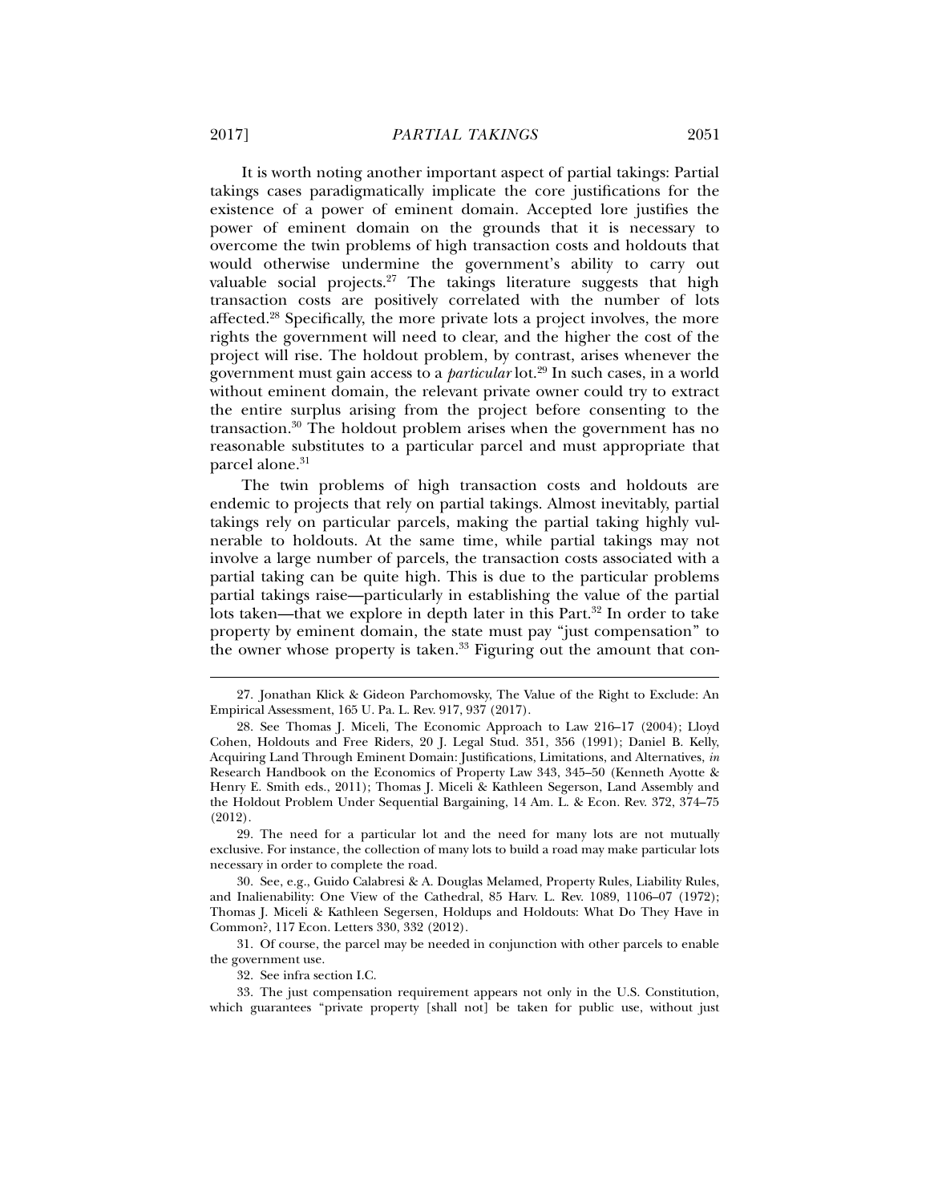It is worth noting another important aspect of partial takings: Partial takings cases paradigmatically implicate the core justifications for the existence of a power of eminent domain. Accepted lore justifies the power of eminent domain on the grounds that it is necessary to overcome the twin problems of high transaction costs and holdouts that would otherwise undermine the government's ability to carry out valuable social projects.[27] The takings literature suggests that high transaction costs are positively correlated with the number of lots affected.[28] Specifically, the more private lots a project involves, the more rights the government will need to clear, and the higher the cost of the project will rise. The holdout problem, by contrast, arises whenever the government must gain access to a *particular* lot.[29] In such cases, in a world without eminent domain, the relevant private owner could try to extract the entire surplus arising from the project before consenting to the transaction.[30] The holdout problem arises when the government has no reasonable substitutes to a particular parcel and must appropriate that parcel alone.[31]

The twin problems of high transaction costs and holdouts are endemic to projects that rely on partial takings. Almost inevitably, partial takings rely on particular parcels, making the partial taking highly vulnerable to holdouts. At the same time, while partial takings may not involve a large number of parcels, the transaction costs associated with a partial taking can be quite high. This is due to the particular problems partial takings raise—particularly in establishing the value of the partial lots taken—that we explore in depth later in this Part.[32] In order to take property by eminent domain, the state must pay "just compensation" to the owner whose property is taken.[33] Figuring out the amount that con-

---

27. Jonathan Klick & Gideon Parchomovsky, The Value of the Right to Exclude: An Empirical Assessment, 165 U. Pa. L. Rev. 917, 937 (2017).

28. See Thomas J. Miceli, The Economic Approach to Law 216–17 (2004); Lloyd Cohen, Holdouts and Free Riders, 20 J. Legal Stud. 351, 356 (1991); Daniel B. Kelly, Acquiring Land Through Eminent Domain: Justifications, Limitations, and Alternatives, *in* Research Handbook on the Economics of Property Law 343, 345–50 (Kenneth Ayotte & Henry E. Smith eds., 2011); Thomas J. Miceli & Kathleen Segerson, Land Assembly and the Holdout Problem Under Sequential Bargaining, 14 Am. L. & Econ. Rev. 372, 374–75 (2012).

29. The need for a particular lot and the need for many lots are not mutually exclusive. For instance, the collection of many lots to build a road may make particular lots necessary in order to complete the road.

30. See, e.g., Guido Calabresi & A. Douglas Melamed, Property Rules, Liability Rules, and Inalienability: One View of the Cathedral, 85 Harv. L. Rev. 1089, 1106–07 (1972); Thomas J. Miceli & Kathleen Segersen, Holdups and Holdouts: What Do They Have in Common?, 117 Econ. Letters 330, 332 (2012).

31. Of course, the parcel may be needed in conjunction with other parcels to enable the government use.

32. See infra section I.C.

33. The just compensation requirement appears not only in the U.S. Constitution, which guarantees "private property [shall not] be taken for public use, without just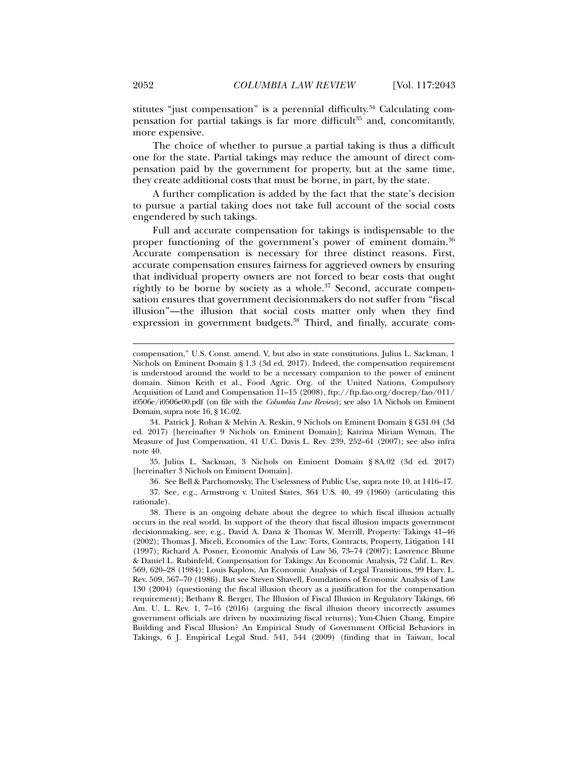stitutes "just compensation" is a perennial difficulty.[34] Calculating compensation for partial takings is far more difficult[35] and, concomitantly, more expensive.

The choice of whether to pursue a partial taking is thus a difficult one for the state. Partial takings may reduce the amount of direct compensation paid by the government for property, but at the same time, they create additional costs that must be borne, in part, by the state.

A further complication is added by the fact that the state's decision to pursue a partial taking does not take full account of the social costs engendered by such takings.

Full and accurate compensation for takings is indispensable to the proper functioning of the government's power of eminent domain.[36] Accurate compensation is necessary for three distinct reasons. First, accurate compensation ensures fairness for aggrieved owners by ensuring that individual property owners are not forced to bear costs that ought rightly to be borne by society as a whole.[37] Second, accurate compensation ensures that government decisionmakers do not suffer from "fiscal illusion"—the illusion that social costs matter only when they find expression in government budgets.[38] Third, and finally, accurate com-

---

compensation," U.S. Const. amend. V, but also in state constitutions. Julius L. Sackman, 1 Nichols on Eminent Domain § 1.3 (3d ed. 2017). Indeed, the compensation requirement is understood around the world to be a necessary companion to the power of eminent domain. Simon Keith et al., Food Agric. Org. of the United Nations, Compulsory Acquisition of Land and Compensation 11–15 (2008), ftp://ftp.fao.org/docrep/fao/011/i0506e/i0506e00.pdf (on file with the *Columbia Law Review*); see also 1A Nichols on Eminent Domain, supra note 16, § 1C.02.

34. Patrick J. Rohan & Melvin A. Reskin, 9 Nichols on Eminent Domain § G31.04 (3d ed. 2017) [hereinafter 9 Nichols on Eminent Domain]; Katrina Miriam Wyman, The Measure of Just Compensation, 41 U.C. Davis L. Rev. 239, 252–61 (2007); see also infra note 40.

35. Julius L. Sackman, 3 Nichols on Eminent Domain § 8A.02 (3d ed. 2017) [hereinafter 3 Nichols on Eminent Domain].

36. See Bell & Parchomovsky, The Uselessness of Public Use, supra note 10, at 1416–17.

37. See, e.g., Armstrong v. United States, 364 U.S. 40, 49 (1960) (articulating this rationale).

38. There is an ongoing debate about the degree to which fiscal illusion actually occurs in the real world. In support of the theory that fiscal illusion impacts government decisionmaking, see, e.g., David A. Dana & Thomas W. Merrill, Property: Takings 41–46 (2002); Thomas J. Miceli, Economics of the Law: Torts, Contracts, Property, Litigation 141 (1997); Richard A. Posner, Economic Analysis of Law 56, 73–74 (2007); Lawrence Blume & Daniel L. Rubinfeld, Compensation for Takings: An Economic Analysis, 72 Calif. L. Rev. 569, 620–28 (1984); Louis Kaplow, An Economic Analysis of Legal Transitions, 99 Harv. L. Rev. 509, 567–70 (1986). But see Steven Shavell, Foundations of Economic Analysis of Law 130 (2004) (questioning the fiscal illusion theory as a justification for the compensation requirement); Bethany R. Berger, The Illusion of Fiscal Illusion in Regulatory Takings, 66 Am. U. L. Rev. 1, 7–16 (2016) (arguing the fiscal illusion theory incorrectly assumes government officials are driven by maximizing fiscal returns); Yun-Chien Chang, Empire Building and Fiscal Illusion? An Empirical Study of Government Official Behaviors in Takings, 6 J. Empirical Legal Stud. 541, 544 (2009) (finding that in Taiwan, local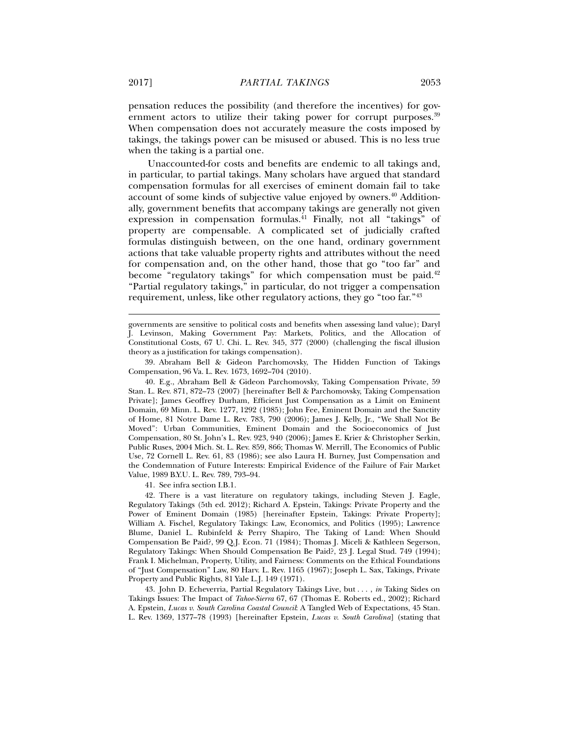pensation reduces the possibility (and therefore the incentives) for government actors to utilize their taking power for corrupt purposes.[39] When compensation does not accurately measure the costs imposed by takings, the takings power can be misused or abused. This is no less true when the taking is a partial one.

Unaccounted-for costs and benefits are endemic to all takings and, in particular, to partial takings. Many scholars have argued that standard compensation formulas for all exercises of eminent domain fail to take account of some kinds of subjective value enjoyed by owners.[40] Additionally, government benefits that accompany takings are generally not given expression in compensation formulas.[41] Finally, not all "takings" of property are compensable. A complicated set of judicially crafted formulas distinguish between, on the one hand, ordinary government actions that take valuable property rights and attributes without the need for compensation and, on the other hand, those that go "too far" and become "regulatory takings" for which compensation must be paid.[42] "Partial regulatory takings," in particular, do not trigger a compensation requirement, unless, like other regulatory actions, they go "too far."[43]

---

governments are sensitive to political costs and benefits when assessing land value); Daryl J. Levinson, Making Government Pay: Markets, Politics, and the Allocation of Constitutional Costs, 67 U. Chi. L. Rev. 345, 377 (2000) (challenging the fiscal illusion theory as a justification for takings compensation).

39. Abraham Bell & Gideon Parchomovsky, The Hidden Function of Takings Compensation, 96 Va. L. Rev. 1673, 1692–704 (2010).

40. E.g., Abraham Bell & Gideon Parchomovsky, Taking Compensation Private, 59 Stan. L. Rev. 871, 872–73 (2007) [hereinafter Bell & Parchomovsky, Taking Compensation Private]; James Geoffrey Durham, Efficient Just Compensation as a Limit on Eminent Domain, 69 Minn. L. Rev. 1277, 1292 (1985); John Fee, Eminent Domain and the Sanctity of Home, 81 Notre Dame L. Rev. 783, 790 (2006); James J. Kelly, Jr., "We Shall Not Be Moved": Urban Communities, Eminent Domain and the Socioeconomics of Just Compensation, 80 St. John's L. Rev. 923, 940 (2006); James E. Krier & Christopher Serkin, Public Ruses, 2004 Mich. St. L. Rev. 859, 866; Thomas W. Merrill, The Economics of Public Use, 72 Cornell L. Rev. 61, 83 (1986); see also Laura H. Burney, Just Compensation and the Condemnation of Future Interests: Empirical Evidence of the Failure of Fair Market Value, 1989 B.Y.U. L. Rev. 789, 793–94.

41. See infra section I.B.1.

42. There is a vast literature on regulatory takings, including Steven J. Eagle, Regulatory Takings (5th ed. 2012); Richard A. Epstein, Takings: Private Property and the Power of Eminent Domain (1985) [hereinafter Epstein, Takings: Private Property]; William A. Fischel, Regulatory Takings: Law, Economics, and Politics (1995); Lawrence Blume, Daniel L. Rubinfeld & Perry Shapiro, The Taking of Land: When Should Compensation Be Paid?, 99 Q.J. Econ. 71 (1984); Thomas J. Miceli & Kathleen Segerson, Regulatory Takings: When Should Compensation Be Paid?, 23 J. Legal Stud. 749 (1994); Frank I. Michelman, Property, Utility, and Fairness: Comments on the Ethical Foundations of "Just Compensation" Law, 80 Harv. L. Rev. 1165 (1967); Joseph L. Sax, Takings, Private Property and Public Rights, 81 Yale L.J. 149 (1971).

43. John D. Echeverria, Partial Regulatory Takings Live, but . . . , *in* Taking Sides on Takings Issues: The Impact of *Tahoe-Sierra* 67, 67 (Thomas E. Roberts ed., 2002); Richard A. Epstein, *Lucas v. South Carolina Coastal Council*: A Tangled Web of Expectations, 45 Stan. L. Rev. 1369, 1377–78 (1993) [hereinafter Epstein, *Lucas v. South Carolina*] (stating that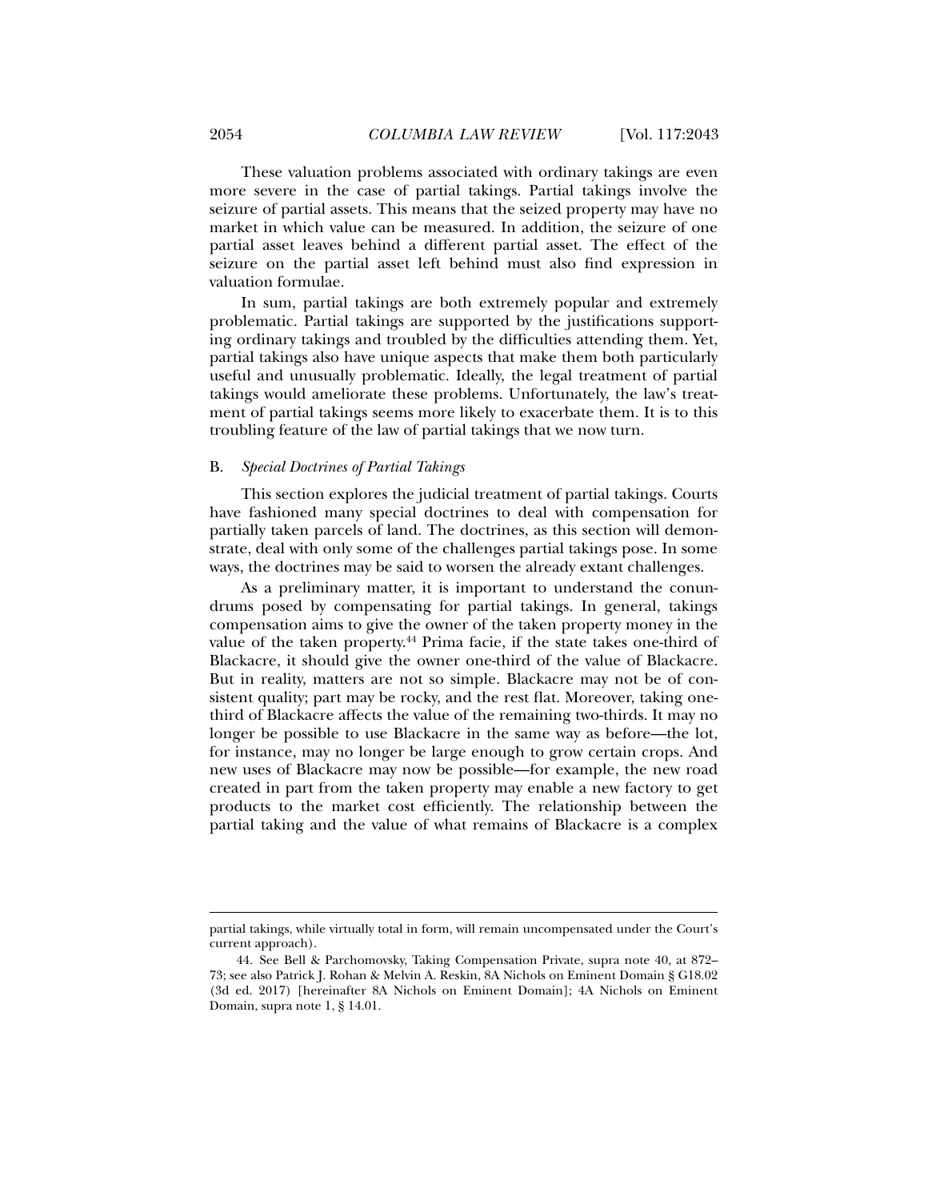These valuation problems associated with ordinary takings are even more severe in the case of partial takings. Partial takings involve the seizure of partial assets. This means that the seized property may have no market in which value can be measured. In addition, the seizure of one partial asset leaves behind a different partial asset. The effect of the seizure on the partial asset left behind must also find expression in valuation formulae.

In sum, partial takings are both extremely popular and extremely problematic. Partial takings are supported by the justifications supporting ordinary takings and troubled by the difficulties attending them. Yet, partial takings also have unique aspects that make them both particularly useful and unusually problematic. Ideally, the legal treatment of partial takings would ameliorate these problems. Unfortunately, the law's treatment of partial takings seems more likely to exacerbate them. It is to this troubling feature of the law of partial takings that we now turn.

### B. *Special Doctrines of Partial Takings*

This section explores the judicial treatment of partial takings. Courts have fashioned many special doctrines to deal with compensation for partially taken parcels of land. The doctrines, as this section will demonstrate, deal with only some of the challenges partial takings pose. In some ways, the doctrines may be said to worsen the already extant challenges.

As a preliminary matter, it is important to understand the conundrums posed by compensating for partial takings. In general, takings compensation aims to give the owner of the taken property money in the value of the taken property.[44] Prima facie, if the state takes one-third of Blackacre, it should give the owner one-third of the value of Blackacre. But in reality, matters are not so simple. Blackacre may not be of consistent quality; part may be rocky, and the rest flat. Moreover, taking one-third of Blackacre affects the value of the remaining two-thirds. It may no longer be possible to use Blackacre in the same way as before—the lot, for instance, may no longer be large enough to grow certain crops. And new uses of Blackacre may now be possible—for example, the new road created in part from the taken property may enable a new factory to get products to the market cost efficiently. The relationship between the partial taking and the value of what remains of Blackacre is a complex

---

partial takings, while virtually total in form, will remain uncompensated under the Court's current approach).

44. See Bell & Parchomovsky, Taking Compensation Private, supra note 40, at 872–73; see also Patrick J. Rohan & Melvin A. Reskin, 8A Nichols on Eminent Domain § G18.02 (3d ed. 2017) [hereinafter 8A Nichols on Eminent Domain]; 4A Nichols on Eminent Domain, supra note 1, § 14.01.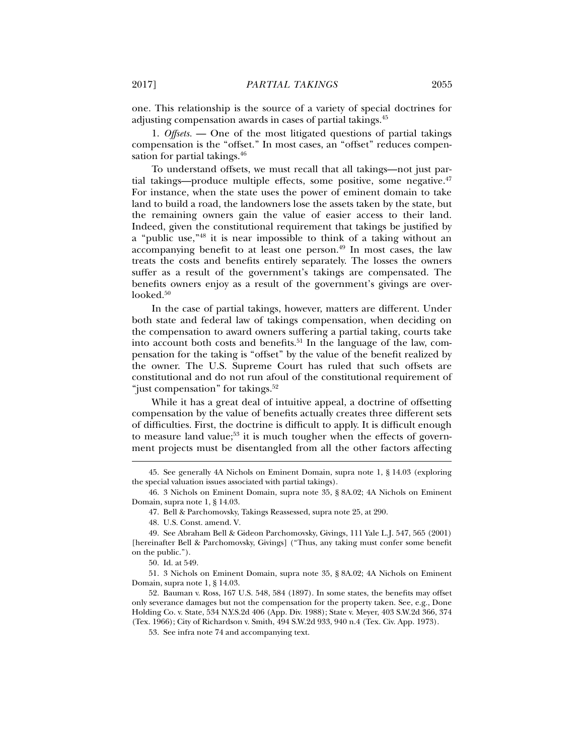one. This relationship is the source of a variety of special doctrines for adjusting compensation awards in cases of partial takings.[45]

1. *Offsets.* — One of the most litigated questions of partial takings compensation is the "offset." In most cases, an "offset" reduces compensation for partial takings.[46]

To understand offsets, we must recall that all takings—not just partial takings—produce multiple effects, some positive, some negative.[47] For instance, when the state uses the power of eminent domain to take land to build a road, the landowners lose the assets taken by the state, but the remaining owners gain the value of easier access to their land. Indeed, given the constitutional requirement that takings be justified by a "public use,"[48] it is near impossible to think of a taking without an accompanying benefit to at least one person.[49] In most cases, the law treats the costs and benefits entirely separately. The losses the owners suffer as a result of the government's takings are compensated. The benefits owners enjoy as a result of the government's givings are overlooked.[50]

In the case of partial takings, however, matters are different. Under both state and federal law of takings compensation, when deciding on the compensation to award owners suffering a partial taking, courts take into account both costs and benefits.[51] In the language of the law, compensation for the taking is "offset" by the value of the benefit realized by the owner. The U.S. Supreme Court has ruled that such offsets are constitutional and do not run afoul of the constitutional requirement of "just compensation" for takings.[52]

While it has a great deal of intuitive appeal, a doctrine of offsetting compensation by the value of benefits actually creates three different sets of difficulties. First, the doctrine is difficult to apply. It is difficult enough to measure land value;[53] it is much tougher when the effects of government projects must be disentangled from all the other factors affecting

---

45. See generally 4A Nichols on Eminent Domain, supra note 1, § 14.03 (exploring the special valuation issues associated with partial takings).

46. 3 Nichols on Eminent Domain, supra note 35, § 8A.02; 4A Nichols on Eminent Domain, supra note 1, § 14.03.

47. Bell & Parchomovsky, Takings Reassessed, supra note 25, at 290.

48. U.S. Const. amend. V.

49. See Abraham Bell & Gideon Parchomovsky, Givings, 111 Yale L.J. 547, 565 (2001) [hereinafter Bell & Parchomovsky, Givings] ("Thus, any taking must confer some benefit on the public.").

50. Id. at 549.

51. 3 Nichols on Eminent Domain, supra note 35, § 8A.02; 4A Nichols on Eminent Domain, supra note 1, § 14.03.

52. Bauman v. Ross, 167 U.S. 548, 584 (1897). In some states, the benefits may offset only severance damages but not the compensation for the property taken. See, e.g., Done Holding Co. v. State, 534 N.Y.S.2d 406 (App. Div. 1988); State v. Meyer, 403 S.W.2d 366, 374 (Tex. 1966); City of Richardson v. Smith, 494 S.W.2d 933, 940 n.4 (Tex. Civ. App. 1973).

53. See infra note 74 and accompanying text.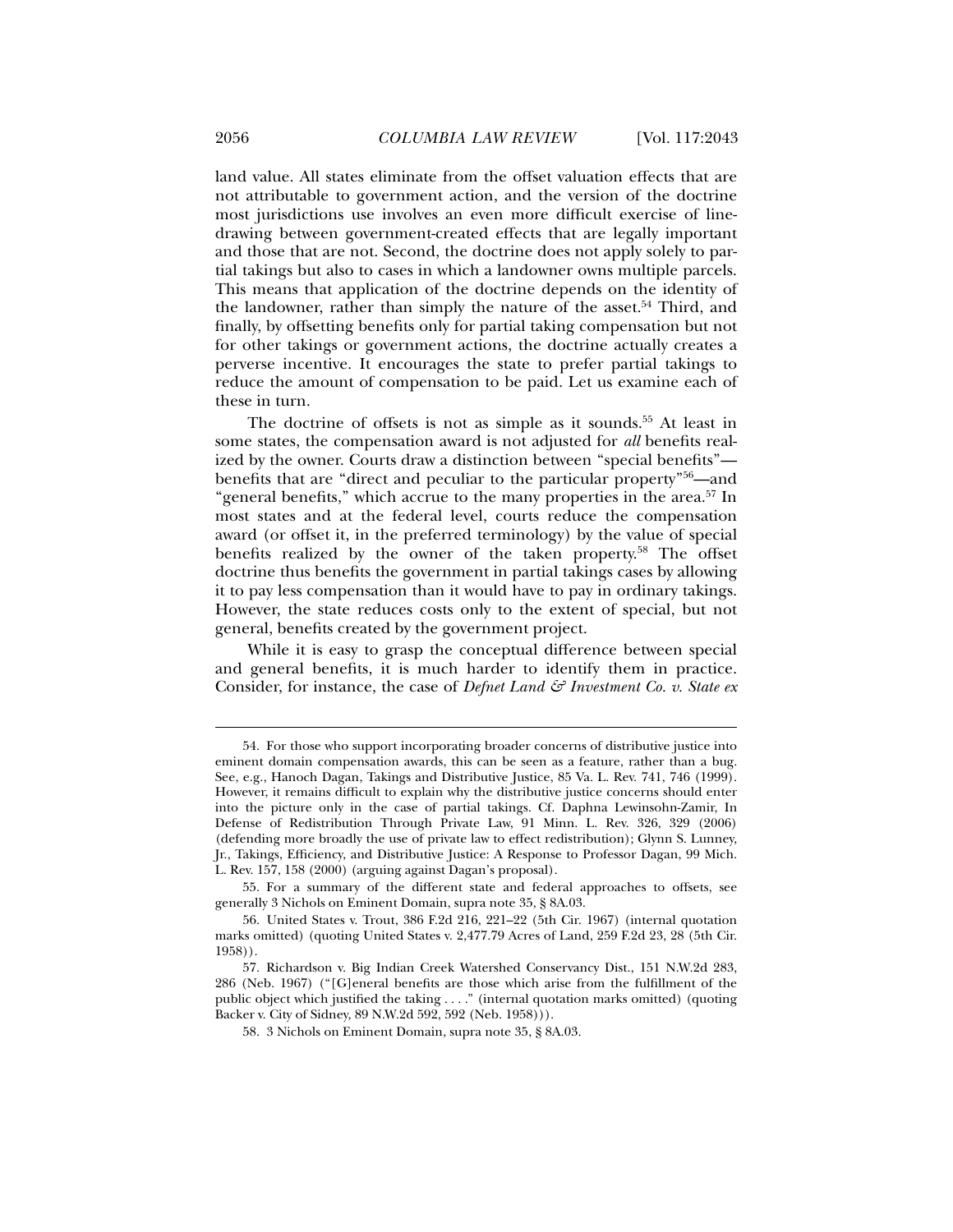land value. All states eliminate from the offset valuation effects that are not attributable to government action, and the version of the doctrine most jurisdictions use involves an even more difficult exercise of line-drawing between government-created effects that are legally important and those that are not. Second, the doctrine does not apply solely to partial takings but also to cases in which a landowner owns multiple parcels. This means that application of the doctrine depends on the identity of the landowner, rather than simply the nature of the asset.[54] Third, and finally, by offsetting benefits only for partial taking compensation but not for other takings or government actions, the doctrine actually creates a perverse incentive. It encourages the state to prefer partial takings to reduce the amount of compensation to be paid. Let us examine each of these in turn.

The doctrine of offsets is not as simple as it sounds.[55] At least in some states, the compensation award is not adjusted for *all* benefits realized by the owner. Courts draw a distinction between "special benefits"—benefits that are "direct and peculiar to the particular property"[56]—and "general benefits," which accrue to the many properties in the area.[57] In most states and at the federal level, courts reduce the compensation award (or offset it, in the preferred terminology) by the value of special benefits realized by the owner of the taken property.[58] The offset doctrine thus benefits the government in partial takings cases by allowing it to pay less compensation than it would have to pay in ordinary takings. However, the state reduces costs only to the extent of special, but not general, benefits created by the government project.

While it is easy to grasp the conceptual difference between special and general benefits, it is much harder to identify them in practice. Consider, for instance, the case of *Defnet Land & Investment Co. v. State ex*

---

54. For those who support incorporating broader concerns of distributive justice into eminent domain compensation awards, this can be seen as a feature, rather than a bug. See, e.g., Hanoch Dagan, Takings and Distributive Justice, 85 Va. L. Rev. 741, 746 (1999). However, it remains difficult to explain why the distributive justice concerns should enter into the picture only in the case of partial takings. Cf. Daphna Lewinsohn-Zamir, In Defense of Redistribution Through Private Law, 91 Minn. L. Rev. 326, 329 (2006) (defending more broadly the use of private law to effect redistribution); Glynn S. Lunney, Jr., Takings, Efficiency, and Distributive Justice: A Response to Professor Dagan, 99 Mich. L. Rev. 157, 158 (2000) (arguing against Dagan's proposal).

55. For a summary of the different state and federal approaches to offsets, see generally 3 Nichols on Eminent Domain, supra note 35, § 8A.03.

56. United States v. Trout, 386 F.2d 216, 221–22 (5th Cir. 1967) (internal quotation marks omitted) (quoting United States v. 2,477.79 Acres of Land, 259 F.2d 23, 28 (5th Cir. 1958)).

57. Richardson v. Big Indian Creek Watershed Conservancy Dist., 151 N.W.2d 283, 286 (Neb. 1967) ("[G]eneral benefits are those which arise from the fulfillment of the public object which justified the taking . . . ." (internal quotation marks omitted) (quoting Backer v. City of Sidney, 89 N.W.2d 592, 592 (Neb. 1958))).

58. 3 Nichols on Eminent Domain, supra note 35, § 8A.03.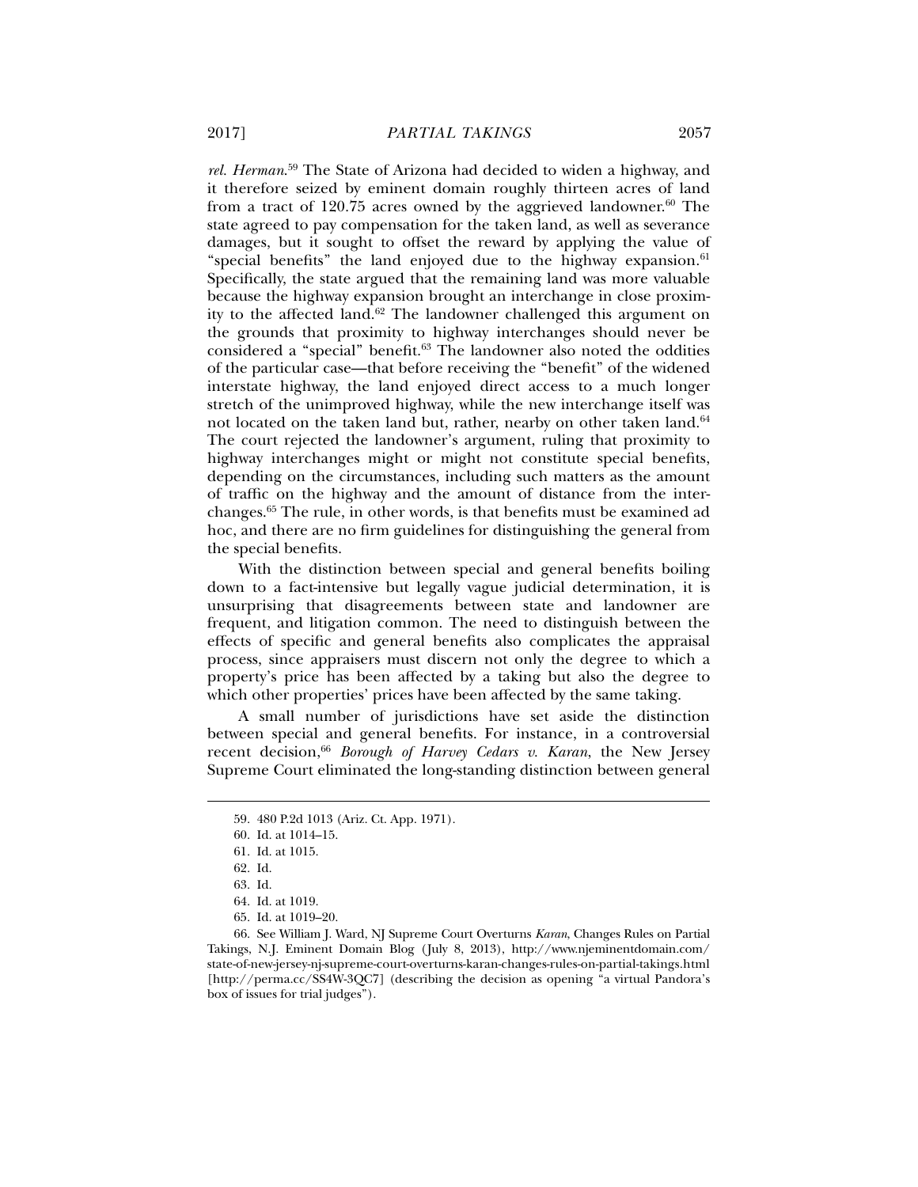*rel. Herman*.[59] The State of Arizona had decided to widen a highway, and it therefore seized by eminent domain roughly thirteen acres of land from a tract of 120.75 acres owned by the aggrieved landowner.[60] The state agreed to pay compensation for the taken land, as well as severance damages, but it sought to offset the reward by applying the value of "special benefits" the land enjoyed due to the highway expansion.[61] Specifically, the state argued that the remaining land was more valuable because the highway expansion brought an interchange in close proximity to the affected land.[62] The landowner challenged this argument on the grounds that proximity to highway interchanges should never be considered a "special" benefit.[63] The landowner also noted the oddities of the particular case—that before receiving the "benefit" of the widened interstate highway, the land enjoyed direct access to a much longer stretch of the unimproved highway, while the new interchange itself was not located on the taken land but, rather, nearby on other taken land.[64] The court rejected the landowner's argument, ruling that proximity to highway interchanges might or might not constitute special benefits, depending on the circumstances, including such matters as the amount of traffic on the highway and the amount of distance from the interchanges.[65] The rule, in other words, is that benefits must be examined ad hoc, and there are no firm guidelines for distinguishing the general from the special benefits.

With the distinction between special and general benefits boiling down to a fact-intensive but legally vague judicial determination, it is unsurprising that disagreements between state and landowner are frequent, and litigation common. The need to distinguish between the effects of specific and general benefits also complicates the appraisal process, since appraisers must discern not only the degree to which a property's price has been affected by a taking but also the degree to which other properties' prices have been affected by the same taking.

A small number of jurisdictions have set aside the distinction between special and general benefits. For instance, in a controversial recent decision,[66] *Borough of Harvey Cedars v. Karan*, the New Jersey Supreme Court eliminated the long-standing distinction between general

---

59. 480 P.2d 1013 (Ariz. Ct. App. 1971).

60. Id. at 1014–15.

61. Id. at 1015.

62. Id.

63. Id.

64. Id. at 1019.

65. Id. at 1019–20.

66. See William J. Ward, NJ Supreme Court Overturns *Karan*, Changes Rules on Partial Takings, N.J. Eminent Domain Blog (July 8, 2013), http://www.njeminentdomain.com/state-of-new-jersey-nj-supreme-court-overturns-karan-changes-rules-on-partial-takings.html [http://perma.cc/SS4W-3QC7] (describing the decision as opening "a virtual Pandora's box of issues for trial judges").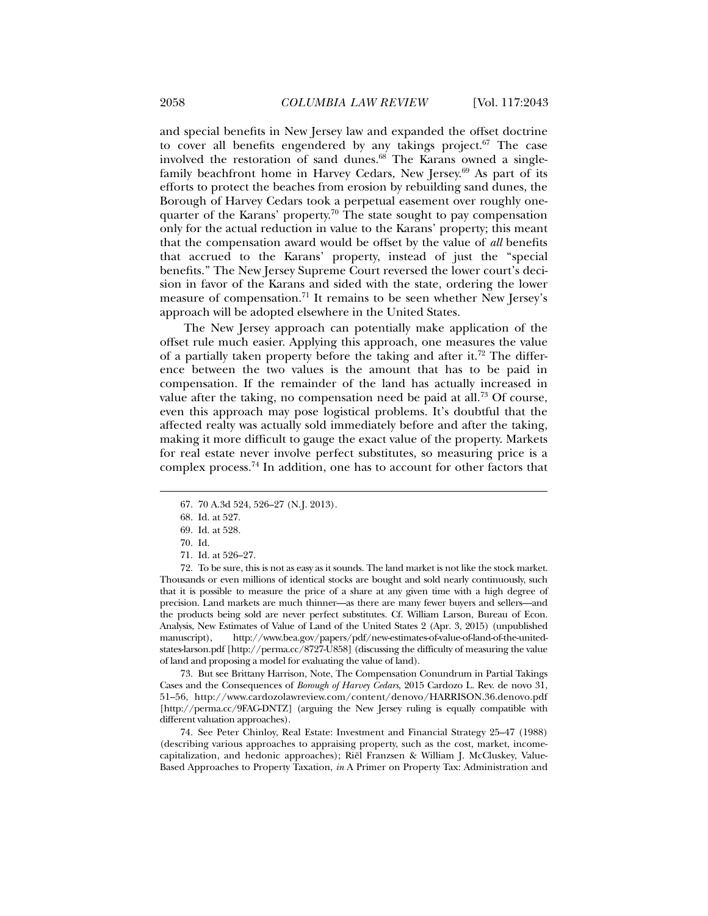and special benefits in New Jersey law and expanded the offset doctrine to cover all benefits engendered by any takings project.[67] The case involved the restoration of sand dunes.[68] The Karans owned a single-family beachfront home in Harvey Cedars, New Jersey.[69] As part of its efforts to protect the beaches from erosion by rebuilding sand dunes, the Borough of Harvey Cedars took a perpetual easement over roughly one-quarter of the Karans' property.[70] The state sought to pay compensation only for the actual reduction in value to the Karans' property; this meant that the compensation award would be offset by the value of *all* benefits that accrued to the Karans' property, instead of just the "special benefits." The New Jersey Supreme Court reversed the lower court's decision in favor of the Karans and sided with the state, ordering the lower measure of compensation.[71] It remains to be seen whether New Jersey's approach will be adopted elsewhere in the United States.

The New Jersey approach can potentially make application of the offset rule much easier. Applying this approach, one measures the value of a partially taken property before the taking and after it.[72] The difference between the two values is the amount that has to be paid in compensation. If the remainder of the land has actually increased in value after the taking, no compensation need be paid at all.[73] Of course, even this approach may pose logistical problems. It's doubtful that the affected realty was actually sold immediately before and after the taking, making it more difficult to gauge the exact value of the property. Markets for real estate never involve perfect substitutes, so measuring price is a complex process.[74] In addition, one has to account for other factors that

---

67. 70 A.3d 524, 526–27 (N.J. 2013).

68. Id. at 527.

69. Id. at 528.

70. Id.

71. Id. at 526–27.

72. To be sure, this is not as easy as it sounds. The land market is not like the stock market. Thousands or even millions of identical stocks are bought and sold nearly continuously, such that it is possible to measure the price of a share at any given time with a high degree of precision. Land markets are much thinner—as there are many fewer buyers and sellers—and the products being sold are never perfect substitutes. Cf. William Larson, Bureau of Econ. Analysis, New Estimates of Value of Land of the United States 2 (Apr. 3, 2015) (unpublished manuscript), http://www.bea.gov/papers/pdf/new-estimates-of-value-of-land-of-the-united-states-larson.pdf [http://perma.cc/8727-U858] (discussing the difficulty of measuring the value of land and proposing a model for evaluating the value of land).

73. But see Brittany Harrison, Note, The Compensation Conundrum in Partial Takings Cases and the Consequences of *Borough of Harvey Cedars*, 2015 Cardozo L. Rev. de novo 31, 51–56, http://www.cardozolawreview.com/content/denovo/HARRISON.36.denovo.pdf [http://perma.cc/9FAG-DNTZ] (arguing the New Jersey ruling is equally compatible with different valuation approaches).

74. See Peter Chinloy, Real Estate: Investment and Financial Strategy 25–47 (1988) (describing various approaches to appraising property, such as the cost, market, income-capitalization, and hedonic approaches); Riël Franzsen & William J. McCluskey, Value-Based Approaches to Property Taxation, *in* A Primer on Property Tax: Administration and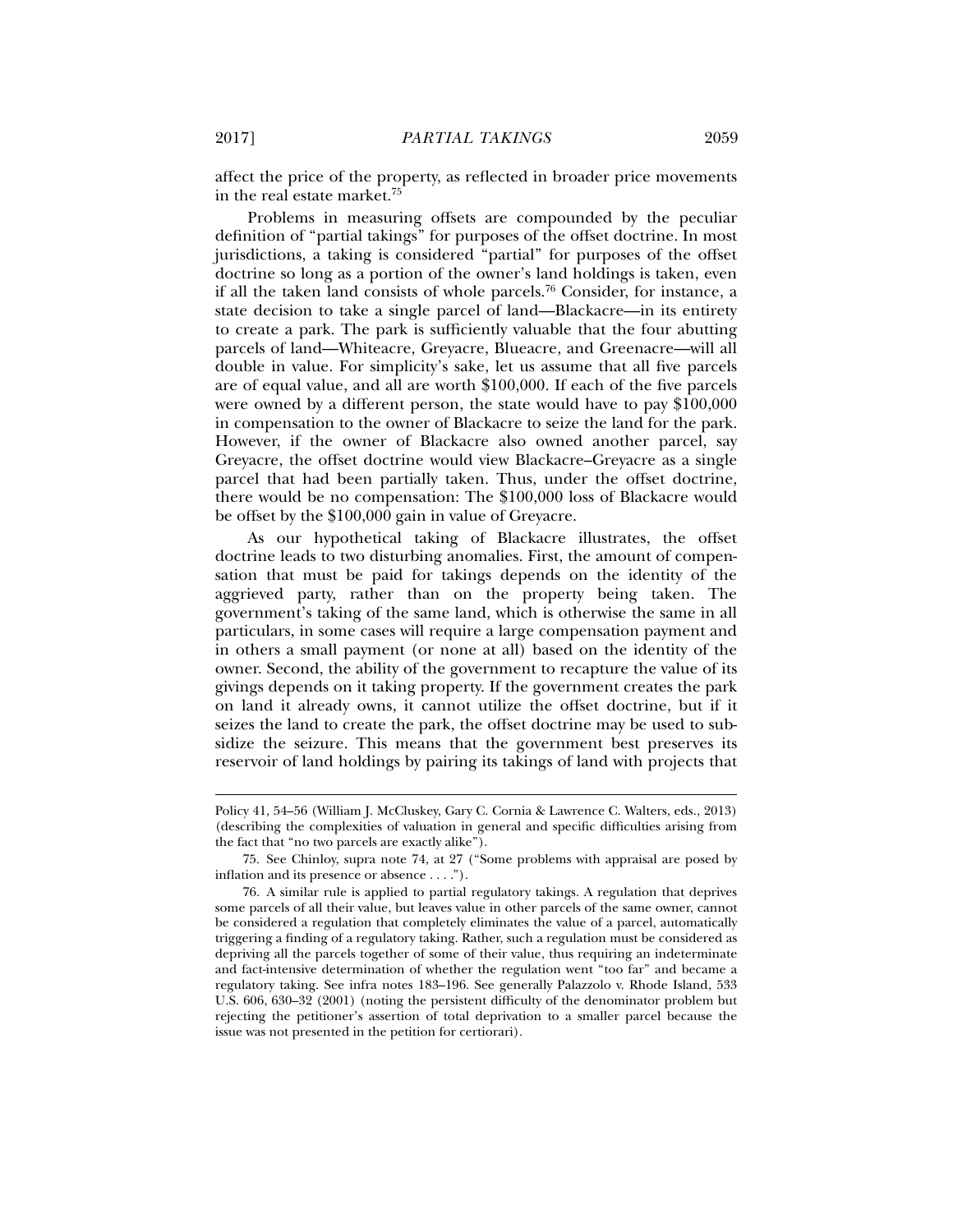affect the price of the property, as reflected in broader price movements in the real estate market.[75]

Problems in measuring offsets are compounded by the peculiar definition of "partial takings" for purposes of the offset doctrine. In most jurisdictions, a taking is considered "partial" for purposes of the offset doctrine so long as a portion of the owner's land holdings is taken, even if all the taken land consists of whole parcels.[76] Consider, for instance, a state decision to take a single parcel of land—Blackacre—in its entirety to create a park. The park is sufficiently valuable that the four abutting parcels of land—Whiteacre, Greyacre, Blueacre, and Greenacre—will all double in value. For simplicity's sake, let us assume that all five parcels are of equal value, and all are worth $100,000. If each of the five parcels were owned by a different person, the state would have to pay $100,000 in compensation to the owner of Blackacre to seize the land for the park. However, if the owner of Blackacre also owned another parcel, say Greyacre, the offset doctrine would view Blackacre–Greyacre as a single parcel that had been partially taken. Thus, under the offset doctrine, there would be no compensation: The $100,000 loss of Blackacre would be offset by the $100,000 gain in value of Greyacre.

As our hypothetical taking of Blackacre illustrates, the offset doctrine leads to two disturbing anomalies. First, the amount of compensation that must be paid for takings depends on the identity of the aggrieved party, rather than on the property being taken. The government's taking of the same land, which is otherwise the same in all particulars, in some cases will require a large compensation payment and in others a small payment (or none at all) based on the identity of the owner. Second, the ability of the government to recapture the value of its givings depends on it taking property. If the government creates the park on land it already owns, it cannot utilize the offset doctrine, but if it seizes the land to create the park, the offset doctrine may be used to subsidize the seizure. This means that the government best preserves its reservoir of land holdings by pairing its takings of land with projects that

---

Policy 41, 54–56 (William J. McCluskey, Gary C. Cornia & Lawrence C. Walters, eds., 2013) (describing the complexities of valuation in general and specific difficulties arising from the fact that "no two parcels are exactly alike").

75. See Chinloy, supra note 74, at 27 ("Some problems with appraisal are posed by inflation and its presence or absence . . . .").

76. A similar rule is applied to partial regulatory takings. A regulation that deprives some parcels of all their value, but leaves value in other parcels of the same owner, cannot be considered a regulation that completely eliminates the value of a parcel, automatically triggering a finding of a regulatory taking. Rather, such a regulation must be considered as depriving all the parcels together of some of their value, thus requiring an indeterminate and fact-intensive determination of whether the regulation went "too far" and became a regulatory taking. See infra notes 183–196. See generally Palazzolo v. Rhode Island, 533 U.S. 606, 630–32 (2001) (noting the persistent difficulty of the denominator problem but rejecting the petitioner's assertion of total deprivation to a smaller parcel because the issue was not presented in the petition for certiorari).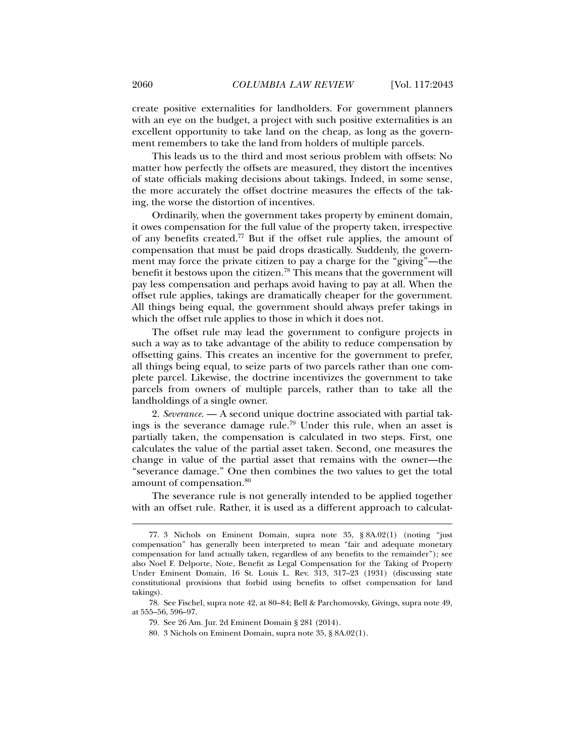create positive externalities for landholders. For government planners with an eye on the budget, a project with such positive externalities is an excellent opportunity to take land on the cheap, as long as the government remembers to take the land from holders of multiple parcels.

This leads us to the third and most serious problem with offsets: No matter how perfectly the offsets are measured, they distort the incentives of state officials making decisions about takings. Indeed, in some sense, the more accurately the offset doctrine measures the effects of the taking, the worse the distortion of incentives.

Ordinarily, when the government takes property by eminent domain, it owes compensation for the full value of the property taken, irrespective of any benefits created.[77] But if the offset rule applies, the amount of compensation that must be paid drops drastically. Suddenly, the government may force the private citizen to pay a charge for the "giving"—the benefit it bestows upon the citizen.[78] This means that the government will pay less compensation and perhaps avoid having to pay at all. When the offset rule applies, takings are dramatically cheaper for the government. All things being equal, the government should always prefer takings in which the offset rule applies to those in which it does not.

The offset rule may lead the government to configure projects in such a way as to take advantage of the ability to reduce compensation by offsetting gains. This creates an incentive for the government to prefer, all things being equal, to seize parts of two parcels rather than one complete parcel. Likewise, the doctrine incentivizes the government to take parcels from owners of multiple parcels, rather than to take all the landholdings of a single owner.

2. *Severance.* — A second unique doctrine associated with partial takings is the severance damage rule.[79] Under this rule, when an asset is partially taken, the compensation is calculated in two steps. First, one calculates the value of the partial asset taken. Second, one measures the change in value of the partial asset that remains with the owner—the "severance damage." One then combines the two values to get the total amount of compensation.[80]

The severance rule is not generally intended to be applied together with an offset rule. Rather, it is used as a different approach to calculat-

---

77. 3 Nichols on Eminent Domain, supra note 35, § 8A.02(1) (noting "just compensation" has generally been interpreted to mean "fair and adequate monetary compensation for land actually taken, regardless of any benefits to the remainder"); see also Noel F. Delporte, Note, Benefit as Legal Compensation for the Taking of Property Under Eminent Domain, 16 St. Louis L. Rev. 313, 317–23 (1931) (discussing state constitutional provisions that forbid using benefits to offset compensation for land takings).

78. See Fischel, supra note 42, at 80–84; Bell & Parchomovsky, Givings, supra note 49, at 555–56, 596–97.

79. See 26 Am. Jur. 2d Eminent Domain § 281 (2014).

80. 3 Nichols on Eminent Domain, supra note 35, § 8A.02(1).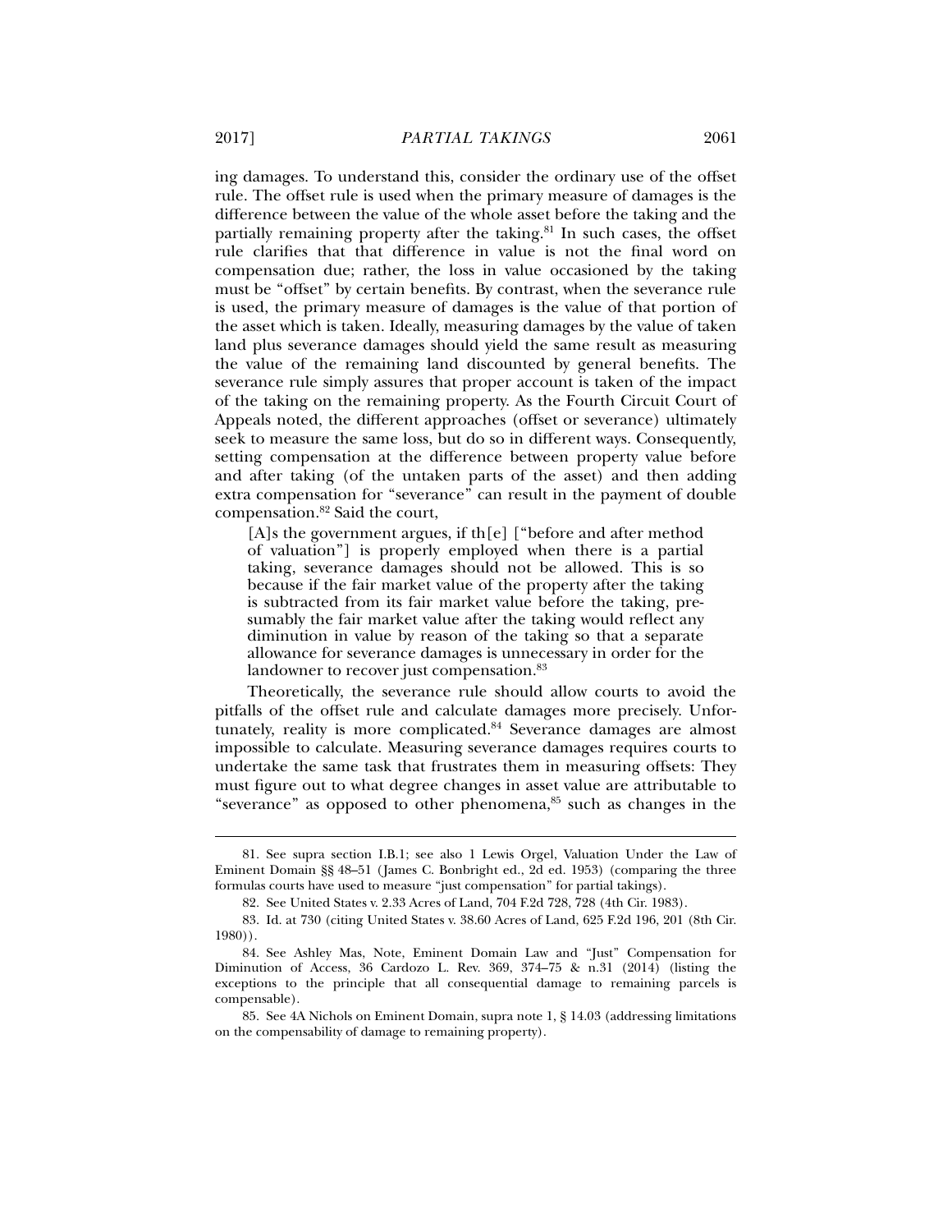ing damages. To understand this, consider the ordinary use of the offset rule. The offset rule is used when the primary measure of damages is the difference between the value of the whole asset before the taking and the partially remaining property after the taking.[81] In such cases, the offset rule clarifies that that difference in value is not the final word on compensation due; rather, the loss in value occasioned by the taking must be "offset" by certain benefits. By contrast, when the severance rule is used, the primary measure of damages is the value of that portion of the asset which is taken. Ideally, measuring damages by the value of taken land plus severance damages should yield the same result as measuring the value of the remaining land discounted by general benefits. The severance rule simply assures that proper account is taken of the impact of the taking on the remaining property. As the Fourth Circuit Court of Appeals noted, the different approaches (offset or severance) ultimately seek to measure the same loss, but do so in different ways. Consequently, setting compensation at the difference between property value before and after taking (of the untaken parts of the asset) and then adding extra compensation for "severance" can result in the payment of double compensation.[82] Said the court,

> [A]s the government argues, if th[e] ["before and after method of valuation"] is properly employed when there is a partial taking, severance damages should not be allowed. This is so because if the fair market value of the property after the taking is subtracted from its fair market value before the taking, presumably the fair market value after the taking would reflect any diminution in value by reason of the taking so that a separate allowance for severance damages is unnecessary in order for the landowner to recover just compensation.[83]

Theoretically, the severance rule should allow courts to avoid the pitfalls of the offset rule and calculate damages more precisely. Unfortunately, reality is more complicated.[84] Severance damages are almost impossible to calculate. Measuring severance damages requires courts to undertake the same task that frustrates them in measuring offsets: They must figure out to what degree changes in asset value are attributable to "severance" as opposed to other phenomena,[85] such as changes in the

---

81. See supra section I.B.1; see also 1 Lewis Orgel, Valuation Under the Law of Eminent Domain §§ 48–51 (James C. Bonbright ed., 2d ed. 1953) (comparing the three formulas courts have used to measure "just compensation" for partial takings).

82. See United States v. 2.33 Acres of Land, 704 F.2d 728, 728 (4th Cir. 1983).

83. Id. at 730 (citing United States v. 38.60 Acres of Land, 625 F.2d 196, 201 (8th Cir. 1980)).

84. See Ashley Mas, Note, Eminent Domain Law and "Just" Compensation for Diminution of Access, 36 Cardozo L. Rev. 369, 374–75 & n.31 (2014) (listing the exceptions to the principle that all consequential damage to remaining parcels is compensable).

85. See 4A Nichols on Eminent Domain, supra note 1, § 14.03 (addressing limitations on the compensability of damage to remaining property).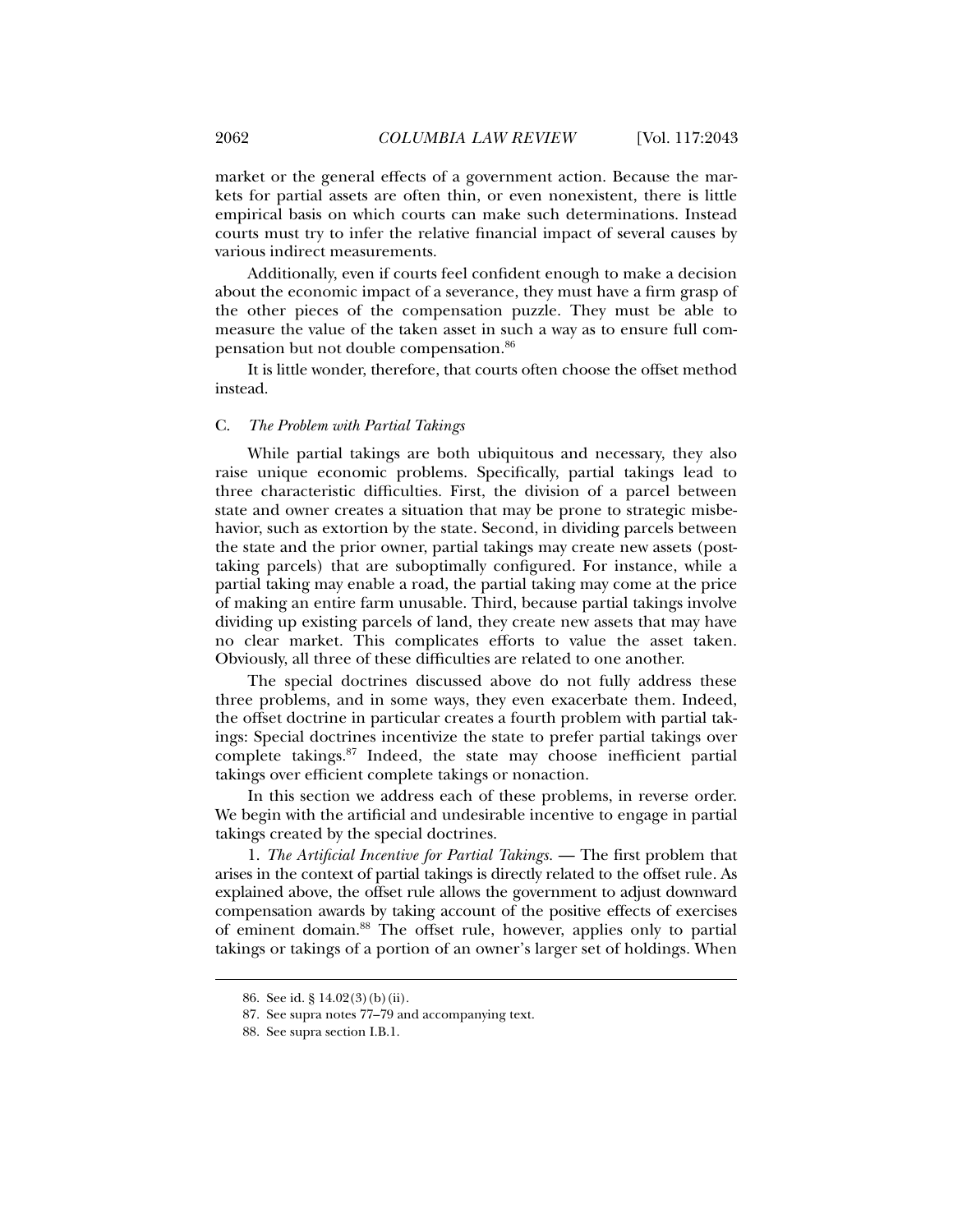market or the general effects of a government action. Because the markets for partial assets are often thin, or even nonexistent, there is little empirical basis on which courts can make such determinations. Instead courts must try to infer the relative financial impact of several causes by various indirect measurements.

Additionally, even if courts feel confident enough to make a decision about the economic impact of a severance, they must have a firm grasp of the other pieces of the compensation puzzle. They must be able to measure the value of the taken asset in such a way as to ensure full compensation but not double compensation.[86]

It is little wonder, therefore, that courts often choose the offset method instead.

### C. *The Problem with Partial Takings*

While partial takings are both ubiquitous and necessary, they also raise unique economic problems. Specifically, partial takings lead to three characteristic difficulties. First, the division of a parcel between state and owner creates a situation that may be prone to strategic misbehavior, such as extortion by the state. Second, in dividing parcels between the state and the prior owner, partial takings may create new assets (post-taking parcels) that are suboptimally configured. For instance, while a partial taking may enable a road, the partial taking may come at the price of making an entire farm unusable. Third, because partial takings involve dividing up existing parcels of land, they create new assets that may have no clear market. This complicates efforts to value the asset taken. Obviously, all three of these difficulties are related to one another.

The special doctrines discussed above do not fully address these three problems, and in some ways, they even exacerbate them. Indeed, the offset doctrine in particular creates a fourth problem with partial takings: Special doctrines incentivize the state to prefer partial takings over complete takings.[87] Indeed, the state may choose inefficient partial takings over efficient complete takings or nonaction.

In this section we address each of these problems, in reverse order. We begin with the artificial and undesirable incentive to engage in partial takings created by the special doctrines.

1. *The Artificial Incentive for Partial Takings.* — The first problem that arises in the context of partial takings is directly related to the offset rule. As explained above, the offset rule allows the government to adjust downward compensation awards by taking account of the positive effects of exercises of eminent domain.[88] The offset rule, however, applies only to partial takings or takings of a portion of an owner's larger set of holdings. When

86. See id. § 14.02(3)(b)(ii).

87. See supra notes 77–79 and accompanying text.

88. See supra section I.B.1.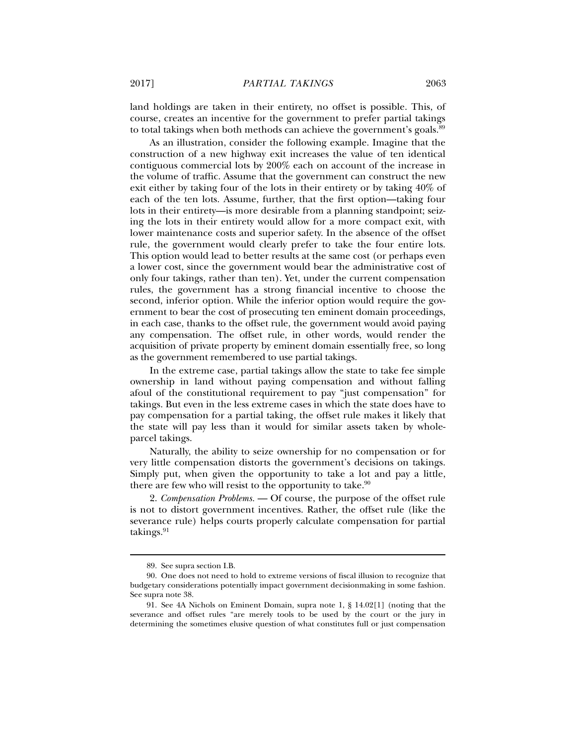land holdings are taken in their entirety, no offset is possible. This, of course, creates an incentive for the government to prefer partial takings to total takings when both methods can achieve the government's goals.[89]

As an illustration, consider the following example. Imagine that the construction of a new highway exit increases the value of ten identical contiguous commercial lots by 200% each on account of the increase in the volume of traffic. Assume that the government can construct the new exit either by taking four of the lots in their entirety or by taking 40% of each of the ten lots. Assume, further, that the first option—taking four lots in their entirety—is more desirable from a planning standpoint; seizing the lots in their entirety would allow for a more compact exit, with lower maintenance costs and superior safety. In the absence of the offset rule, the government would clearly prefer to take the four entire lots. This option would lead to better results at the same cost (or perhaps even a lower cost, since the government would bear the administrative cost of only four takings, rather than ten). Yet, under the current compensation rules, the government has a strong financial incentive to choose the second, inferior option. While the inferior option would require the government to bear the cost of prosecuting ten eminent domain proceedings, in each case, thanks to the offset rule, the government would avoid paying any compensation. The offset rule, in other words, would render the acquisition of private property by eminent domain essentially free, so long as the government remembered to use partial takings.

In the extreme case, partial takings allow the state to take fee simple ownership in land without paying compensation and without falling afoul of the constitutional requirement to pay "just compensation" for takings. But even in the less extreme cases in which the state does have to pay compensation for a partial taking, the offset rule makes it likely that the state will pay less than it would for similar assets taken by whole-parcel takings.

Naturally, the ability to seize ownership for no compensation or for very little compensation distorts the government's decisions on takings. Simply put, when given the opportunity to take a lot and pay a little, there are few who will resist to the opportunity to take.[90]

2. *Compensation Problems.* — Of course, the purpose of the offset rule is not to distort government incentives. Rather, the offset rule (like the severance rule) helps courts properly calculate compensation for partial takings.[91]

---

89. See supra section I.B.

90. One does not need to hold to extreme versions of fiscal illusion to recognize that budgetary considerations potentially impact government decisionmaking in some fashion. See supra note 38.

91. See 4A Nichols on Eminent Domain, supra note 1, § 14.02[1] (noting that the severance and offset rules "are merely tools to be used by the court or the jury in determining the sometimes elusive question of what constitutes full or just compensation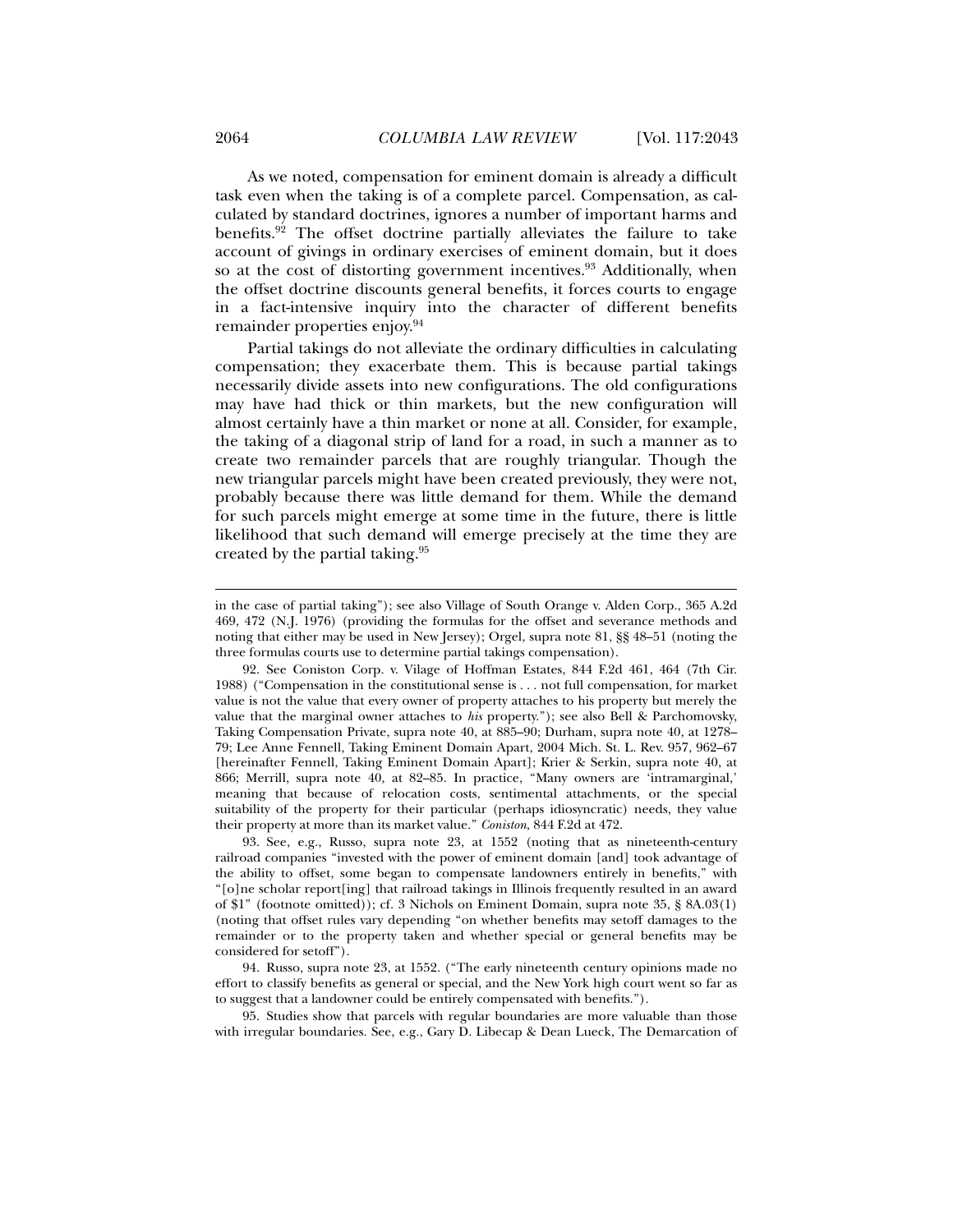As we noted, compensation for eminent domain is already a difficult task even when the taking is of a complete parcel. Compensation, as calculated by standard doctrines, ignores a number of important harms and benefits.[92] The offset doctrine partially alleviates the failure to take account of givings in ordinary exercises of eminent domain, but it does so at the cost of distorting government incentives.[93] Additionally, when the offset doctrine discounts general benefits, it forces courts to engage in a fact-intensive inquiry into the character of different benefits remainder properties enjoy.[94]

Partial takings do not alleviate the ordinary difficulties in calculating compensation; they exacerbate them. This is because partial takings necessarily divide assets into new configurations. The old configurations may have had thick or thin markets, but the new configuration will almost certainly have a thin market or none at all. Consider, for example, the taking of a diagonal strip of land for a road, in such a manner as to create two remainder parcels that are roughly triangular. Though the new triangular parcels might have been created previously, they were not, probably because there was little demand for them. While the demand for such parcels might emerge at some time in the future, there is little likelihood that such demand will emerge precisely at the time they are created by the partial taking.[95]

---

in the case of partial taking"); see also Village of South Orange v. Alden Corp., 365 A.2d 469, 472 (N.J. 1976) (providing the formulas for the offset and severance methods and noting that either may be used in New Jersey); Orgel, supra note 81, §§ 48–51 (noting the three formulas courts use to determine partial takings compensation).

92. See Coniston Corp. v. Vilage of Hoffman Estates, 844 F.2d 461, 464 (7th Cir. 1988) ("Compensation in the constitutional sense is . . . not full compensation, for market value is not the value that every owner of property attaches to his property but merely the value that the marginal owner attaches to *his* property."); see also Bell & Parchomovsky, Taking Compensation Private, supra note 40, at 885–90; Durham, supra note 40, at 1278–79; Lee Anne Fennell, Taking Eminent Domain Apart, 2004 Mich. St. L. Rev. 957, 962–67 [hereinafter Fennell, Taking Eminent Domain Apart]; Krier & Serkin, supra note 40, at 866; Merrill, supra note 40, at 82–85. In practice, "Many owners are 'intramarginal,' meaning that because of relocation costs, sentimental attachments, or the special suitability of the property for their particular (perhaps idiosyncratic) needs, they value their property at more than its market value." *Coniston*, 844 F.2d at 472.

93. See, e.g., Russo, supra note 23, at 1552 (noting that as nineteenth-century railroad companies "invested with the power of eminent domain [and] took advantage of the ability to offset, some began to compensate landowners entirely in benefits," with "[o]ne scholar report[ing] that railroad takings in Illinois frequently resulted in an award of $1" (footnote omitted)); cf. 3 Nichols on Eminent Domain, supra note 35, § 8A.03(1) (noting that offset rules vary depending "on whether benefits may setoff damages to the remainder or to the property taken and whether special or general benefits may be considered for setoff").

94. Russo, supra note 23, at 1552. ("The early nineteenth century opinions made no effort to classify benefits as general or special, and the New York high court went so far as to suggest that a landowner could be entirely compensated with benefits.").

95. Studies show that parcels with regular boundaries are more valuable than those with irregular boundaries. See, e.g., Gary D. Libecap & Dean Lueck, The Demarcation of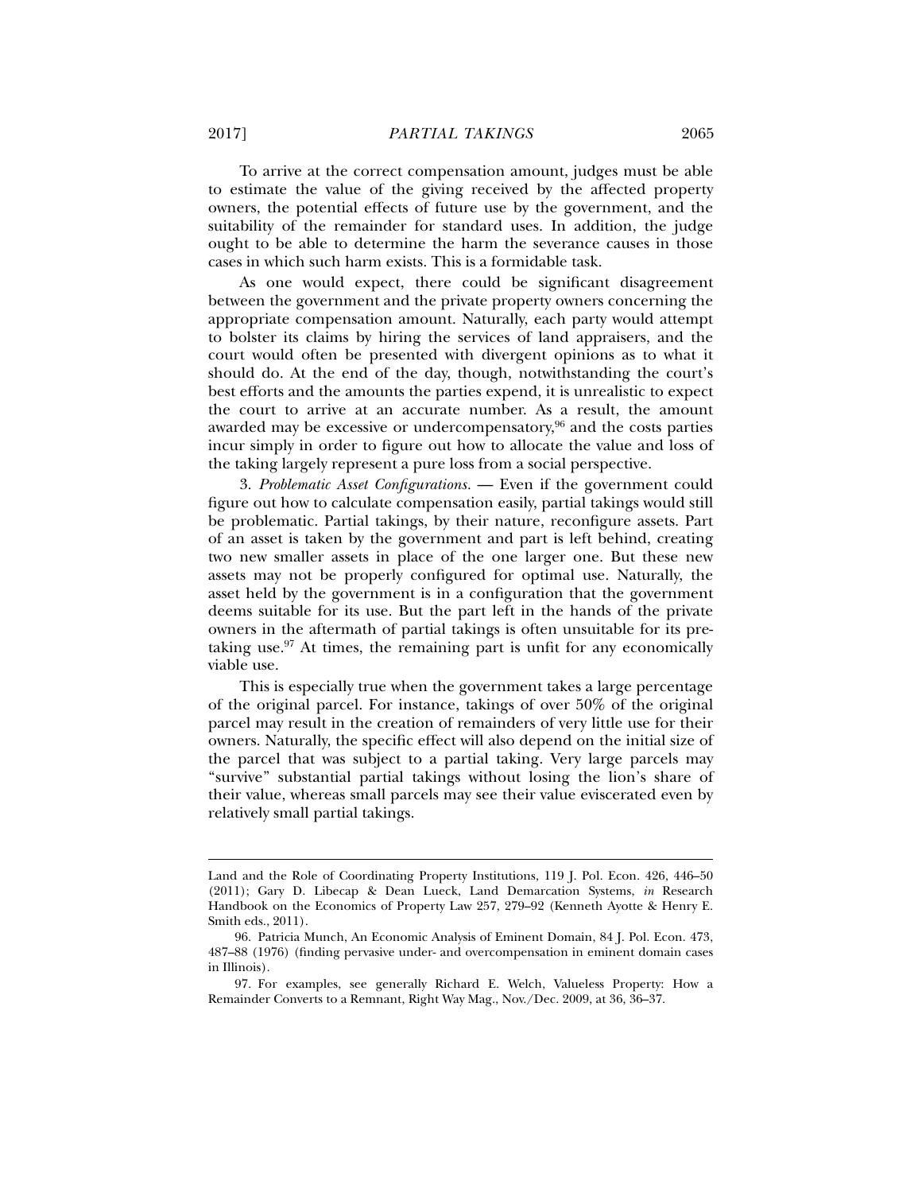To arrive at the correct compensation amount, judges must be able to estimate the value of the giving received by the affected property owners, the potential effects of future use by the government, and the suitability of the remainder for standard uses. In addition, the judge ought to be able to determine the harm the severance causes in those cases in which such harm exists. This is a formidable task.

As one would expect, there could be significant disagreement between the government and the private property owners concerning the appropriate compensation amount. Naturally, each party would attempt to bolster its claims by hiring the services of land appraisers, and the court would often be presented with divergent opinions as to what it should do. At the end of the day, though, notwithstanding the court's best efforts and the amounts the parties expend, it is unrealistic to expect the court to arrive at an accurate number. As a result, the amount awarded may be excessive or undercompensatory,[96] and the costs parties incur simply in order to figure out how to allocate the value and loss of the taking largely represent a pure loss from a social perspective.

3. *Problematic Asset Configurations.* — Even if the government could figure out how to calculate compensation easily, partial takings would still be problematic. Partial takings, by their nature, reconfigure assets. Part of an asset is taken by the government and part is left behind, creating two new smaller assets in place of the one larger one. But these new assets may not be properly configured for optimal use. Naturally, the asset held by the government is in a configuration that the government deems suitable for its use. But the part left in the hands of the private owners in the aftermath of partial takings is often unsuitable for its pre-taking use.[97] At times, the remaining part is unfit for any economically viable use.

This is especially true when the government takes a large percentage of the original parcel. For instance, takings of over 50% of the original parcel may result in the creation of remainders of very little use for their owners. Naturally, the specific effect will also depend on the initial size of the parcel that was subject to a partial taking. Very large parcels may "survive" substantial partial takings without losing the lion's share of their value, whereas small parcels may see their value eviscerated even by relatively small partial takings.

---

Land and the Role of Coordinating Property Institutions, 119 J. Pol. Econ. 426, 446–50 (2011); Gary D. Libecap & Dean Lueck, Land Demarcation Systems, *in* Research Handbook on the Economics of Property Law 257, 279–92 (Kenneth Ayotte & Henry E. Smith eds., 2011).

96. Patricia Munch, An Economic Analysis of Eminent Domain, 84 J. Pol. Econ. 473, 487–88 (1976) (finding pervasive under- and overcompensation in eminent domain cases in Illinois).

97. For examples, see generally Richard E. Welch, Valueless Property: How a Remainder Converts to a Remnant, Right Way Mag., Nov./Dec. 2009, at 36, 36–37.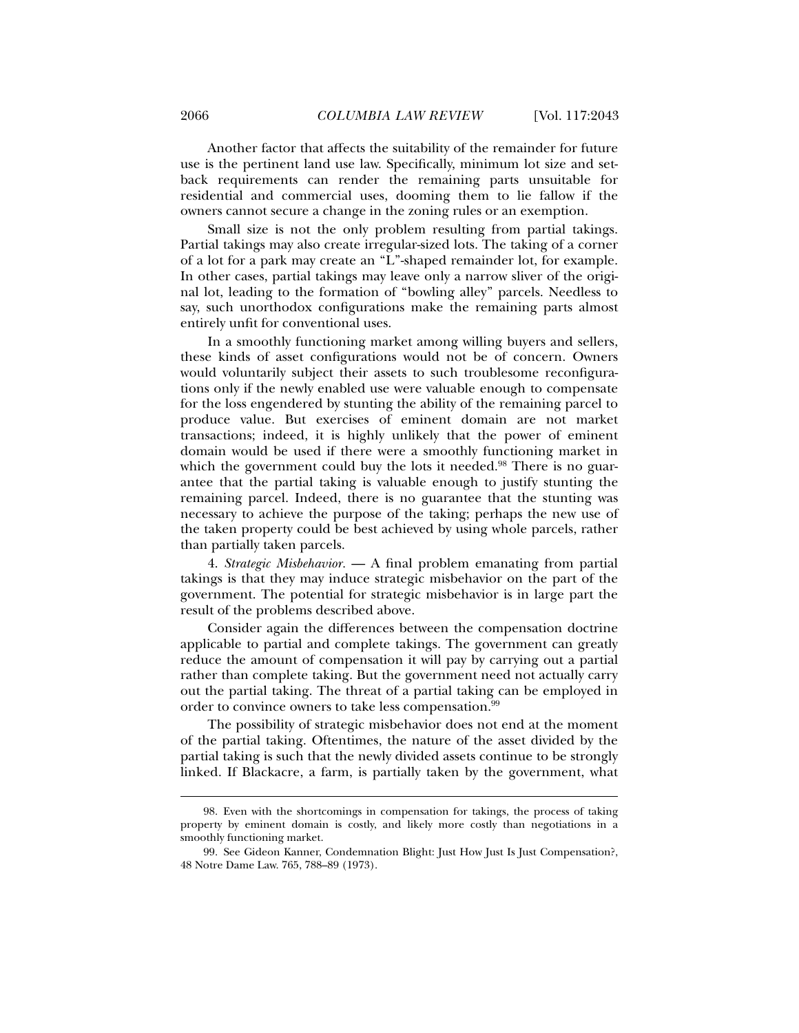Another factor that affects the suitability of the remainder for future use is the pertinent land use law. Specifically, minimum lot size and setback requirements can render the remaining parts unsuitable for residential and commercial uses, dooming them to lie fallow if the owners cannot secure a change in the zoning rules or an exemption.

Small size is not the only problem resulting from partial takings. Partial takings may also create irregular-sized lots. The taking of a corner of a lot for a park may create an "L"-shaped remainder lot, for example. In other cases, partial takings may leave only a narrow sliver of the original lot, leading to the formation of "bowling alley" parcels. Needless to say, such unorthodox configurations make the remaining parts almost entirely unfit for conventional uses.

In a smoothly functioning market among willing buyers and sellers, these kinds of asset configurations would not be of concern. Owners would voluntarily subject their assets to such troublesome reconfigurations only if the newly enabled use were valuable enough to compensate for the loss engendered by stunting the ability of the remaining parcel to produce value. But exercises of eminent domain are not market transactions; indeed, it is highly unlikely that the power of eminent domain would be used if there were a smoothly functioning market in which the government could buy the lots it needed.[98] There is no guarantee that the partial taking is valuable enough to justify stunting the remaining parcel. Indeed, there is no guarantee that the stunting was necessary to achieve the purpose of the taking; perhaps the new use of the taken property could be best achieved by using whole parcels, rather than partially taken parcels.

4. *Strategic Misbehavior.* — A final problem emanating from partial takings is that they may induce strategic misbehavior on the part of the government. The potential for strategic misbehavior is in large part the result of the problems described above.

Consider again the differences between the compensation doctrine applicable to partial and complete takings. The government can greatly reduce the amount of compensation it will pay by carrying out a partial rather than complete taking. But the government need not actually carry out the partial taking. The threat of a partial taking can be employed in order to convince owners to take less compensation.[99]

The possibility of strategic misbehavior does not end at the moment of the partial taking. Oftentimes, the nature of the asset divided by the partial taking is such that the newly divided assets continue to be strongly linked. If Blackacre, a farm, is partially taken by the government, what

---

98. Even with the shortcomings in compensation for takings, the process of taking property by eminent domain is costly, and likely more costly than negotiations in a smoothly functioning market.

99. See Gideon Kanner, Condemnation Blight: Just How Just Is Just Compensation?, 48 Notre Dame Law. 765, 788–89 (1973).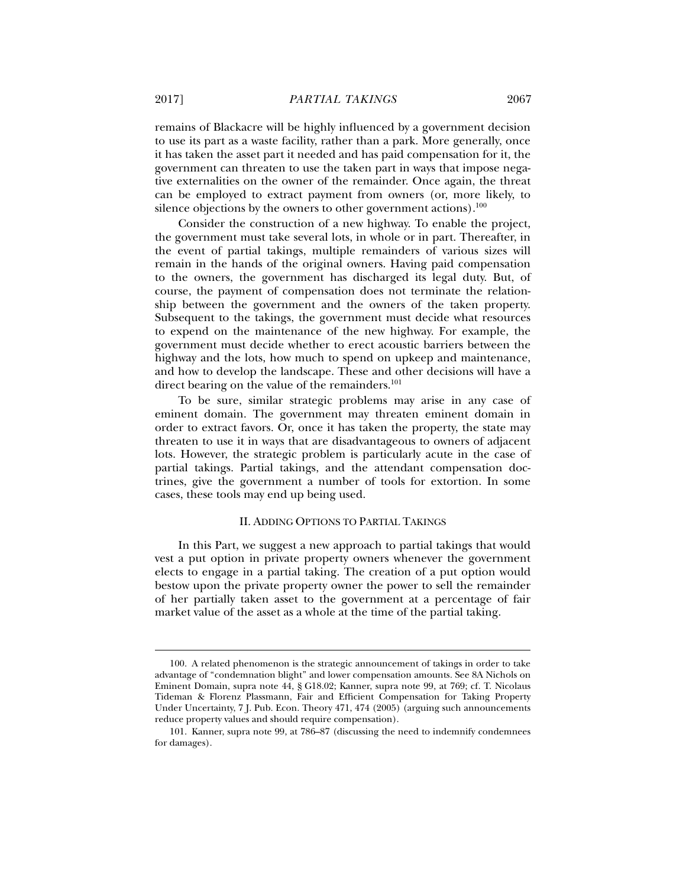remains of Blackacre will be highly influenced by a government decision to use its part as a waste facility, rather than a park. More generally, once it has taken the asset part it needed and has paid compensation for it, the government can threaten to use the taken part in ways that impose negative externalities on the owner of the remainder. Once again, the threat can be employed to extract payment from owners (or, more likely, to silence objections by the owners to other government actions).[100]

Consider the construction of a new highway. To enable the project, the government must take several lots, in whole or in part. Thereafter, in the event of partial takings, multiple remainders of various sizes will remain in the hands of the original owners. Having paid compensation to the owners, the government has discharged its legal duty. But, of course, the payment of compensation does not terminate the relationship between the government and the owners of the taken property. Subsequent to the takings, the government must decide what resources to expend on the maintenance of the new highway. For example, the government must decide whether to erect acoustic barriers between the highway and the lots, how much to spend on upkeep and maintenance, and how to develop the landscape. These and other decisions will have a direct bearing on the value of the remainders.[101]

To be sure, similar strategic problems may arise in any case of eminent domain. The government may threaten eminent domain in order to extract favors. Or, once it has taken the property, the state may threaten to use it in ways that are disadvantageous to owners of adjacent lots. However, the strategic problem is particularly acute in the case of partial takings. Partial takings, and the attendant compensation doctrines, give the government a number of tools for extortion. In some cases, these tools may end up being used.

## II. Adding Options to Partial Takings

In this Part, we suggest a new approach to partial takings that would vest a put option in private property owners whenever the government elects to engage in a partial taking. The creation of a put option would bestow upon the private property owner the power to sell the remainder of her partially taken asset to the government at a percentage of fair market value of the asset as a whole at the time of the partial taking.

---

100. A related phenomenon is the strategic announcement of takings in order to take advantage of "condemnation blight" and lower compensation amounts. See 8A Nichols on Eminent Domain, supra note 44, § G18.02; Kanner, supra note 99, at 769; cf. T. Nicolaus Tideman & Florenz Plassmann, Fair and Efficient Compensation for Taking Property Under Uncertainty, 7 J. Pub. Econ. Theory 471, 474 (2005) (arguing such announcements reduce property values and should require compensation).

101. Kanner, supra note 99, at 786–87 (discussing the need to indemnify condemnees for damages).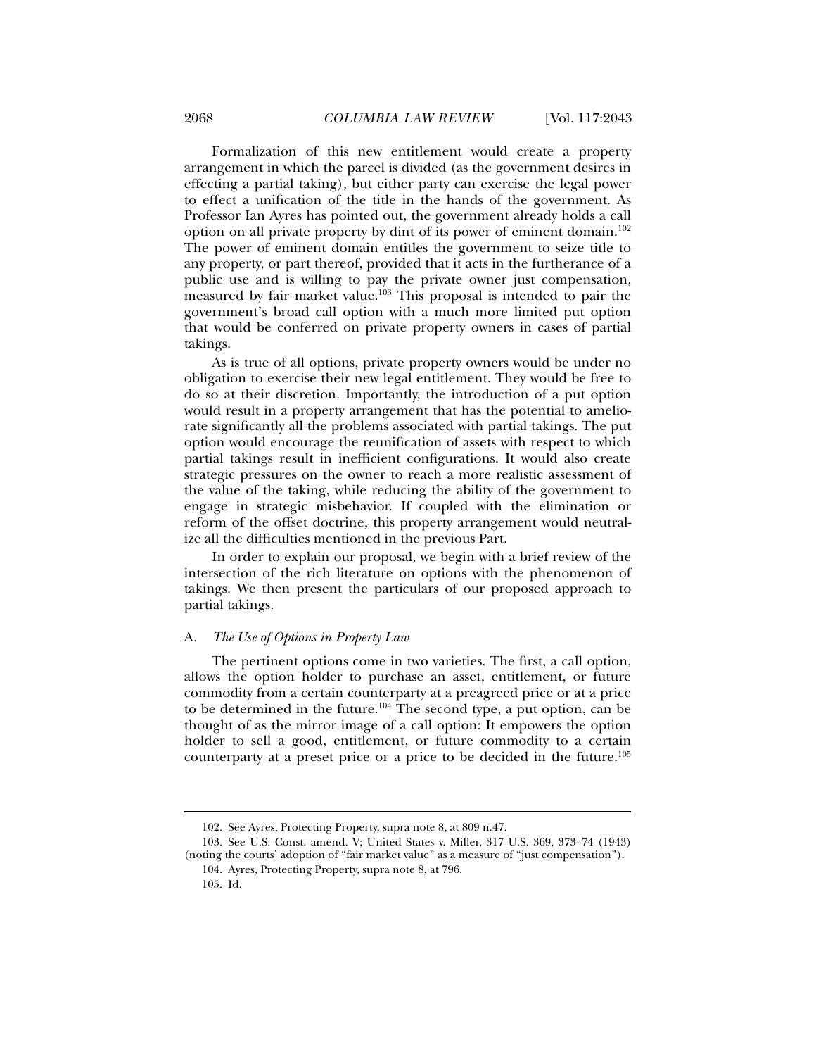Formalization of this new entitlement would create a property arrangement in which the parcel is divided (as the government desires in effecting a partial taking), but either party can exercise the legal power to effect a unification of the title in the hands of the government. As Professor Ian Ayres has pointed out, the government already holds a call option on all private property by dint of its power of eminent domain.[102] The power of eminent domain entitles the government to seize title to any property, or part thereof, provided that it acts in the furtherance of a public use and is willing to pay the private owner just compensation, measured by fair market value.[103] This proposal is intended to pair the government's broad call option with a much more limited put option that would be conferred on private property owners in cases of partial takings.

As is true of all options, private property owners would be under no obligation to exercise their new legal entitlement. They would be free to do so at their discretion. Importantly, the introduction of a put option would result in a property arrangement that has the potential to ameliorate significantly all the problems associated with partial takings. The put option would encourage the reunification of assets with respect to which partial takings result in inefficient configurations. It would also create strategic pressures on the owner to reach a more realistic assessment of the value of the taking, while reducing the ability of the government to engage in strategic misbehavior. If coupled with the elimination or reform of the offset doctrine, this property arrangement would neutralize all the difficulties mentioned in the previous Part.

In order to explain our proposal, we begin with a brief review of the intersection of the rich literature on options with the phenomenon of takings. We then present the particulars of our proposed approach to partial takings.

### A. *The Use of Options in Property Law*

The pertinent options come in two varieties. The first, a call option, allows the option holder to purchase an asset, entitlement, or future commodity from a certain counterparty at a preagreed price or at a price to be determined in the future.[104] The second type, a put option, can be thought of as the mirror image of a call option: It empowers the option holder to sell a good, entitlement, or future commodity to a certain counterparty at a preset price or a price to be decided in the future.[105]

---

102. See Ayres, Protecting Property, supra note 8, at 809 n.47.

103. See U.S. Const. amend. V; United States v. Miller, 317 U.S. 369, 373–74 (1943) (noting the courts' adoption of "fair market value" as a measure of "just compensation").

104. Ayres, Protecting Property, supra note 8, at 796.

105. Id.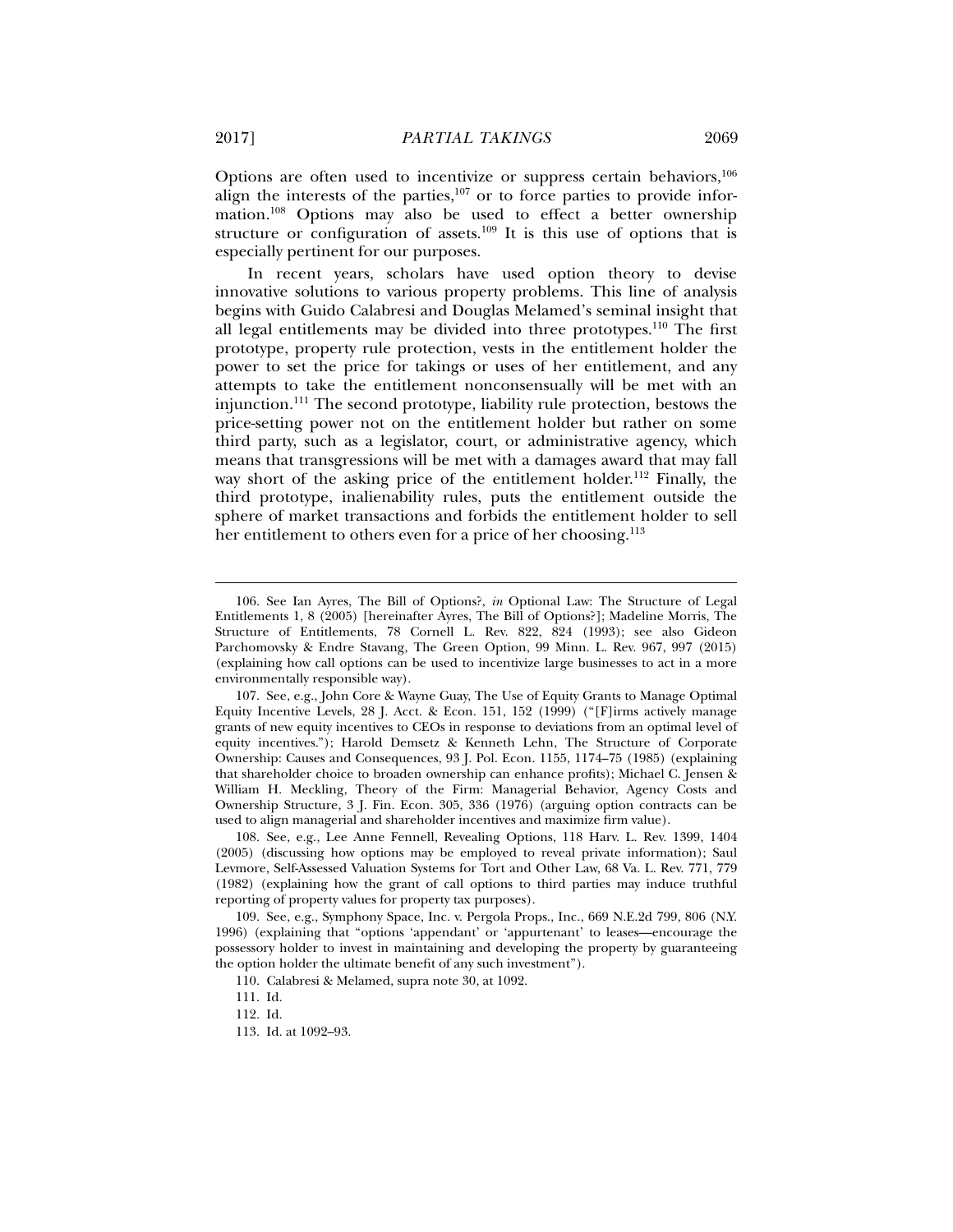Options are often used to incentivize or suppress certain behaviors,[106] align the interests of the parties,[107] or to force parties to provide information.[108] Options may also be used to effect a better ownership structure or configuration of assets.[109] It is this use of options that is especially pertinent for our purposes.

In recent years, scholars have used option theory to devise innovative solutions to various property problems. This line of analysis begins with Guido Calabresi and Douglas Melamed's seminal insight that all legal entitlements may be divided into three prototypes.[110] The first prototype, property rule protection, vests in the entitlement holder the power to set the price for takings or uses of her entitlement, and any attempts to take the entitlement nonconsensually will be met with an injunction.[111] The second prototype, liability rule protection, bestows the price-setting power not on the entitlement holder but rather on some third party, such as a legislator, court, or administrative agency, which means that transgressions will be met with a damages award that may fall way short of the asking price of the entitlement holder.[112] Finally, the third prototype, inalienability rules, puts the entitlement outside the sphere of market transactions and forbids the entitlement holder to sell her entitlement to others even for a price of her choosing.[113]

---

106. See Ian Ayres, The Bill of Options?, *in* Optional Law: The Structure of Legal Entitlements 1, 8 (2005) [hereinafter Ayres, The Bill of Options?]; Madeline Morris, The Structure of Entitlements, 78 Cornell L. Rev. 822, 824 (1993); see also Gideon Parchomovsky & Endre Stavang, The Green Option, 99 Minn. L. Rev. 967, 997 (2015) (explaining how call options can be used to incentivize large businesses to act in a more environmentally responsible way).

107. See, e.g., John Core & Wayne Guay, The Use of Equity Grants to Manage Optimal Equity Incentive Levels, 28 J. Acct. & Econ. 151, 152 (1999) ("[F]irms actively manage grants of new equity incentives to CEOs in response to deviations from an optimal level of equity incentives."); Harold Demsetz & Kenneth Lehn, The Structure of Corporate Ownership: Causes and Consequences, 93 J. Pol. Econ. 1155, 1174–75 (1985) (explaining that shareholder choice to broaden ownership can enhance profits); Michael C. Jensen & William H. Meckling, Theory of the Firm: Managerial Behavior, Agency Costs and Ownership Structure, 3 J. Fin. Econ. 305, 336 (1976) (arguing option contracts can be used to align managerial and shareholder incentives and maximize firm value).

108. See, e.g., Lee Anne Fennell, Revealing Options, 118 Harv. L. Rev. 1399, 1404 (2005) (discussing how options may be employed to reveal private information); Saul Levmore, Self-Assessed Valuation Systems for Tort and Other Law, 68 Va. L. Rev. 771, 779 (1982) (explaining how the grant of call options to third parties may induce truthful reporting of property values for property tax purposes).

109. See, e.g., Symphony Space, Inc. v. Pergola Props., Inc., 669 N.E.2d 799, 806 (N.Y. 1996) (explaining that "options 'appendant' or 'appurtenant' to leases—encourage the possessory holder to invest in maintaining and developing the property by guaranteeing the option holder the ultimate benefit of any such investment").

110. Calabresi & Melamed, supra note 30, at 1092.

111. Id.

112. Id.

113. Id. at 1092–93.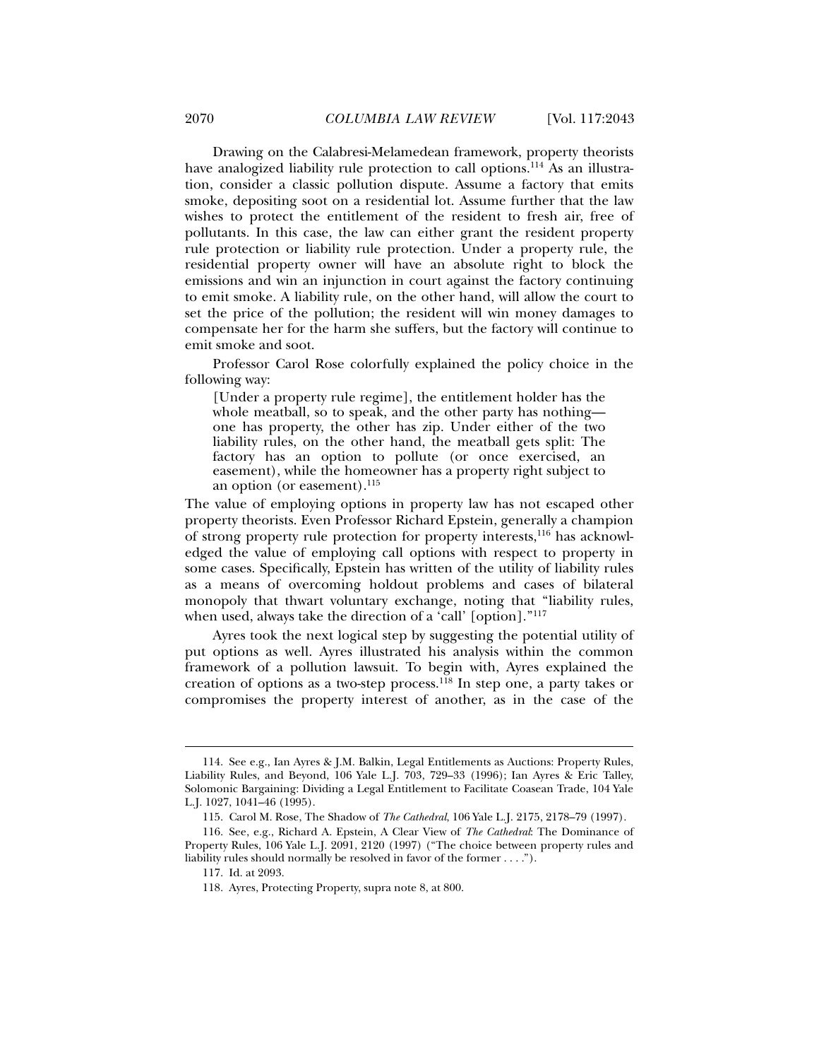Drawing on the Calabresi-Melamedean framework, property theorists have analogized liability rule protection to call options.[114] As an illustration, consider a classic pollution dispute. Assume a factory that emits smoke, depositing soot on a residential lot. Assume further that the law wishes to protect the entitlement of the resident to fresh air, free of pollutants. In this case, the law can either grant the resident property rule protection or liability rule protection. Under a property rule, the residential property owner will have an absolute right to block the emissions and win an injunction in court against the factory continuing to emit smoke. A liability rule, on the other hand, will allow the court to set the price of the pollution; the resident will win money damages to compensate her for the harm she suffers, but the factory will continue to emit smoke and soot.

Professor Carol Rose colorfully explained the policy choice in the following way:

> [Under a property rule regime], the entitlement holder has the whole meatball, so to speak, and the other party has nothing—one has property, the other has zip. Under either of the two liability rules, on the other hand, the meatball gets split: The factory has an option to pollute (or once exercised, an easement), while the homeowner has a property right subject to an option (or easement).[115]

The value of employing options in property law has not escaped other property theorists. Even Professor Richard Epstein, generally a champion of strong property rule protection for property interests,[116] has acknowledged the value of employing call options with respect to property in some cases. Specifically, Epstein has written of the utility of liability rules as a means of overcoming holdout problems and cases of bilateral monopoly that thwart voluntary exchange, noting that "liability rules, when used, always take the direction of a 'call' [option]."[117]

Ayres took the next logical step by suggesting the potential utility of put options as well. Ayres illustrated his analysis within the common framework of a pollution lawsuit. To begin with, Ayres explained the creation of options as a two-step process.[118] In step one, a party takes or compromises the property interest of another, as in the case of the

---

114. See e.g., Ian Ayres & J.M. Balkin, Legal Entitlements as Auctions: Property Rules, Liability Rules, and Beyond, 106 Yale L.J. 703, 729–33 (1996); Ian Ayres & Eric Talley, Solomonic Bargaining: Dividing a Legal Entitlement to Facilitate Coasean Trade, 104 Yale L.J. 1027, 1041–46 (1995).

115. Carol M. Rose, The Shadow of *The Cathedral*, 106 Yale L.J. 2175, 2178–79 (1997).

116. See, e.g., Richard A. Epstein, A Clear View of *The Cathedral*: The Dominance of Property Rules, 106 Yale L.J. 2091, 2120 (1997) ("The choice between property rules and liability rules should normally be resolved in favor of the former . . . .").

117. Id. at 2093.

118. Ayres, Protecting Property, supra note 8, at 800.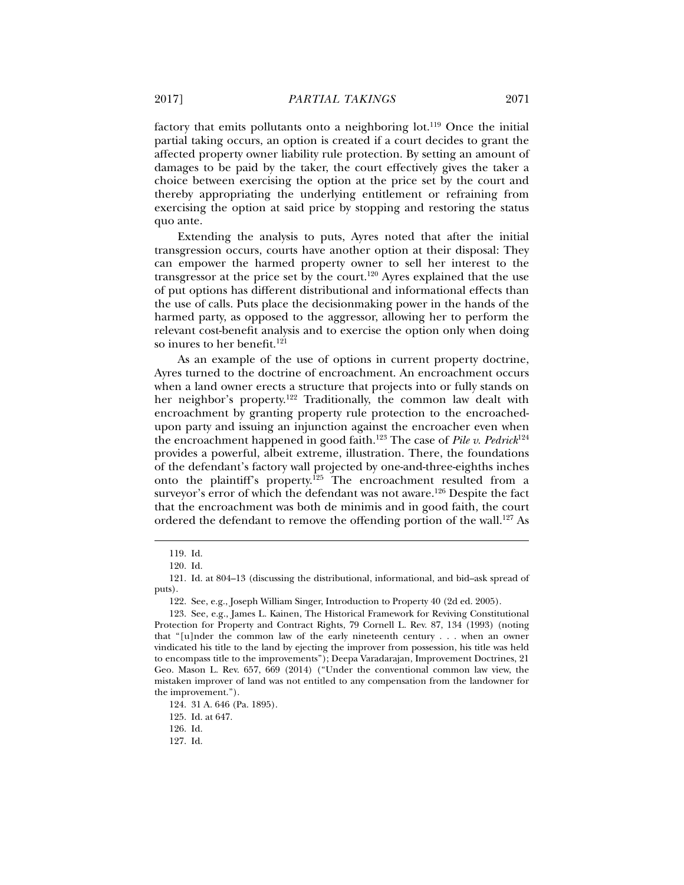factory that emits pollutants onto a neighboring lot.[119] Once the initial partial taking occurs, an option is created if a court decides to grant the affected property owner liability rule protection. By setting an amount of damages to be paid by the taker, the court effectively gives the taker a choice between exercising the option at the price set by the court and thereby appropriating the underlying entitlement or refraining from exercising the option at said price by stopping and restoring the status quo ante.

Extending the analysis to puts, Ayres noted that after the initial transgression occurs, courts have another option at their disposal: They can empower the harmed property owner to sell her interest to the transgressor at the price set by the court.[120] Ayres explained that the use of put options has different distributional and informational effects than the use of calls. Puts place the decisionmaking power in the hands of the harmed party, as opposed to the aggressor, allowing her to perform the relevant cost-benefit analysis and to exercise the option only when doing so inures to her benefit.[121]

As an example of the use of options in current property doctrine, Ayres turned to the doctrine of encroachment. An encroachment occurs when a land owner erects a structure that projects into or fully stands on her neighbor's property.[122] Traditionally, the common law dealt with encroachment by granting property rule protection to the encroached-upon party and issuing an injunction against the encroacher even when the encroachment happened in good faith.[123] The case of *Pile v. Pedrick*[124] provides a powerful, albeit extreme, illustration. There, the foundations of the defendant's factory wall projected by one-and-three-eighths inches onto the plaintiff's property.[125] The encroachment resulted from a surveyor's error of which the defendant was not aware.[126] Despite the fact that the encroachment was both de minimis and in good faith, the court ordered the defendant to remove the offending portion of the wall.[127] As

---

119. Id.

120. Id.

121. Id. at 804–13 (discussing the distributional, informational, and bid–ask spread of puts).

122. See, e.g., Joseph William Singer, Introduction to Property 40 (2d ed. 2005).

123. See, e.g., James L. Kainen, The Historical Framework for Reviving Constitutional Protection for Property and Contract Rights, 79 Cornell L. Rev. 87, 134 (1993) (noting that "[u]nder the common law of the early nineteenth century . . . when an owner vindicated his title to the land by ejecting the improver from possession, his title was held to encompass title to the improvements"); Deepa Varadarajan, Improvement Doctrines, 21 Geo. Mason L. Rev. 657, 669 (2014) ("Under the conventional common law view, the mistaken improver of land was not entitled to any compensation from the landowner for the improvement.").

124. 31 A. 646 (Pa. 1895).

125. Id. at 647.

126. Id.

127. Id.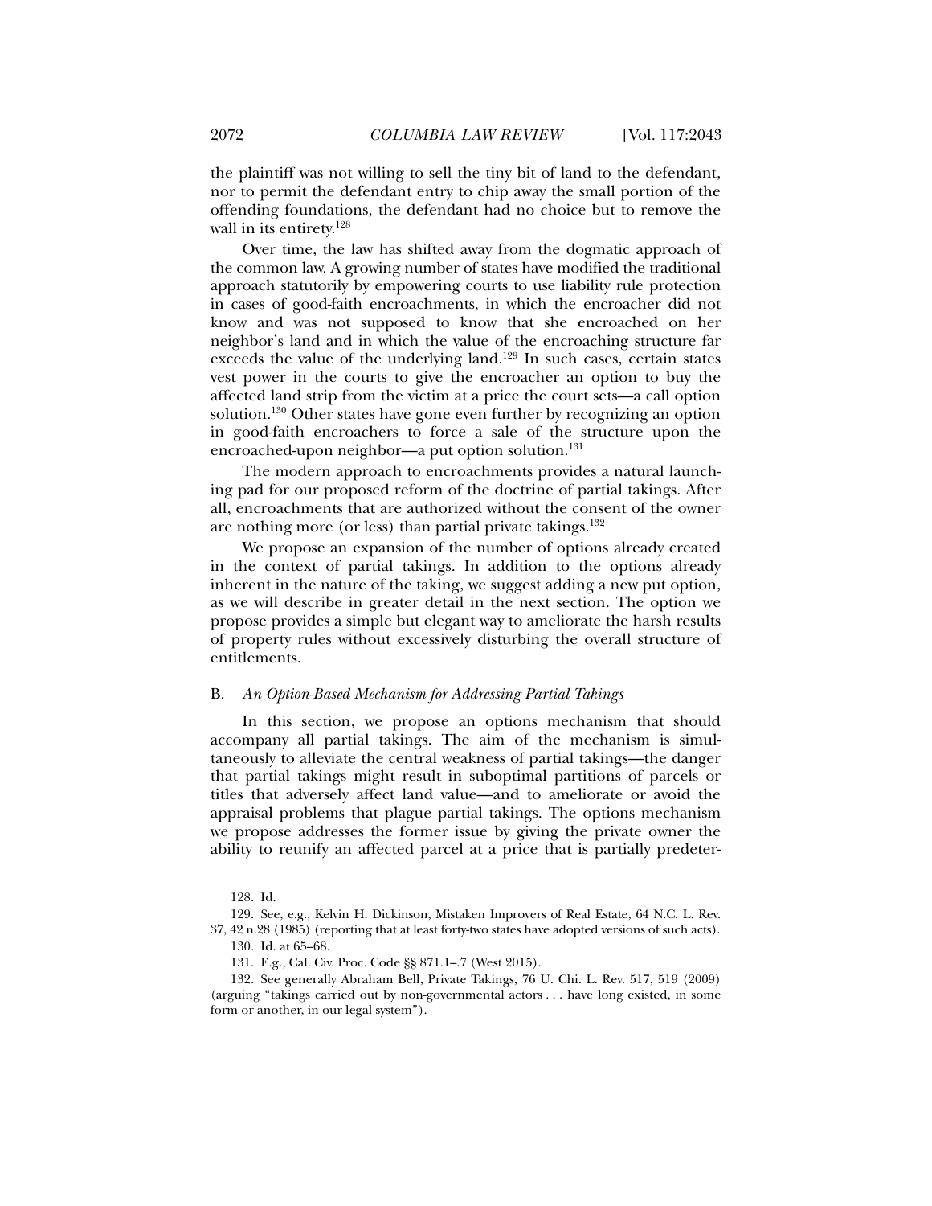the plaintiff was not willing to sell the tiny bit of land to the defendant, nor to permit the defendant entry to chip away the small portion of the offending foundations, the defendant had no choice but to remove the wall in its entirety.[128]

Over time, the law has shifted away from the dogmatic approach of the common law. A growing number of states have modified the traditional approach statutorily by empowering courts to use liability rule protection in cases of good-faith encroachments, in which the encroacher did not know and was not supposed to know that she encroached on her neighbor's land and in which the value of the encroaching structure far exceeds the value of the underlying land.[129] In such cases, certain states vest power in the courts to give the encroacher an option to buy the affected land strip from the victim at a price the court sets—a call option solution.[130] Other states have gone even further by recognizing an option in good-faith encroachers to force a sale of the structure upon the encroached-upon neighbor—a put option solution.[131]

The modern approach to encroachments provides a natural launching pad for our proposed reform of the doctrine of partial takings. After all, encroachments that are authorized without the consent of the owner are nothing more (or less) than partial private takings.[132]

We propose an expansion of the number of options already created in the context of partial takings. In addition to the options already inherent in the nature of the taking, we suggest adding a new put option, as we will describe in greater detail in the next section. The option we propose provides a simple but elegant way to ameliorate the harsh results of property rules without excessively disturbing the overall structure of entitlements.

### B. *An Option-Based Mechanism for Addressing Partial Takings*

In this section, we propose an options mechanism that should accompany all partial takings. The aim of the mechanism is simultaneously to alleviate the central weakness of partial takings—the danger that partial takings might result in suboptimal partitions of parcels or titles that adversely affect land value—and to ameliorate or avoid the appraisal problems that plague partial takings. The options mechanism we propose addresses the former issue by giving the private owner the ability to reunify an affected parcel at a price that is partially predeter-

---

128. Id.

129. See, e.g., Kelvin H. Dickinson, Mistaken Improvers of Real Estate, 64 N.C. L. Rev. 37, 42 n.28 (1985) (reporting that at least forty-two states have adopted versions of such acts).

130. Id. at 65–68.

131. E.g., Cal. Civ. Proc. Code §§ 871.1–.7 (West 2015).

132. See generally Abraham Bell, Private Takings, 76 U. Chi. L. Rev. 517, 519 (2009) (arguing "takings carried out by non-governmental actors . . . have long existed, in some form or another, in our legal system").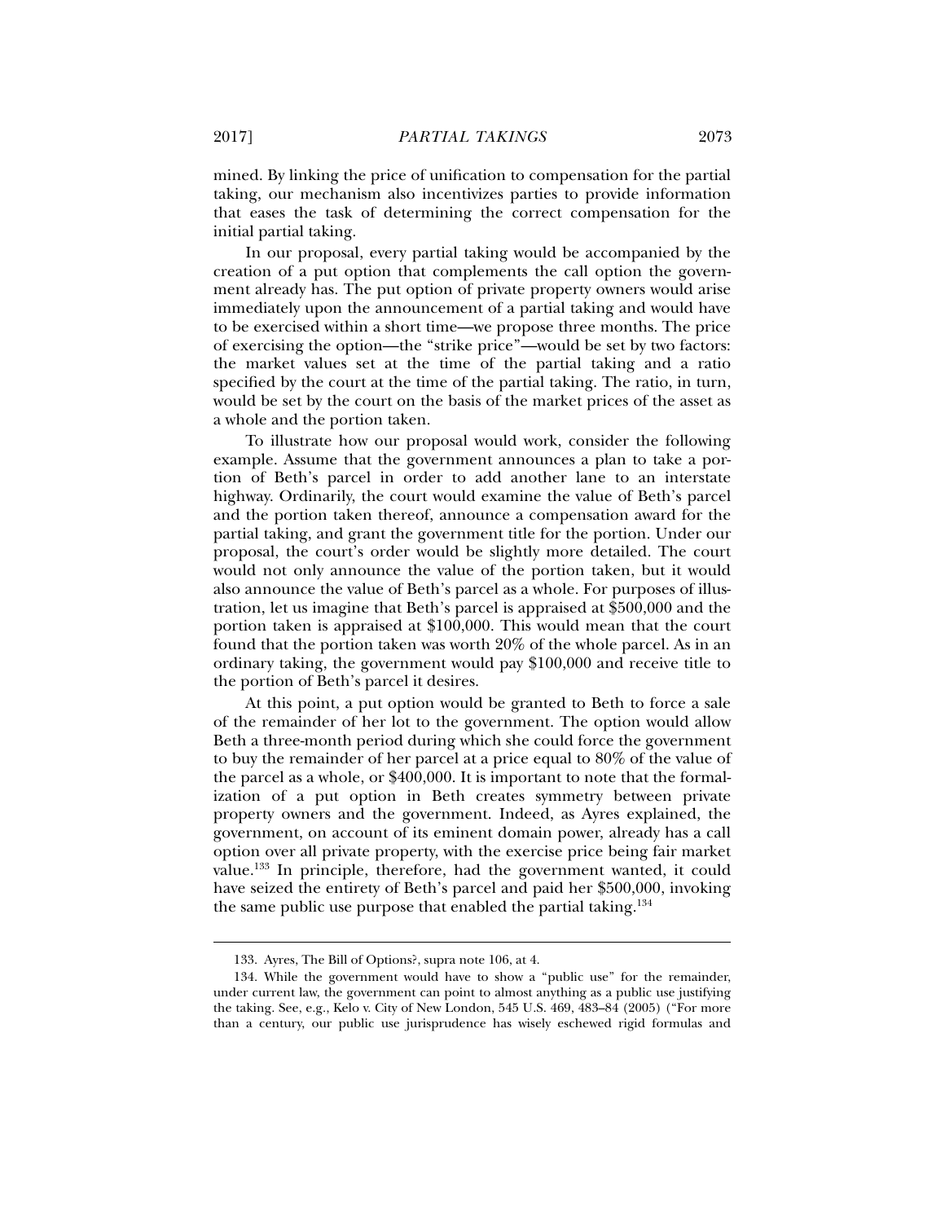mined. By linking the price of unification to compensation for the partial taking, our mechanism also incentivizes parties to provide information that eases the task of determining the correct compensation for the initial partial taking.

In our proposal, every partial taking would be accompanied by the creation of a put option that complements the call option the government already has. The put option of private property owners would arise immediately upon the announcement of a partial taking and would have to be exercised within a short time—we propose three months. The price of exercising the option—the "strike price"—would be set by two factors: the market values set at the time of the partial taking and a ratio specified by the court at the time of the partial taking. The ratio, in turn, would be set by the court on the basis of the market prices of the asset as a whole and the portion taken.

To illustrate how our proposal would work, consider the following example. Assume that the government announces a plan to take a portion of Beth's parcel in order to add another lane to an interstate highway. Ordinarily, the court would examine the value of Beth's parcel and the portion taken thereof, announce a compensation award for the partial taking, and grant the government title for the portion. Under our proposal, the court's order would be slightly more detailed. The court would not only announce the value of the portion taken, but it would also announce the value of Beth's parcel as a whole. For purposes of illustration, let us imagine that Beth's parcel is appraised at $500,000 and the portion taken is appraised at $100,000. This would mean that the court found that the portion taken was worth 20% of the whole parcel. As in an ordinary taking, the government would pay $100,000 and receive title to the portion of Beth's parcel it desires.

At this point, a put option would be granted to Beth to force a sale of the remainder of her lot to the government. The option would allow Beth a three-month period during which she could force the government to buy the remainder of her parcel at a price equal to 80% of the value of the parcel as a whole, or $400,000. It is important to note that the formalization of a put option in Beth creates symmetry between private property owners and the government. Indeed, as Ayres explained, the government, on account of its eminent domain power, already has a call option over all private property, with the exercise price being fair market value.[133] In principle, therefore, had the government wanted, it could have seized the entirety of Beth's parcel and paid her $500,000, invoking the same public use purpose that enabled the partial taking.[134]

133. Ayres, The Bill of Options?, supra note 106, at 4.

134. While the government would have to show a "public use" for the remainder, under current law, the government can point to almost anything as a public use justifying the taking. See, e.g., Kelo v. City of New London, 545 U.S. 469, 483–84 (2005) ("For more than a century, our public use jurisprudence has wisely eschewed rigid formulas and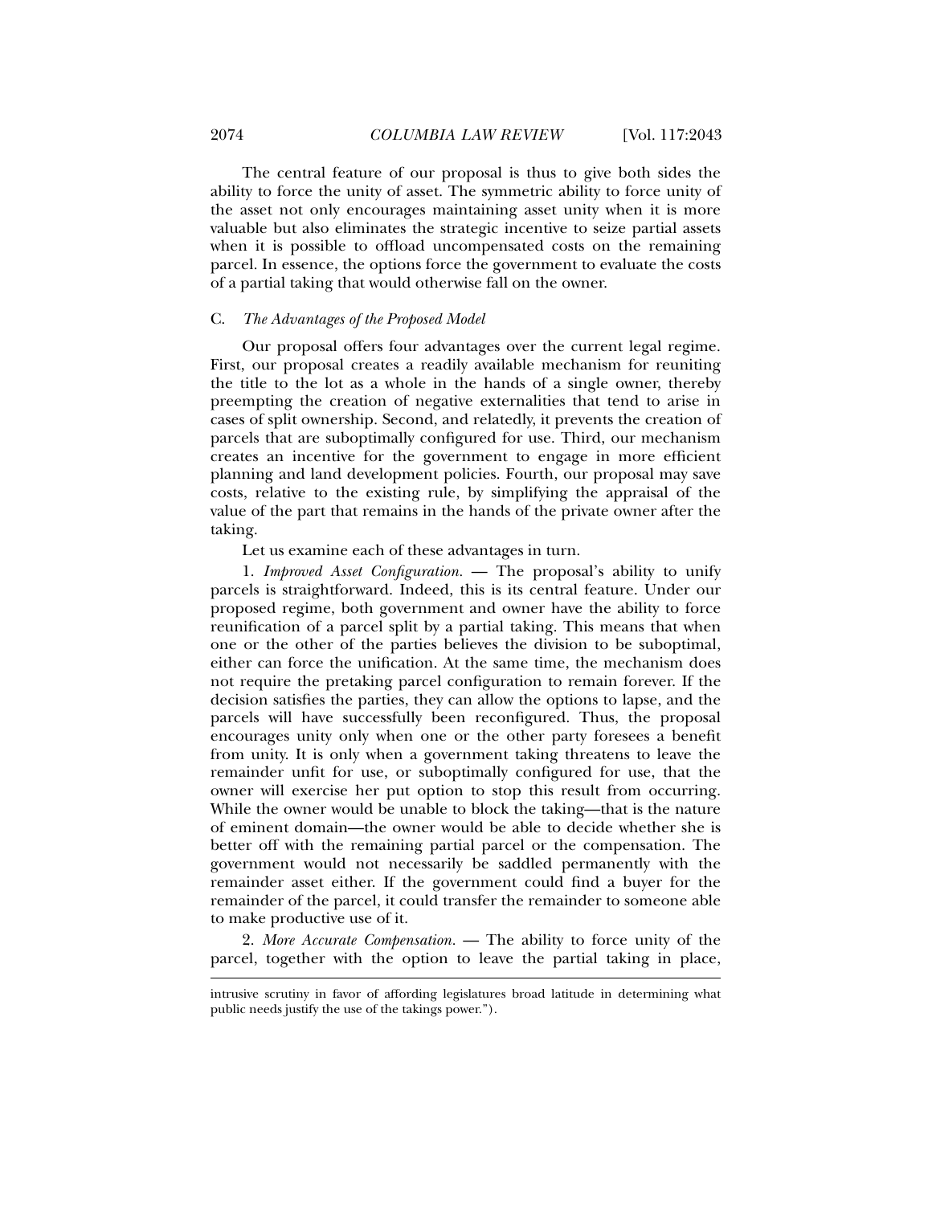The central feature of our proposal is thus to give both sides the ability to force the unity of asset. The symmetric ability to force unity of the asset not only encourages maintaining asset unity when it is more valuable but also eliminates the strategic incentive to seize partial assets when it is possible to offload uncompensated costs on the remaining parcel. In essence, the options force the government to evaluate the costs of a partial taking that would otherwise fall on the owner.

### C. *The Advantages of the Proposed Model*

Our proposal offers four advantages over the current legal regime. First, our proposal creates a readily available mechanism for reuniting the title to the lot as a whole in the hands of a single owner, thereby preempting the creation of negative externalities that tend to arise in cases of split ownership. Second, and relatedly, it prevents the creation of parcels that are suboptimally configured for use. Third, our mechanism creates an incentive for the government to engage in more efficient planning and land development policies. Fourth, our proposal may save costs, relative to the existing rule, by simplifying the appraisal of the value of the part that remains in the hands of the private owner after the taking.

Let us examine each of these advantages in turn.

1. *Improved Asset Configuration.* — The proposal's ability to unify parcels is straightforward. Indeed, this is its central feature. Under our proposed regime, both government and owner have the ability to force reunification of a parcel split by a partial taking. This means that when one or the other of the parties believes the division to be suboptimal, either can force the unification. At the same time, the mechanism does not require the pretaking parcel configuration to remain forever. If the decision satisfies the parties, they can allow the options to lapse, and the parcels will have successfully been reconfigured. Thus, the proposal encourages unity only when one or the other party foresees a benefit from unity. It is only when a government taking threatens to leave the remainder unfit for use, or suboptimally configured for use, that the owner will exercise her put option to stop this result from occurring. While the owner would be unable to block the taking—that is the nature of eminent domain—the owner would be able to decide whether she is better off with the remaining partial parcel or the compensation. The government would not necessarily be saddled permanently with the remainder asset either. If the government could find a buyer for the remainder of the parcel, it could transfer the remainder to someone able to make productive use of it.

2. *More Accurate Compensation.* — The ability to force unity of the parcel, together with the option to leave the partial taking in place,

---

intrusive scrutiny in favor of affording legislatures broad latitude in determining what public needs justify the use of the takings power.").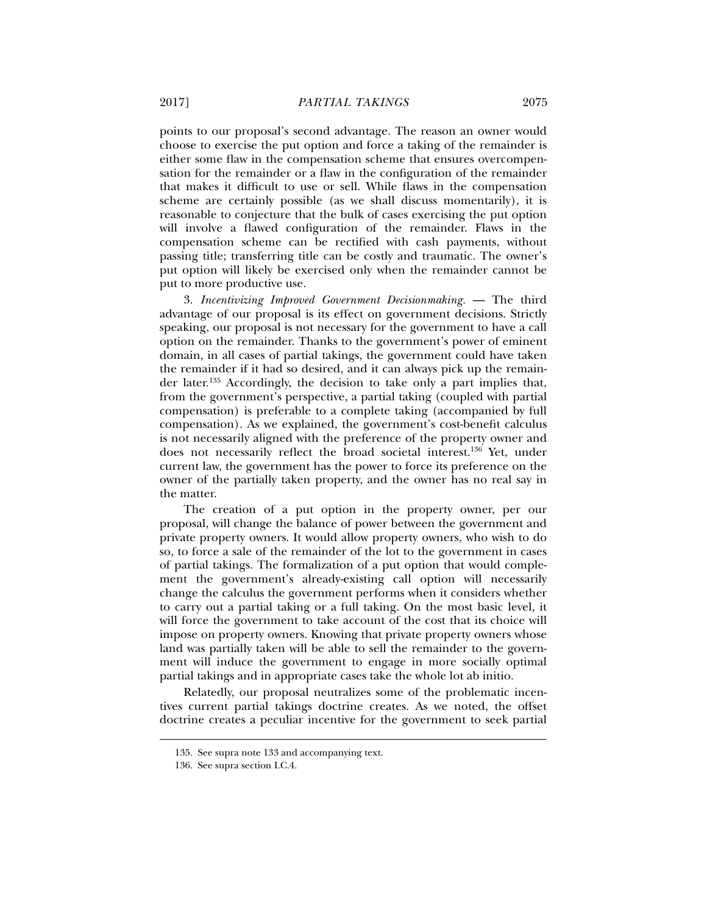points to our proposal's second advantage. The reason an owner would choose to exercise the put option and force a taking of the remainder is either some flaw in the compensation scheme that ensures overcompensation for the remainder or a flaw in the configuration of the remainder that makes it difficult to use or sell. While flaws in the compensation scheme are certainly possible (as we shall discuss momentarily), it is reasonable to conjecture that the bulk of cases exercising the put option will involve a flawed configuration of the remainder. Flaws in the compensation scheme can be rectified with cash payments, without passing title; transferring title can be costly and traumatic. The owner's put option will likely be exercised only when the remainder cannot be put to more productive use.

3. *Incentivizing Improved Government Decisionmaking.* — The third advantage of our proposal is its effect on government decisions. Strictly speaking, our proposal is not necessary for the government to have a call option on the remainder. Thanks to the government's power of eminent domain, in all cases of partial takings, the government could have taken the remainder if it had so desired, and it can always pick up the remainder later.[135] Accordingly, the decision to take only a part implies that, from the government's perspective, a partial taking (coupled with partial compensation) is preferable to a complete taking (accompanied by full compensation). As we explained, the government's cost-benefit calculus is not necessarily aligned with the preference of the property owner and does not necessarily reflect the broad societal interest.[136] Yet, under current law, the government has the power to force its preference on the owner of the partially taken property, and the owner has no real say in the matter.

The creation of a put option in the property owner, per our proposal, will change the balance of power between the government and private property owners. It would allow property owners, who wish to do so, to force a sale of the remainder of the lot to the government in cases of partial takings. The formalization of a put option that would complement the government's already-existing call option will necessarily change the calculus the government performs when it considers whether to carry out a partial taking or a full taking. On the most basic level, it will force the government to take account of the cost that its choice will impose on property owners. Knowing that private property owners whose land was partially taken will be able to sell the remainder to the government will induce the government to engage in more socially optimal partial takings and in appropriate cases take the whole lot ab initio.

Relatedly, our proposal neutralizes some of the problematic incentives current partial takings doctrine creates. As we noted, the offset doctrine creates a peculiar incentive for the government to seek partial

135. See supra note 133 and accompanying text.

136. See supra section I.C.4.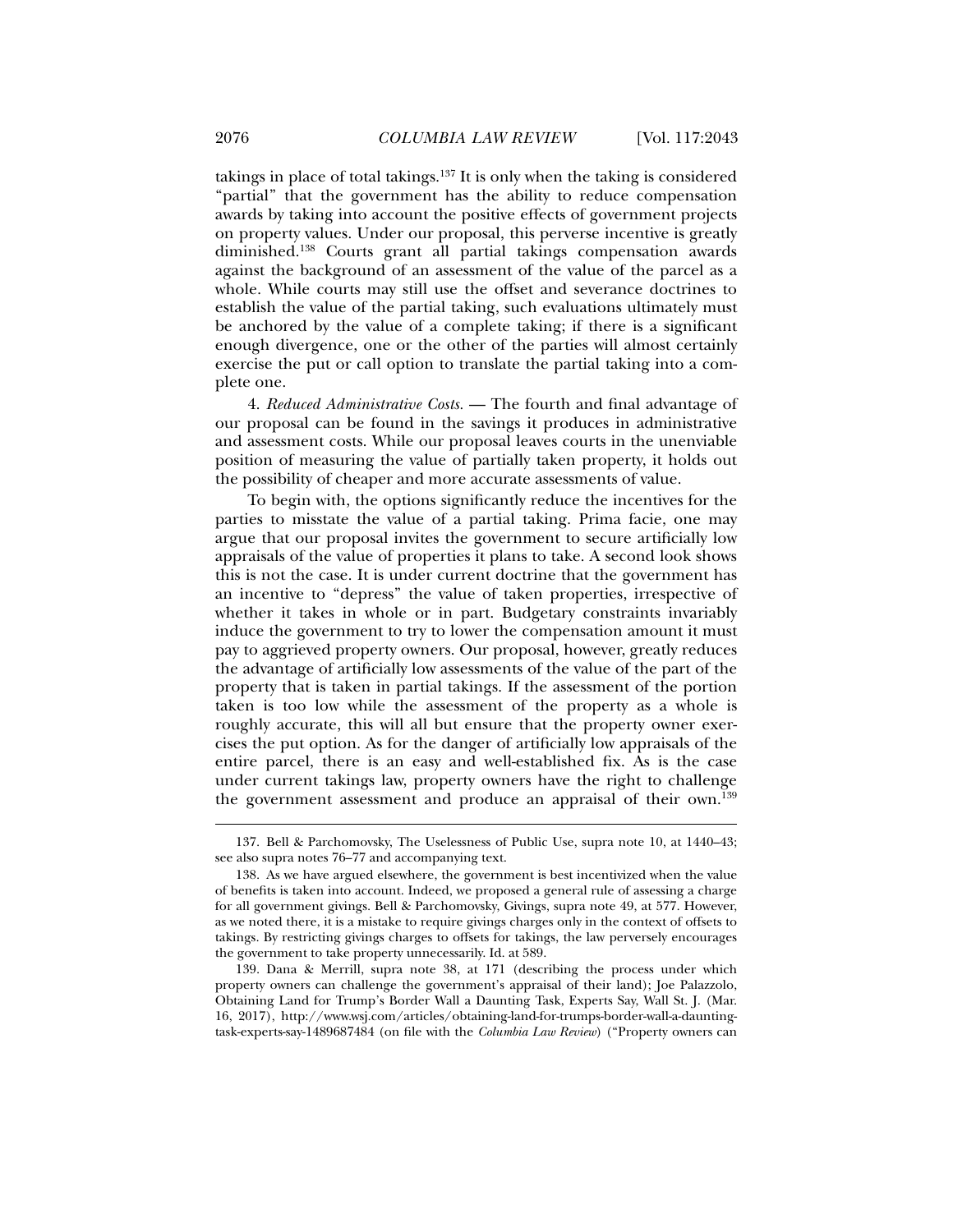takings in place of total takings.[137] It is only when the taking is considered "partial" that the government has the ability to reduce compensation awards by taking into account the positive effects of government projects on property values. Under our proposal, this perverse incentive is greatly diminished.[138] Courts grant all partial takings compensation awards against the background of an assessment of the value of the parcel as a whole. While courts may still use the offset and severance doctrines to establish the value of the partial taking, such evaluations ultimately must be anchored by the value of a complete taking; if there is a significant enough divergence, one or the other of the parties will almost certainly exercise the put or call option to translate the partial taking into a complete one.

4. *Reduced Administrative Costs.* — The fourth and final advantage of our proposal can be found in the savings it produces in administrative and assessment costs. While our proposal leaves courts in the unenviable position of measuring the value of partially taken property, it holds out the possibility of cheaper and more accurate assessments of value.

To begin with, the options significantly reduce the incentives for the parties to misstate the value of a partial taking. Prima facie, one may argue that our proposal invites the government to secure artificially low appraisals of the value of properties it plans to take. A second look shows this is not the case. It is under current doctrine that the government has an incentive to "depress" the value of taken properties, irrespective of whether it takes in whole or in part. Budgetary constraints invariably induce the government to try to lower the compensation amount it must pay to aggrieved property owners. Our proposal, however, greatly reduces the advantage of artificially low assessments of the value of the part of the property that is taken in partial takings. If the assessment of the portion taken is too low while the assessment of the property as a whole is roughly accurate, this will all but ensure that the property owner exercises the put option. As for the danger of artificially low appraisals of the entire parcel, there is an easy and well-established fix. As is the case under current takings law, property owners have the right to challenge the government assessment and produce an appraisal of their own.[139]

---

137. Bell & Parchomovsky, The Uselessness of Public Use, supra note 10, at 1440–43; see also supra notes 76–77 and accompanying text.

138. As we have argued elsewhere, the government is best incentivized when the value of benefits is taken into account. Indeed, we proposed a general rule of assessing a charge for all government givings. Bell & Parchomovsky, Givings, supra note 49, at 577. However, as we noted there, it is a mistake to require givings charges only in the context of offsets to takings. By restricting givings charges to offsets for takings, the law perversely encourages the government to take property unnecessarily. Id. at 589.

139. Dana & Merrill, supra note 38, at 171 (describing the process under which property owners can challenge the government's appraisal of their land); Joe Palazzolo, Obtaining Land for Trump's Border Wall a Daunting Task, Experts Say, Wall St. J. (Mar. 16, 2017), http://www.wsj.com/articles/obtaining-land-for-trumps-border-wall-a-daunting-task-experts-say-1489687484 (on file with the *Columbia Law Review*) ("Property owners can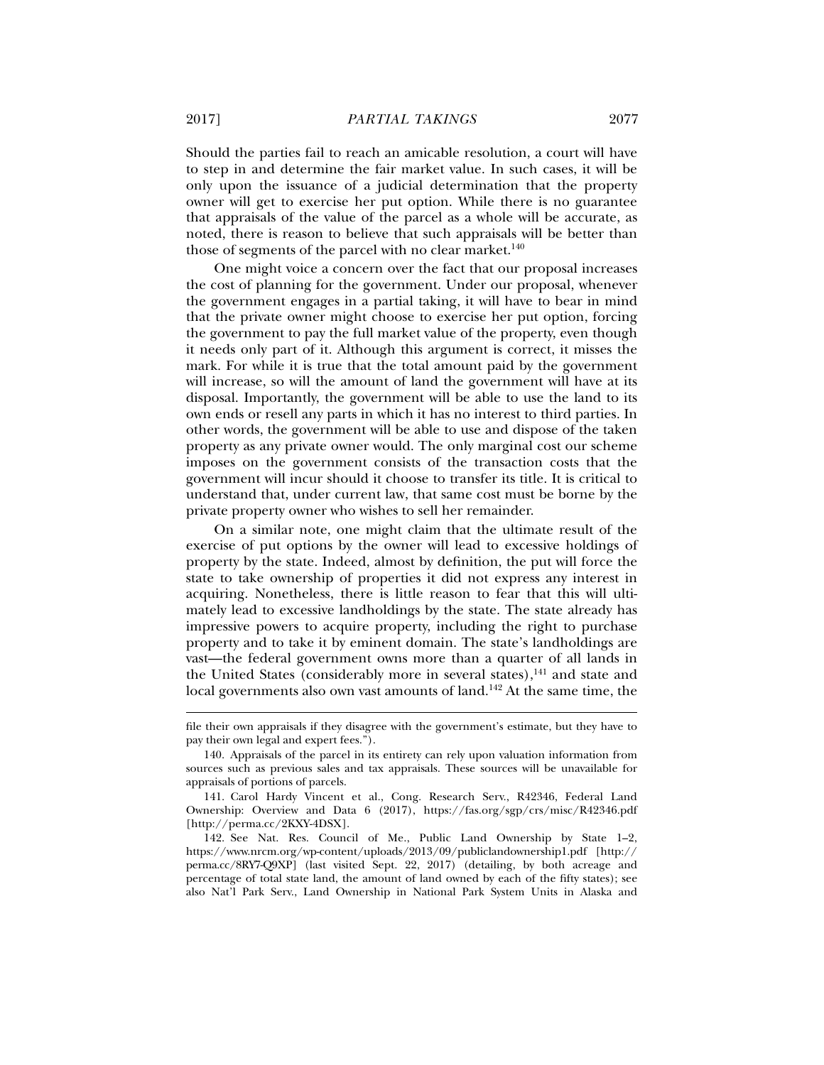Should the parties fail to reach an amicable resolution, a court will have to step in and determine the fair market value. In such cases, it will be only upon the issuance of a judicial determination that the property owner will get to exercise her put option. While there is no guarantee that appraisals of the value of the parcel as a whole will be accurate, as noted, there is reason to believe that such appraisals will be better than those of segments of the parcel with no clear market.[140]

One might voice a concern over the fact that our proposal increases the cost of planning for the government. Under our proposal, whenever the government engages in a partial taking, it will have to bear in mind that the private owner might choose to exercise her put option, forcing the government to pay the full market value of the property, even though it needs only part of it. Although this argument is correct, it misses the mark. For while it is true that the total amount paid by the government will increase, so will the amount of land the government will have at its disposal. Importantly, the government will be able to use the land to its own ends or resell any parts in which it has no interest to third parties. In other words, the government will be able to use and dispose of the taken property as any private owner would. The only marginal cost our scheme imposes on the government consists of the transaction costs that the government will incur should it choose to transfer its title. It is critical to understand that, under current law, that same cost must be borne by the private property owner who wishes to sell her remainder.

On a similar note, one might claim that the ultimate result of the exercise of put options by the owner will lead to excessive holdings of property by the state. Indeed, almost by definition, the put will force the state to take ownership of properties it did not express any interest in acquiring. Nonetheless, there is little reason to fear that this will ultimately lead to excessive landholdings by the state. The state already has impressive powers to acquire property, including the right to purchase property and to take it by eminent domain. The state's landholdings are vast—the federal government owns more than a quarter of all lands in the United States (considerably more in several states),[141] and state and local governments also own vast amounts of land.[142] At the same time, the

---

file their own appraisals if they disagree with the government's estimate, but they have to pay their own legal and expert fees.").

140. Appraisals of the parcel in its entirety can rely upon valuation information from sources such as previous sales and tax appraisals. These sources will be unavailable for appraisals of portions of parcels.

141. Carol Hardy Vincent et al., Cong. Research Serv., R42346, Federal Land Ownership: Overview and Data 6 (2017), https://fas.org/sgp/crs/misc/R42346.pdf [http://perma.cc/2KXY-4DSX].

142. See Nat. Res. Council of Me., Public Land Ownership by State 1–2, https://www.nrcm.org/wp-content/uploads/2013/09/publiclandownership1.pdf [http://perma.cc/8RY7-Q9XP] (last visited Sept. 22, 2017) (detailing, by both acreage and percentage of total state land, the amount of land owned by each of the fifty states); see also Nat'l Park Serv., Land Ownership in National Park System Units in Alaska and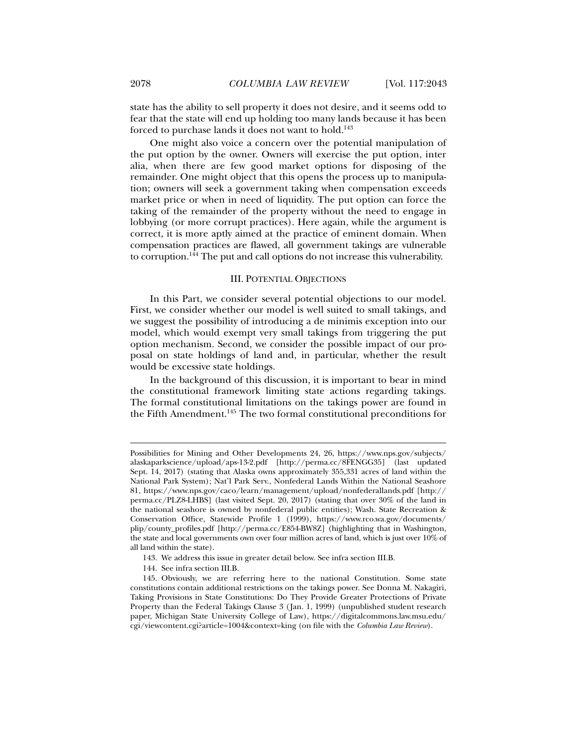state has the ability to sell property it does not desire, and it seems odd to fear that the state will end up holding too many lands because it has been forced to purchase lands it does not want to hold.[143]

One might also voice a concern over the potential manipulation of the put option by the owner. Owners will exercise the put option, inter alia, when there are few good market options for disposing of the remainder. One might object that this opens the process up to manipulation; owners will seek a government taking when compensation exceeds market price or when in need of liquidity. The put option can force the taking of the remainder of the property without the need to engage in lobbying (or more corrupt practices). Here again, while the argument is correct, it is more aptly aimed at the practice of eminent domain. When compensation practices are flawed, all government takings are vulnerable to corruption.[144] The put and call options do not increase this vulnerability.

## III. POTENTIAL OBJECTIONS

In this Part, we consider several potential objections to our model. First, we consider whether our model is well suited to small takings, and we suggest the possibility of introducing a de minimis exception into our model, which would exempt very small takings from triggering the put option mechanism. Second, we consider the possible impact of our proposal on state holdings of land and, in particular, whether the result would be excessive state holdings.

In the background of this discussion, it is important to bear in mind the constitutional framework limiting state actions regarding takings. The formal constitutional limitations on the takings power are found in the Fifth Amendment.[145] The two formal constitutional preconditions for

---

Possibilities for Mining and Other Developments 24, 26, https://www.nps.gov/subjects/alaskaparkscience/upload/aps-13-2.pdf [http://perma.cc/8FENGG35] (last updated Sept. 14, 2017) (stating that Alaska owns approximately 355,331 acres of land within the National Park System); Nat'l Park Serv., Nonfederal Lands Within the National Seashore 81, https://www.nps.gov/caco/learn/management/upload/nonfederallands.pdf [http://perma.cc/PLZ8-LHBS] (last visited Sept. 20, 2017) (stating that over 30% of the land in the national seashore is owned by nonfederal public entities); Wash. State Recreation & Conservation Office, Statewide Profile 1 (1999), https://www.rco.wa.gov/documents/plip/county_profiles.pdf [http://perma.cc/E854-BW8Z] (highlighting that in Washington, the state and local governments own over four million acres of land, which is just over 10% of all land within the state).

143. We address this issue in greater detail below. See infra section III.B.

144. See infra section III.B.

145. Obviously, we are referring here to the national Constitution. Some state constitutions contain additional restrictions on the takings power. See Donna M. Nakagiri, Taking Provisions in State Constitutions: Do They Provide Greater Protections of Private Property than the Federal Takings Clause 3 (Jan. 1, 1999) (unpublished student research paper, Michigan State University College of Law), https://digitalcommons.law.msu.edu/cgi/viewcontent.cgi?article=1004&context=king (on file with the *Columbia Law Review*).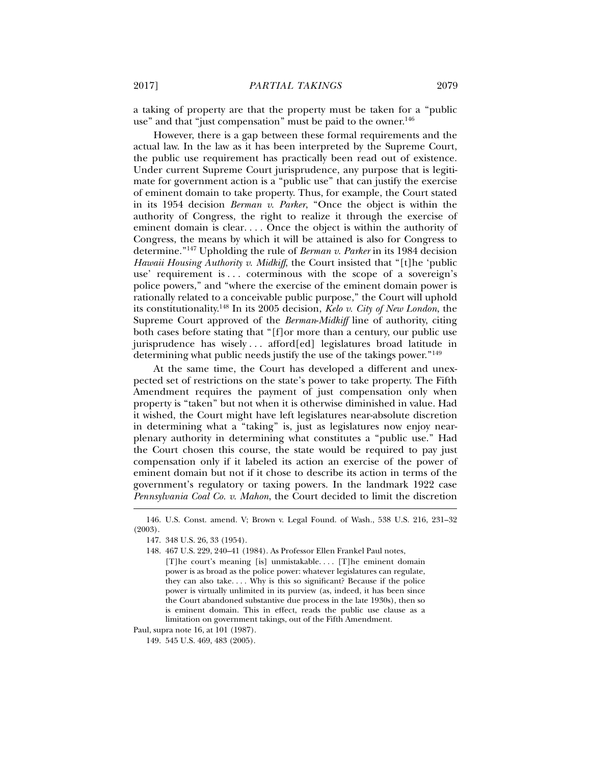a taking of property are that the property must be taken for a "public use" and that "just compensation" must be paid to the owner.[146]

However, there is a gap between these formal requirements and the actual law. In the law as it has been interpreted by the Supreme Court, the public use requirement has practically been read out of existence. Under current Supreme Court jurisprudence, any purpose that is legitimate for government action is a "public use" that can justify the exercise of eminent domain to take property. Thus, for example, the Court stated in its 1954 decision *Berman v. Parker*, "Once the object is within the authority of Congress, the right to realize it through the exercise of eminent domain is clear. . . . Once the object is within the authority of Congress, the means by which it will be attained is also for Congress to determine."[147] Upholding the rule of *Berman v. Parker* in its 1984 decision *Hawaii Housing Authority v. Midkiff*, the Court insisted that "[t]he 'public use' requirement is . . . coterminous with the scope of a sovereign's police powers," and "where the exercise of the eminent domain power is rationally related to a conceivable public purpose," the Court will uphold its constitutionality.[148] In its 2005 decision, *Kelo v. City of New London*, the Supreme Court approved of the *Berman-Midkiff* line of authority, citing both cases before stating that "[f]or more than a century, our public use jurisprudence has wisely . . . afford[ed] legislatures broad latitude in determining what public needs justify the use of the takings power."[149]

At the same time, the Court has developed a different and unexpected set of restrictions on the state's power to take property. The Fifth Amendment requires the payment of just compensation only when property is "taken" but not when it is otherwise diminished in value. Had it wished, the Court might have left legislatures near-absolute discretion in determining what a "taking" is, just as legislatures now enjoy near-plenary authority in determining what constitutes a "public use." Had the Court chosen this course, the state would be required to pay just compensation only if it labeled its action an exercise of the power of eminent domain but not if it chose to describe its action in terms of the government's regulatory or taxing powers. In the landmark 1922 case *Pennsylvania Coal Co. v. Mahon*, the Court decided to limit the discretion

---

146. U.S. Const. amend. V; Brown v. Legal Found. of Wash., 538 U.S. 216, 231–32 (2003).

147. 348 U.S. 26, 33 (1954).

148. 467 U.S. 229, 240–41 (1984). As Professor Ellen Frankel Paul notes,

> [T]he court's meaning [is] unmistakable. . . . [T]he eminent domain power is as broad as the police power: whatever legislatures can regulate, they can also take. . . . Why is this so significant? Because if the police power is virtually unlimited in its purview (as, indeed, it has been since the Court abandoned substantive due process in the late 1930s), then so is eminent domain. This in effect, reads the public use clause as a limitation on government takings, out of the Fifth Amendment.

Paul, supra note 16, at 101 (1987).

149. 545 U.S. 469, 483 (2005).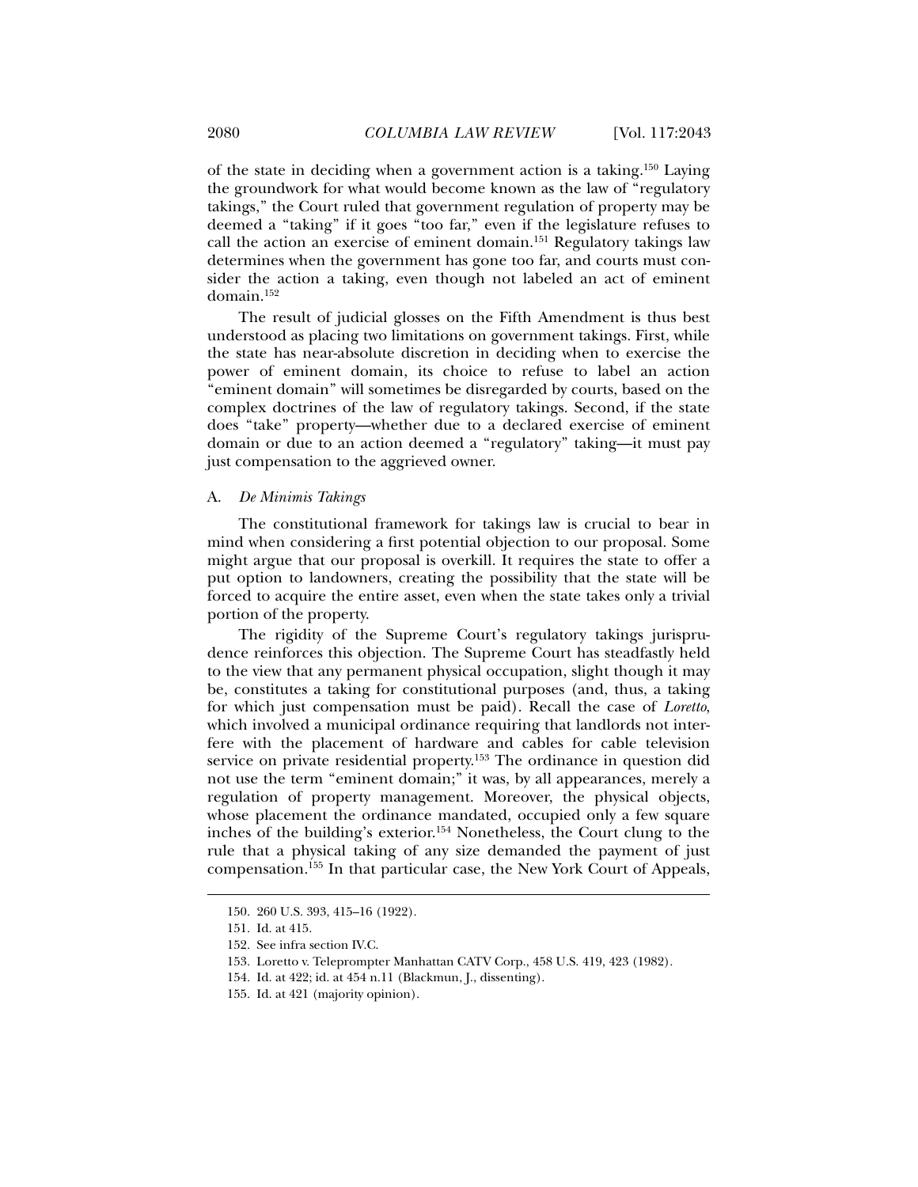of the state in deciding when a government action is a taking.[150] Laying the groundwork for what would become known as the law of "regulatory takings," the Court ruled that government regulation of property may be deemed a "taking" if it goes "too far," even if the legislature refuses to call the action an exercise of eminent domain.[151] Regulatory takings law determines when the government has gone too far, and courts must consider the action a taking, even though not labeled an act of eminent domain.[152]

The result of judicial glosses on the Fifth Amendment is thus best understood as placing two limitations on government takings. First, while the state has near-absolute discretion in deciding when to exercise the power of eminent domain, its choice to refuse to label an action "eminent domain" will sometimes be disregarded by courts, based on the complex doctrines of the law of regulatory takings. Second, if the state does "take" property—whether due to a declared exercise of eminent domain or due to an action deemed a "regulatory" taking—it must pay just compensation to the aggrieved owner.

### A. *De Minimis Takings*

The constitutional framework for takings law is crucial to bear in mind when considering a first potential objection to our proposal. Some might argue that our proposal is overkill. It requires the state to offer a put option to landowners, creating the possibility that the state will be forced to acquire the entire asset, even when the state takes only a trivial portion of the property.

The rigidity of the Supreme Court's regulatory takings jurisprudence reinforces this objection. The Supreme Court has steadfastly held to the view that any permanent physical occupation, slight though it may be, constitutes a taking for constitutional purposes (and, thus, a taking for which just compensation must be paid). Recall the case of *Loretto*, which involved a municipal ordinance requiring that landlords not interfere with the placement of hardware and cables for cable television service on private residential property.[153] The ordinance in question did not use the term "eminent domain;" it was, by all appearances, merely a regulation of property management. Moreover, the physical objects, whose placement the ordinance mandated, occupied only a few square inches of the building's exterior.[154] Nonetheless, the Court clung to the rule that a physical taking of any size demanded the payment of just compensation.[155] In that particular case, the New York Court of Appeals,

---

150. 260 U.S. 393, 415–16 (1922).

151. Id. at 415.

152. See infra section IV.C.

153. Loretto v. Teleprompter Manhattan CATV Corp., 458 U.S. 419, 423 (1982).

154. Id. at 422; id. at 454 n.11 (Blackmun, J., dissenting).

155. Id. at 421 (majority opinion).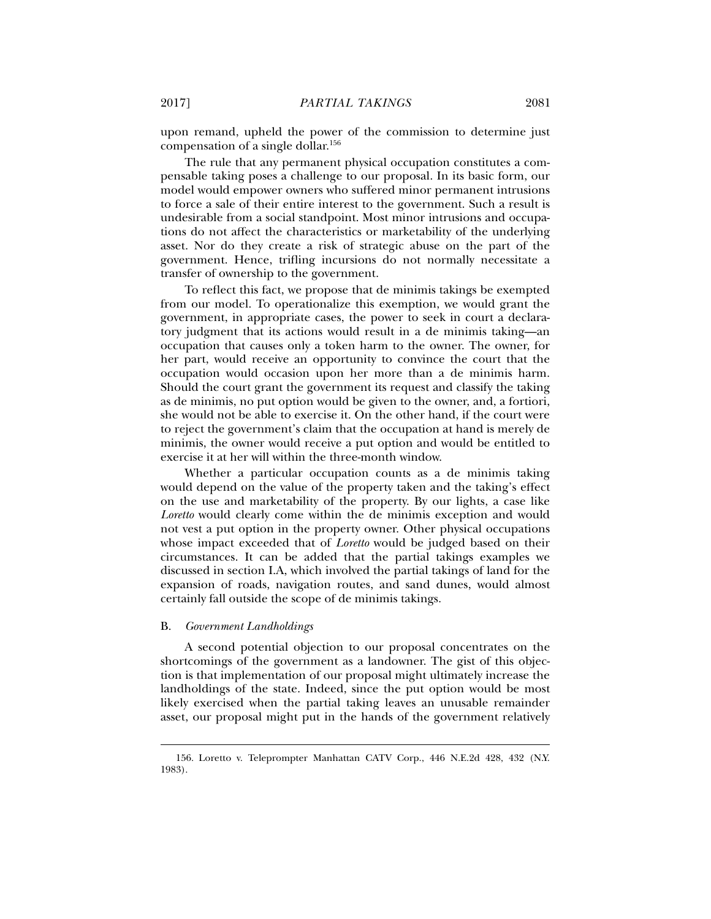upon remand, upheld the power of the commission to determine just compensation of a single dollar.[156]

The rule that any permanent physical occupation constitutes a compensable taking poses a challenge to our proposal. In its basic form, our model would empower owners who suffered minor permanent intrusions to force a sale of their entire interest to the government. Such a result is undesirable from a social standpoint. Most minor intrusions and occupations do not affect the characteristics or marketability of the underlying asset. Nor do they create a risk of strategic abuse on the part of the government. Hence, trifling incursions do not normally necessitate a transfer of ownership to the government.

To reflect this fact, we propose that de minimis takings be exempted from our model. To operationalize this exemption, we would grant the government, in appropriate cases, the power to seek in court a declaratory judgment that its actions would result in a de minimis taking—an occupation that causes only a token harm to the owner. The owner, for her part, would receive an opportunity to convince the court that the occupation would occasion upon her more than a de minimis harm. Should the court grant the government its request and classify the taking as de minimis, no put option would be given to the owner, and, a fortiori, she would not be able to exercise it. On the other hand, if the court were to reject the government's claim that the occupation at hand is merely de minimis, the owner would receive a put option and would be entitled to exercise it at her will within the three-month window.

Whether a particular occupation counts as a de minimis taking would depend on the value of the property taken and the taking's effect on the use and marketability of the property. By our lights, a case like *Loretto* would clearly come within the de minimis exception and would not vest a put option in the property owner. Other physical occupations whose impact exceeded that of *Loretto* would be judged based on their circumstances. It can be added that the partial takings examples we discussed in section I.A, which involved the partial takings of land for the expansion of roads, navigation routes, and sand dunes, would almost certainly fall outside the scope of de minimis takings.

## B. *Government Landholdings*

A second potential objection to our proposal concentrates on the shortcomings of the government as a landowner. The gist of this objection is that implementation of our proposal might ultimately increase the landholdings of the state. Indeed, since the put option would be most likely exercised when the partial taking leaves an unusable remainder asset, our proposal might put in the hands of the government relatively

---

156. Loretto v. Teleprompter Manhattan CATV Corp., 446 N.E.2d 428, 432 (N.Y. 1983).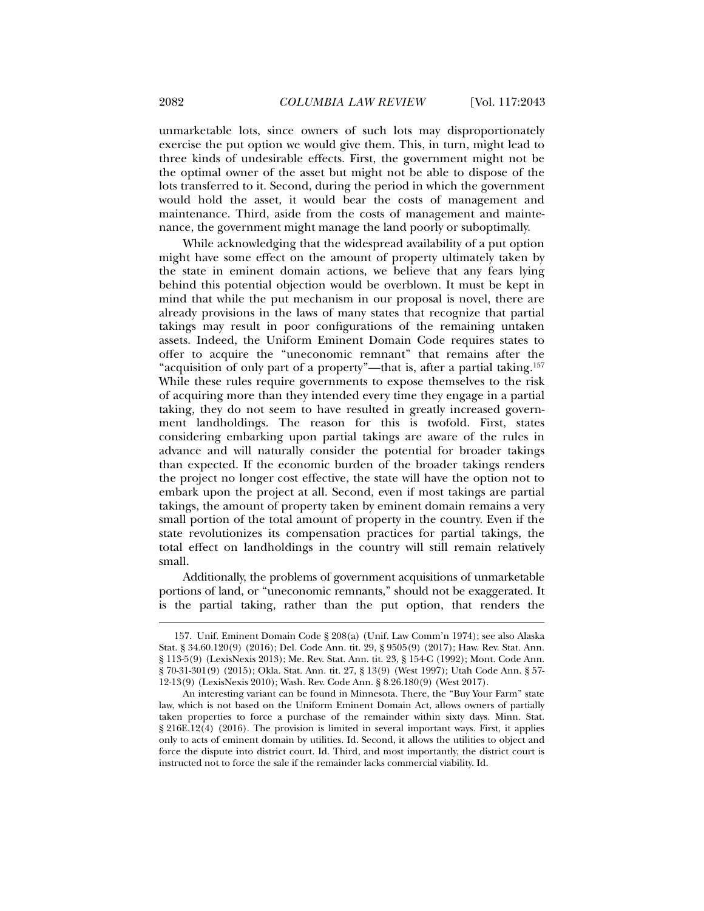unmarketable lots, since owners of such lots may disproportionately exercise the put option we would give them. This, in turn, might lead to three kinds of undesirable effects. First, the government might not be the optimal owner of the asset but might not be able to dispose of the lots transferred to it. Second, during the period in which the government would hold the asset, it would bear the costs of management and maintenance. Third, aside from the costs of management and maintenance, the government might manage the land poorly or suboptimally.

While acknowledging that the widespread availability of a put option might have some effect on the amount of property ultimately taken by the state in eminent domain actions, we believe that any fears lying behind this potential objection would be overblown. It must be kept in mind that while the put mechanism in our proposal is novel, there are already provisions in the laws of many states that recognize that partial takings may result in poor configurations of the remaining untaken assets. Indeed, the Uniform Eminent Domain Code requires states to offer to acquire the "uneconomic remnant" that remains after the "acquisition of only part of a property"—that is, after a partial taking.[157] While these rules require governments to expose themselves to the risk of acquiring more than they intended every time they engage in a partial taking, they do not seem to have resulted in greatly increased government landholdings. The reason for this is twofold. First, states considering embarking upon partial takings are aware of the rules in advance and will naturally consider the potential for broader takings than expected. If the economic burden of the broader takings renders the project no longer cost effective, the state will have the option not to embark upon the project at all. Second, even if most takings are partial takings, the amount of property taken by eminent domain remains a very small portion of the total amount of property in the country. Even if the state revolutionizes its compensation practices for partial takings, the total effect on landholdings in the country will still remain relatively small.

Additionally, the problems of government acquisitions of unmarketable portions of land, or "uneconomic remnants," should not be exaggerated. It is the partial taking, rather than the put option, that renders the

---

157. Unif. Eminent Domain Code § 208(a) (Unif. Law Comm'n 1974); see also Alaska Stat. § 34.60.120(9) (2016); Del. Code Ann. tit. 29, § 9505(9) (2017); Haw. Rev. Stat. Ann. § 113-5(9) (LexisNexis 2013); Me. Rev. Stat. Ann. tit. 23, § 154-C (1992); Mont. Code Ann. § 70-31-301(9) (2015); Okla. Stat. Ann. tit. 27, § 13(9) (West 1997); Utah Code Ann. § 57-12-13(9) (LexisNexis 2010); Wash. Rev. Code Ann. § 8.26.180(9) (West 2017).

An interesting variant can be found in Minnesota. There, the "Buy Your Farm" state law, which is not based on the Uniform Eminent Domain Act, allows owners of partially taken properties to force a purchase of the remainder within sixty days. Minn. Stat. § 216E.12(4) (2016). The provision is limited in several important ways. First, it applies only to acts of eminent domain by utilities. Id. Second, it allows the utilities to object and force the dispute into district court. Id. Third, and most importantly, the district court is instructed not to force the sale if the remainder lacks commercial viability. Id.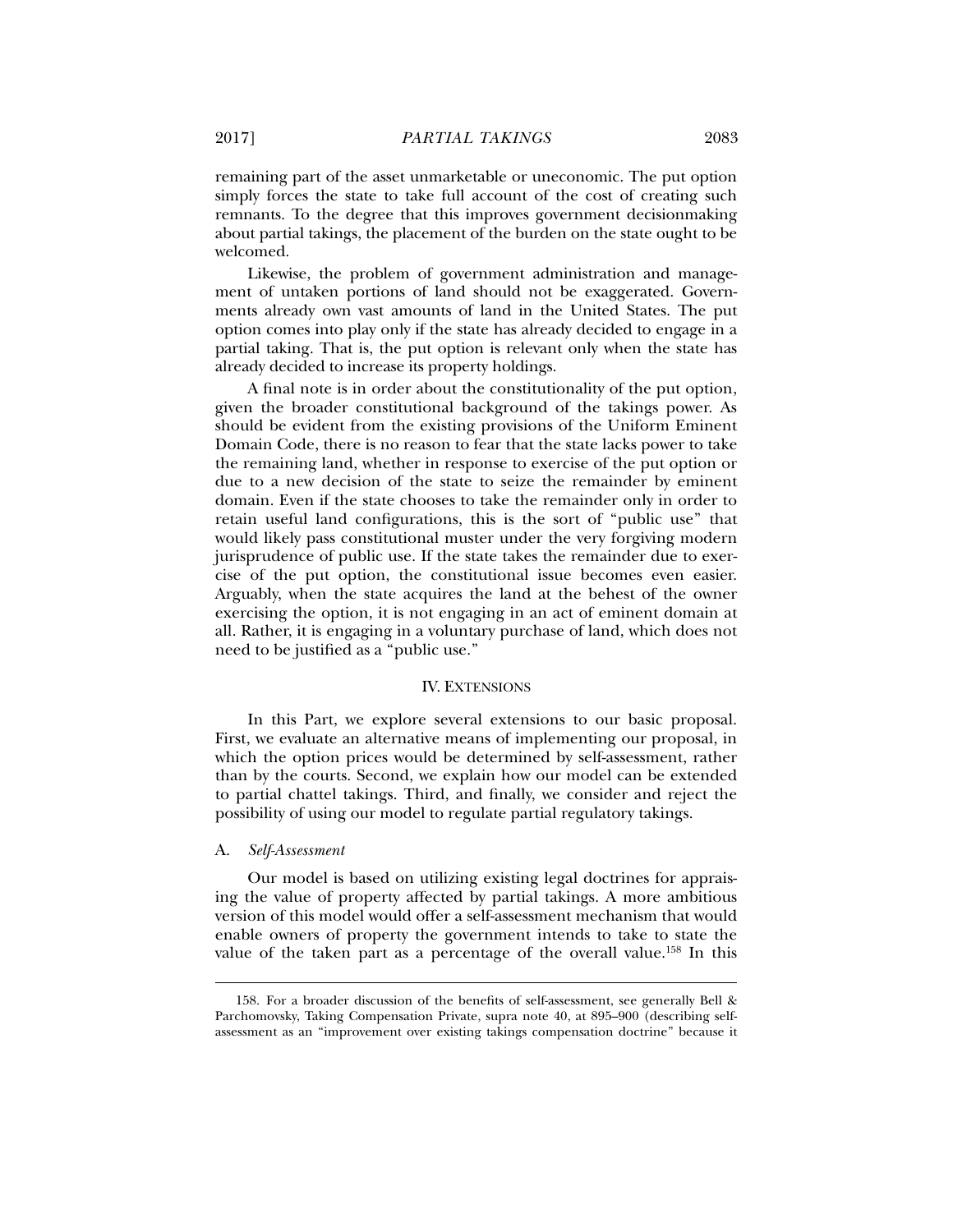remaining part of the asset unmarketable or uneconomic. The put option simply forces the state to take full account of the cost of creating such remnants. To the degree that this improves government decisionmaking about partial takings, the placement of the burden on the state ought to be welcomed.

Likewise, the problem of government administration and management of untaken portions of land should not be exaggerated. Governments already own vast amounts of land in the United States. The put option comes into play only if the state has already decided to engage in a partial taking. That is, the put option is relevant only when the state has already decided to increase its property holdings.

A final note is in order about the constitutionality of the put option, given the broader constitutional background of the takings power. As should be evident from the existing provisions of the Uniform Eminent Domain Code, there is no reason to fear that the state lacks power to take the remaining land, whether in response to exercise of the put option or due to a new decision of the state to seize the remainder by eminent domain. Even if the state chooses to take the remainder only in order to retain useful land configurations, this is the sort of "public use" that would likely pass constitutional muster under the very forgiving modern jurisprudence of public use. If the state takes the remainder due to exercise of the put option, the constitutional issue becomes even easier. Arguably, when the state acquires the land at the behest of the owner exercising the option, it is not engaging in an act of eminent domain at all. Rather, it is engaging in a voluntary purchase of land, which does not need to be justified as a "public use."

## IV. EXTENSIONS

In this Part, we explore several extensions to our basic proposal. First, we evaluate an alternative means of implementing our proposal, in which the option prices would be determined by self-assessment, rather than by the courts. Second, we explain how our model can be extended to partial chattel takings. Third, and finally, we consider and reject the possibility of using our model to regulate partial regulatory takings.

### A. *Self-Assessment*

Our model is based on utilizing existing legal doctrines for appraising the value of property affected by partial takings. A more ambitious version of this model would offer a self-assessment mechanism that would enable owners of property the government intends to take to state the value of the taken part as a percentage of the overall value.[158] In this

158. For a broader discussion of the benefits of self-assessment, see generally Bell & Parchomovsky, Taking Compensation Private, supra note 40, at 895–900 (describing self-assessment as an "improvement over existing takings compensation doctrine" because it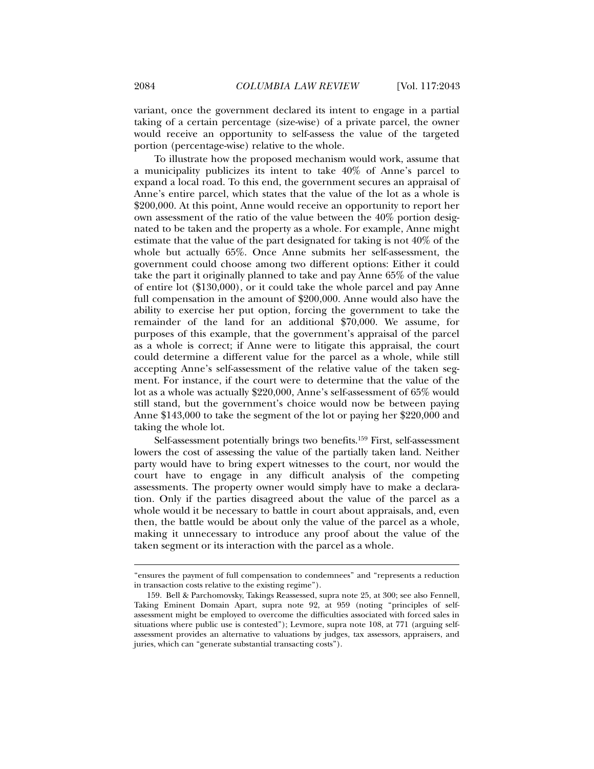variant, once the government declared its intent to engage in a partial taking of a certain percentage (size-wise) of a private parcel, the owner would receive an opportunity to self-assess the value of the targeted portion (percentage-wise) relative to the whole.

To illustrate how the proposed mechanism would work, assume that a municipality publicizes its intent to take 40% of Anne's parcel to expand a local road. To this end, the government secures an appraisal of Anne's entire parcel, which states that the value of the lot as a whole is $200,000. At this point, Anne would receive an opportunity to report her own assessment of the ratio of the value between the 40% portion designated to be taken and the property as a whole. For example, Anne might estimate that the value of the part designated for taking is not 40% of the whole but actually 65%. Once Anne submits her self-assessment, the government could choose among two different options: Either it could take the part it originally planned to take and pay Anne 65% of the value of entire lot ($130,000), or it could take the whole parcel and pay Anne full compensation in the amount of $200,000. Anne would also have the ability to exercise her put option, forcing the government to take the remainder of the land for an additional $70,000. We assume, for purposes of this example, that the government's appraisal of the parcel as a whole is correct; if Anne were to litigate this appraisal, the court could determine a different value for the parcel as a whole, while still accepting Anne's self-assessment of the relative value of the taken segment. For instance, if the court were to determine that the value of the lot as a whole was actually $220,000, Anne's self-assessment of 65% would still stand, but the government's choice would now be between paying Anne $143,000 to take the segment of the lot or paying her $220,000 and taking the whole lot.

Self-assessment potentially brings two benefits.[159] First, self-assessment lowers the cost of assessing the value of the partially taken land. Neither party would have to bring expert witnesses to the court, nor would the court have to engage in any difficult analysis of the competing assessments. The property owner would simply have to make a declaration. Only if the parties disagreed about the value of the parcel as a whole would it be necessary to battle in court about appraisals, and, even then, the battle would be about only the value of the parcel as a whole, making it unnecessary to introduce any proof about the value of the taken segment or its interaction with the parcel as a whole.

---

"ensures the payment of full compensation to condemnees" and "represents a reduction in transaction costs relative to the existing regime").

159. Bell & Parchomovsky, Takings Reassessed, supra note 25, at 300; see also Fennell, Taking Eminent Domain Apart, supra note 92, at 959 (noting "principles of self-assessment might be employed to overcome the difficulties associated with forced sales in situations where public use is contested"); Levmore, supra note 108, at 771 (arguing self-assessment provides an alternative to valuations by judges, tax assessors, appraisers, and juries, which can "generate substantial transacting costs").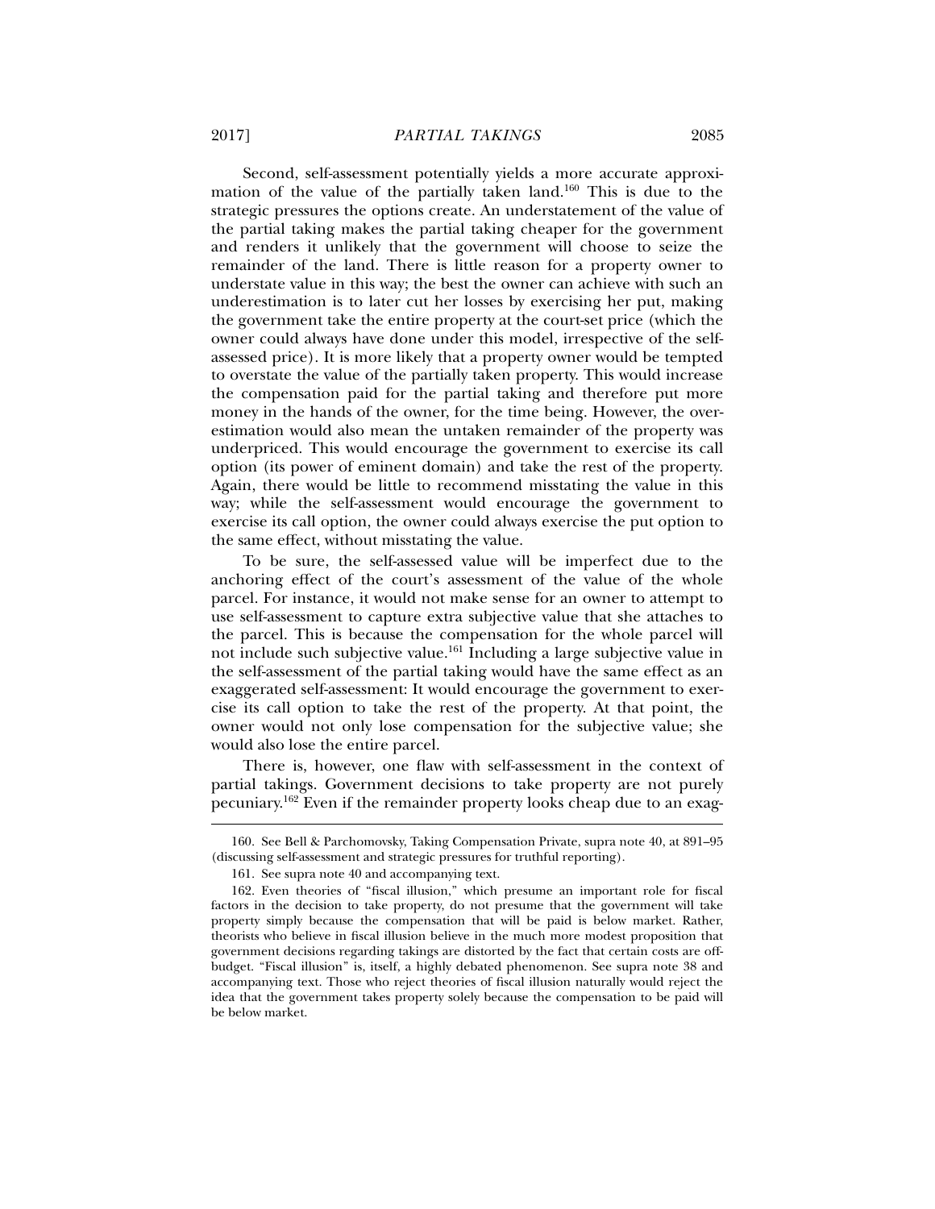Second, self-assessment potentially yields a more accurate approximation of the value of the partially taken land.[160] This is due to the strategic pressures the options create. An understatement of the value of the partial taking makes the partial taking cheaper for the government and renders it unlikely that the government will choose to seize the remainder of the land. There is little reason for a property owner to understate value in this way; the best the owner can achieve with such an underestimation is to later cut her losses by exercising her put, making the government take the entire property at the court-set price (which the owner could always have done under this model, irrespective of the self-assessed price). It is more likely that a property owner would be tempted to overstate the value of the partially taken property. This would increase the compensation paid for the partial taking and therefore put more money in the hands of the owner, for the time being. However, the overestimation would also mean the untaken remainder of the property was underpriced. This would encourage the government to exercise its call option (its power of eminent domain) and take the rest of the property. Again, there would be little to recommend misstating the value in this way; while the self-assessment would encourage the government to exercise its call option, the owner could always exercise the put option to the same effect, without misstating the value.

To be sure, the self-assessed value will be imperfect due to the anchoring effect of the court's assessment of the value of the whole parcel. For instance, it would not make sense for an owner to attempt to use self-assessment to capture extra subjective value that she attaches to the parcel. This is because the compensation for the whole parcel will not include such subjective value.[161] Including a large subjective value in the self-assessment of the partial taking would have the same effect as an exaggerated self-assessment: It would encourage the government to exercise its call option to take the rest of the property. At that point, the owner would not only lose compensation for the subjective value; she would also lose the entire parcel.

There is, however, one flaw with self-assessment in the context of partial takings. Government decisions to take property are not purely pecuniary.[162] Even if the remainder property looks cheap due to an exag-

---

160. See Bell & Parchomovsky, Taking Compensation Private, supra note 40, at 891–95 (discussing self-assessment and strategic pressures for truthful reporting).

161. See supra note 40 and accompanying text.

162. Even theories of "fiscal illusion," which presume an important role for fiscal factors in the decision to take property, do not presume that the government will take property simply because the compensation that will be paid is below market. Rather, theorists who believe in fiscal illusion believe in the much more modest proposition that government decisions regarding takings are distorted by the fact that certain costs are off-budget. "Fiscal illusion" is, itself, a highly debated phenomenon. See supra note 38 and accompanying text. Those who reject theories of fiscal illusion naturally would reject the idea that the government takes property solely because the compensation to be paid will be below market.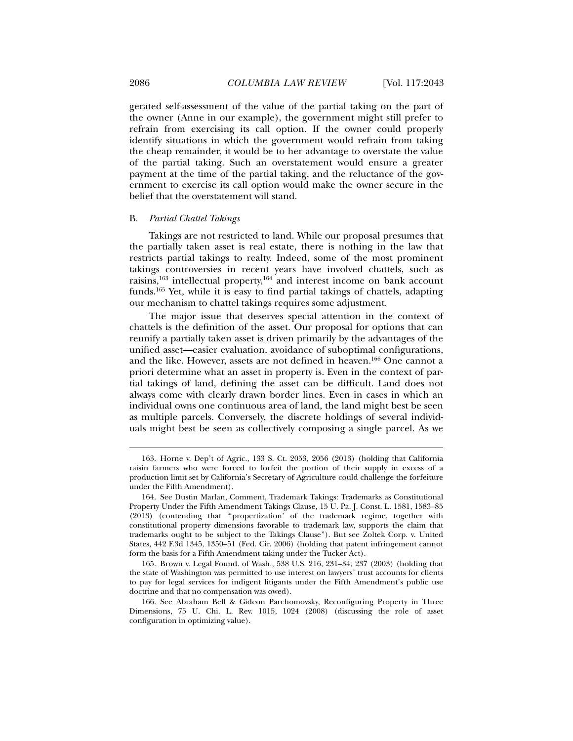gerated self-assessment of the value of the partial taking on the part of the owner (Anne in our example), the government might still prefer to refrain from exercising its call option. If the owner could properly identify situations in which the government would refrain from taking the cheap remainder, it would be to her advantage to overstate the value of the partial taking. Such an overstatement would ensure a greater payment at the time of the partial taking, and the reluctance of the government to exercise its call option would make the owner secure in the belief that the overstatement will stand.

### B. *Partial Chattel Takings*

Takings are not restricted to land. While our proposal presumes that the partially taken asset is real estate, there is nothing in the law that restricts partial takings to realty. Indeed, some of the most prominent takings controversies in recent years have involved chattels, such as raisins,[163] intellectual property,[164] and interest income on bank account funds.[165] Yet, while it is easy to find partial takings of chattels, adapting our mechanism to chattel takings requires some adjustment.

The major issue that deserves special attention in the context of chattels is the definition of the asset. Our proposal for options that can reunify a partially taken asset is driven primarily by the advantages of the unified asset—easier evaluation, avoidance of suboptimal configurations, and the like. However, assets are not defined in heaven.[166] One cannot a priori determine what an asset in property is. Even in the context of partial takings of land, defining the asset can be difficult. Land does not always come with clearly drawn border lines. Even in cases in which an individual owns one continuous area of land, the land might best be seen as multiple parcels. Conversely, the discrete holdings of several individuals might best be seen as collectively composing a single parcel. As we

---

163. Horne v. Dep't of Agric., 133 S. Ct. 2053, 2056 (2013) (holding that California raisin farmers who were forced to forfeit the portion of their supply in excess of a production limit set by California's Secretary of Agriculture could challenge the forfeiture under the Fifth Amendment).

164. See Dustin Marlan, Comment, Trademark Takings: Trademarks as Constitutional Property Under the Fifth Amendment Takings Clause, 15 U. Pa. J. Const. L. 1581, 1583–85 (2013) (contending that "'propertization' of the trademark regime, together with constitutional property dimensions favorable to trademark law, supports the claim that trademarks ought to be subject to the Takings Clause"). But see Zoltek Corp. v. United States, 442 F.3d 1345, 1350–51 (Fed. Cir. 2006) (holding that patent infringement cannot form the basis for a Fifth Amendment taking under the Tucker Act).

165. Brown v. Legal Found. of Wash., 538 U.S. 216, 231–34, 237 (2003) (holding that the state of Washington was permitted to use interest on lawyers' trust accounts for clients to pay for legal services for indigent litigants under the Fifth Amendment's public use doctrine and that no compensation was owed).

166. See Abraham Bell & Gideon Parchomovsky, Reconfiguring Property in Three Dimensions, 75 U. Chi. L. Rev. 1015, 1024 (2008) (discussing the role of asset configuration in optimizing value).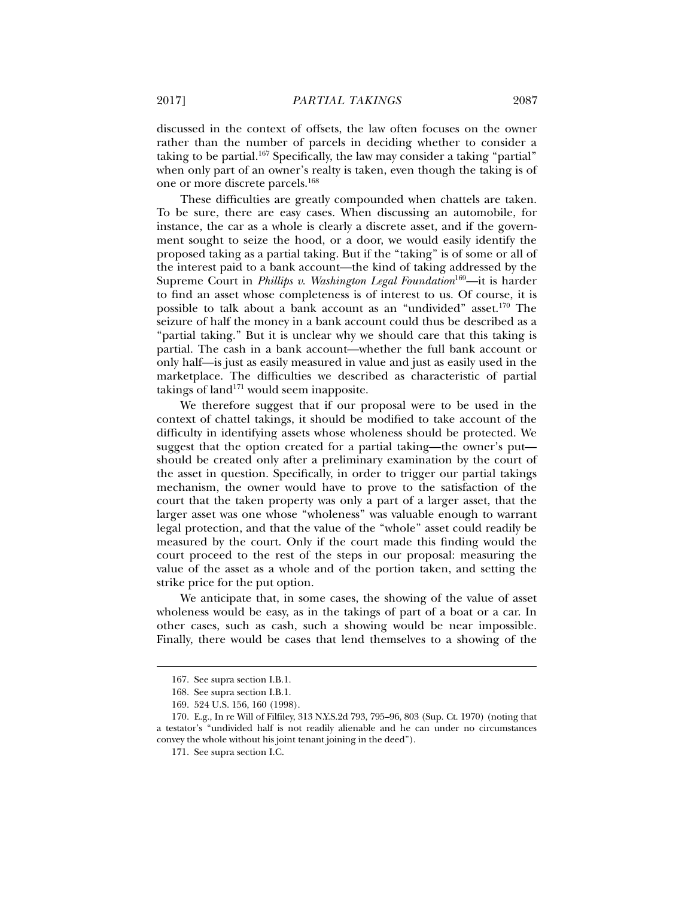discussed in the context of offsets, the law often focuses on the owner rather than the number of parcels in deciding whether to consider a taking to be partial.[167] Specifically, the law may consider a taking "partial" when only part of an owner's realty is taken, even though the taking is of one or more discrete parcels.[168]

These difficulties are greatly compounded when chattels are taken. To be sure, there are easy cases. When discussing an automobile, for instance, the car as a whole is clearly a discrete asset, and if the government sought to seize the hood, or a door, we would easily identify the proposed taking as a partial taking. But if the "taking" is of some or all of the interest paid to a bank account—the kind of taking addressed by the Supreme Court in *Phillips v. Washington Legal Foundation*[169]—it is harder to find an asset whose completeness is of interest to us. Of course, it is possible to talk about a bank account as an "undivided" asset.[170] The seizure of half the money in a bank account could thus be described as a "partial taking." But it is unclear why we should care that this taking is partial. The cash in a bank account—whether the full bank account or only half—is just as easily measured in value and just as easily used in the marketplace. The difficulties we described as characteristic of partial takings of land[171] would seem inapposite.

We therefore suggest that if our proposal were to be used in the context of chattel takings, it should be modified to take account of the difficulty in identifying assets whose wholeness should be protected. We suggest that the option created for a partial taking—the owner's put—should be created only after a preliminary examination by the court of the asset in question. Specifically, in order to trigger our partial takings mechanism, the owner would have to prove to the satisfaction of the court that the taken property was only a part of a larger asset, that the larger asset was one whose "wholeness" was valuable enough to warrant legal protection, and that the value of the "whole" asset could readily be measured by the court. Only if the court made this finding would the court proceed to the rest of the steps in our proposal: measuring the value of the asset as a whole and of the portion taken, and setting the strike price for the put option.

We anticipate that, in some cases, the showing of the value of asset wholeness would be easy, as in the takings of part of a boat or a car. In other cases, such as cash, such a showing would be near impossible. Finally, there would be cases that lend themselves to a showing of the

---

167. See supra section I.B.1.

168. See supra section I.B.1.

169. 524 U.S. 156, 160 (1998).

170. E.g., In re Will of Filfiley, 313 N.Y.S.2d 793, 795–96, 803 (Sup. Ct. 1970) (noting that a testator's "undivided half is not readily alienable and he can under no circumstances convey the whole without his joint tenant joining in the deed").

171. See supra section I.C.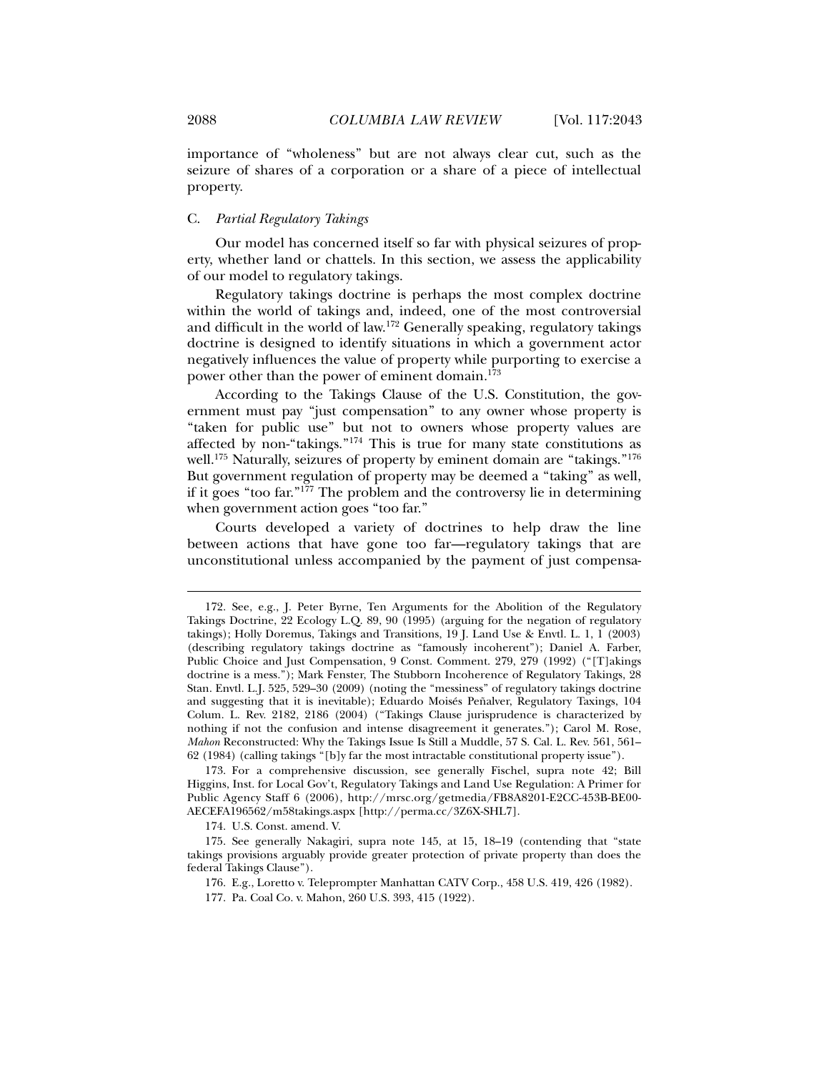importance of "wholeness" but are not always clear cut, such as the seizure of shares of a corporation or a share of a piece of intellectual property.

### C. *Partial Regulatory Takings*

Our model has concerned itself so far with physical seizures of property, whether land or chattels. In this section, we assess the applicability of our model to regulatory takings.

Regulatory takings doctrine is perhaps the most complex doctrine within the world of takings and, indeed, one of the most controversial and difficult in the world of law.[172] Generally speaking, regulatory takings doctrine is designed to identify situations in which a government actor negatively influences the value of property while purporting to exercise a power other than the power of eminent domain.[173]

According to the Takings Clause of the U.S. Constitution, the government must pay "just compensation" to any owner whose property is "taken for public use" but not to owners whose property values are affected by non-"takings."[174] This is true for many state constitutions as well.[175] Naturally, seizures of property by eminent domain are "takings."[176] But government regulation of property may be deemed a "taking" as well, if it goes "too far."[177] The problem and the controversy lie in determining when government action goes "too far."

Courts developed a variety of doctrines to help draw the line between actions that have gone too far—regulatory takings that are unconstitutional unless accompanied by the payment of just compensa-

---

172. See, e.g., J. Peter Byrne, Ten Arguments for the Abolition of the Regulatory Takings Doctrine, 22 Ecology L.Q. 89, 90 (1995) (arguing for the negation of regulatory takings); Holly Doremus, Takings and Transitions, 19 J. Land Use & Envtl. L. 1, 1 (2003) (describing regulatory takings doctrine as "famously incoherent"); Daniel A. Farber, Public Choice and Just Compensation, 9 Const. Comment. 279, 279 (1992) ("[T]akings doctrine is a mess."); Mark Fenster, The Stubborn Incoherence of Regulatory Takings, 28 Stan. Envtl. L.J. 525, 529–30 (2009) (noting the "messiness" of regulatory takings doctrine and suggesting that it is inevitable); Eduardo Moisés Peñalver, Regulatory Taxings, 104 Colum. L. Rev. 2182, 2186 (2004) ("Takings Clause jurisprudence is characterized by nothing if not the confusion and intense disagreement it generates."); Carol M. Rose, *Mahon* Reconstructed: Why the Takings Issue Is Still a Muddle, 57 S. Cal. L. Rev. 561, 561–62 (1984) (calling takings "[b]y far the most intractable constitutional property issue").

173. For a comprehensive discussion, see generally Fischel, supra note 42; Bill Higgins, Inst. for Local Gov't, Regulatory Takings and Land Use Regulation: A Primer for Public Agency Staff 6 (2006), http://mrsc.org/getmedia/FB8A8201-E2CC-453B-BE00-AECEFA196562/m58takings.aspx [http://perma.cc/3Z6X-SHL7].

174. U.S. Const. amend. V.

175. See generally Nakagiri, supra note 145, at 15, 18–19 (contending that "state takings provisions arguably provide greater protection of private property than does the federal Takings Clause").

176. E.g., Loretto v. Teleprompter Manhattan CATV Corp., 458 U.S. 419, 426 (1982).

177. Pa. Coal Co. v. Mahon, 260 U.S. 393, 415 (1922).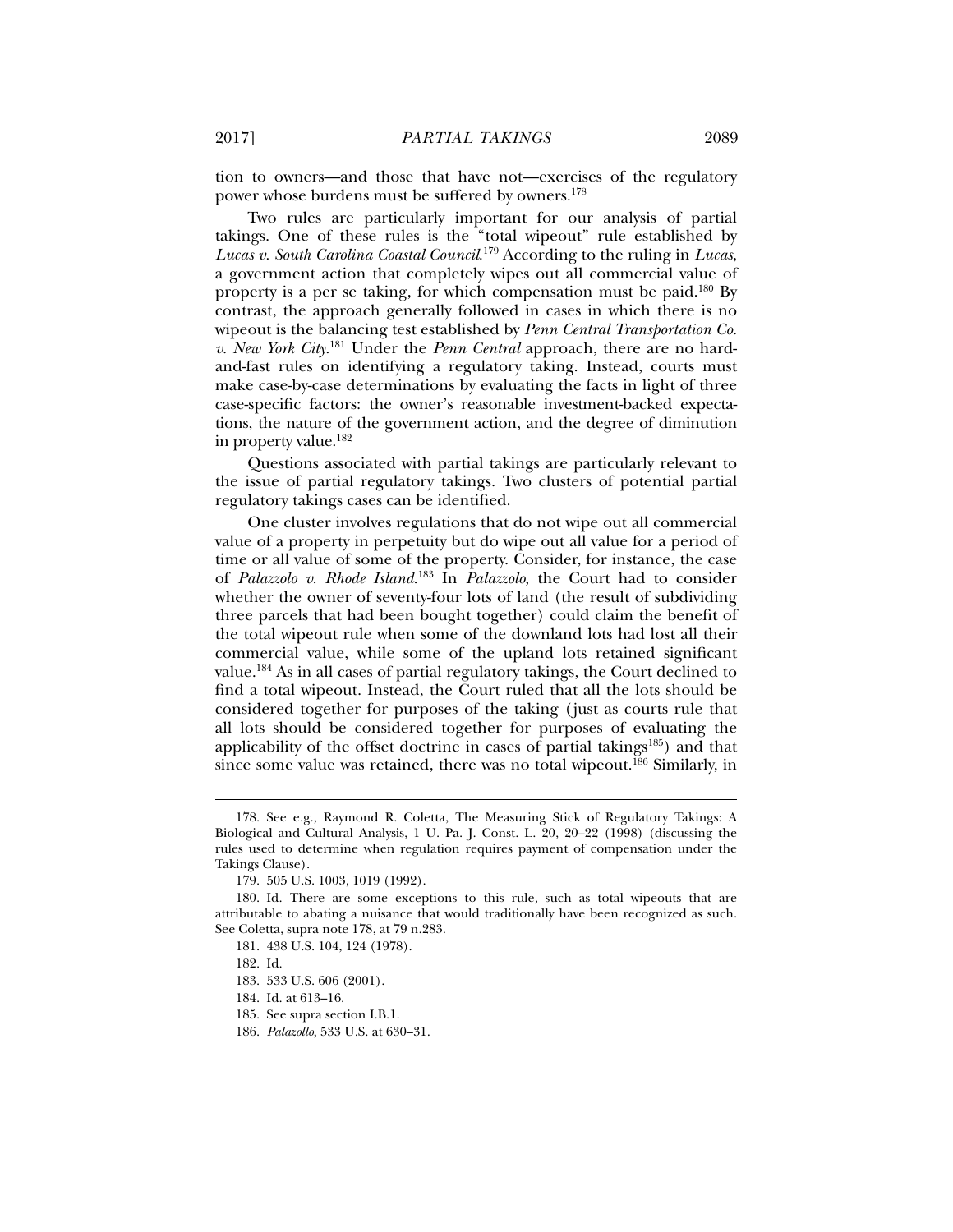tion to owners—and those that have not—exercises of the regulatory power whose burdens must be suffered by owners.[178]

Two rules are particularly important for our analysis of partial takings. One of these rules is the "total wipeout" rule established by *Lucas v. South Carolina Coastal Council*.[179] According to the ruling in *Lucas*, a government action that completely wipes out all commercial value of property is a per se taking, for which compensation must be paid.[180] By contrast, the approach generally followed in cases in which there is no wipeout is the balancing test established by *Penn Central Transportation Co. v. New York City*.[181] Under the *Penn Central* approach, there are no hard-and-fast rules on identifying a regulatory taking. Instead, courts must make case-by-case determinations by evaluating the facts in light of three case-specific factors: the owner's reasonable investment-backed expectations, the nature of the government action, and the degree of diminution in property value.[182]

Questions associated with partial takings are particularly relevant to the issue of partial regulatory takings. Two clusters of potential partial regulatory takings cases can be identified.

One cluster involves regulations that do not wipe out all commercial value of a property in perpetuity but do wipe out all value for a period of time or all value of some of the property. Consider, for instance, the case of *Palazzolo v. Rhode Island*.[183] In *Palazzolo*, the Court had to consider whether the owner of seventy-four lots of land (the result of subdividing three parcels that had been bought together) could claim the benefit of the total wipeout rule when some of the downland lots had lost all their commercial value, while some of the upland lots retained significant value.[184] As in all cases of partial regulatory takings, the Court declined to find a total wipeout. Instead, the Court ruled that all the lots should be considered together for purposes of the taking (just as courts rule that all lots should be considered together for purposes of evaluating the applicability of the offset doctrine in cases of partial takings[185]) and that since some value was retained, there was no total wipeout.[186] Similarly, in

---

178. See e.g., Raymond R. Coletta, The Measuring Stick of Regulatory Takings: A Biological and Cultural Analysis, 1 U. Pa. J. Const. L. 20, 20–22 (1998) (discussing the rules used to determine when regulation requires payment of compensation under the Takings Clause).

179. 505 U.S. 1003, 1019 (1992).

180. Id. There are some exceptions to this rule, such as total wipeouts that are attributable to abating a nuisance that would traditionally have been recognized as such. See Coletta, supra note 178, at 79 n.283.

181. 438 U.S. 104, 124 (1978).

182. Id.

183. 533 U.S. 606 (2001).

184. Id. at 613–16.

185. See supra section I.B.1.

186. *Palazollo*, 533 U.S. at 630–31.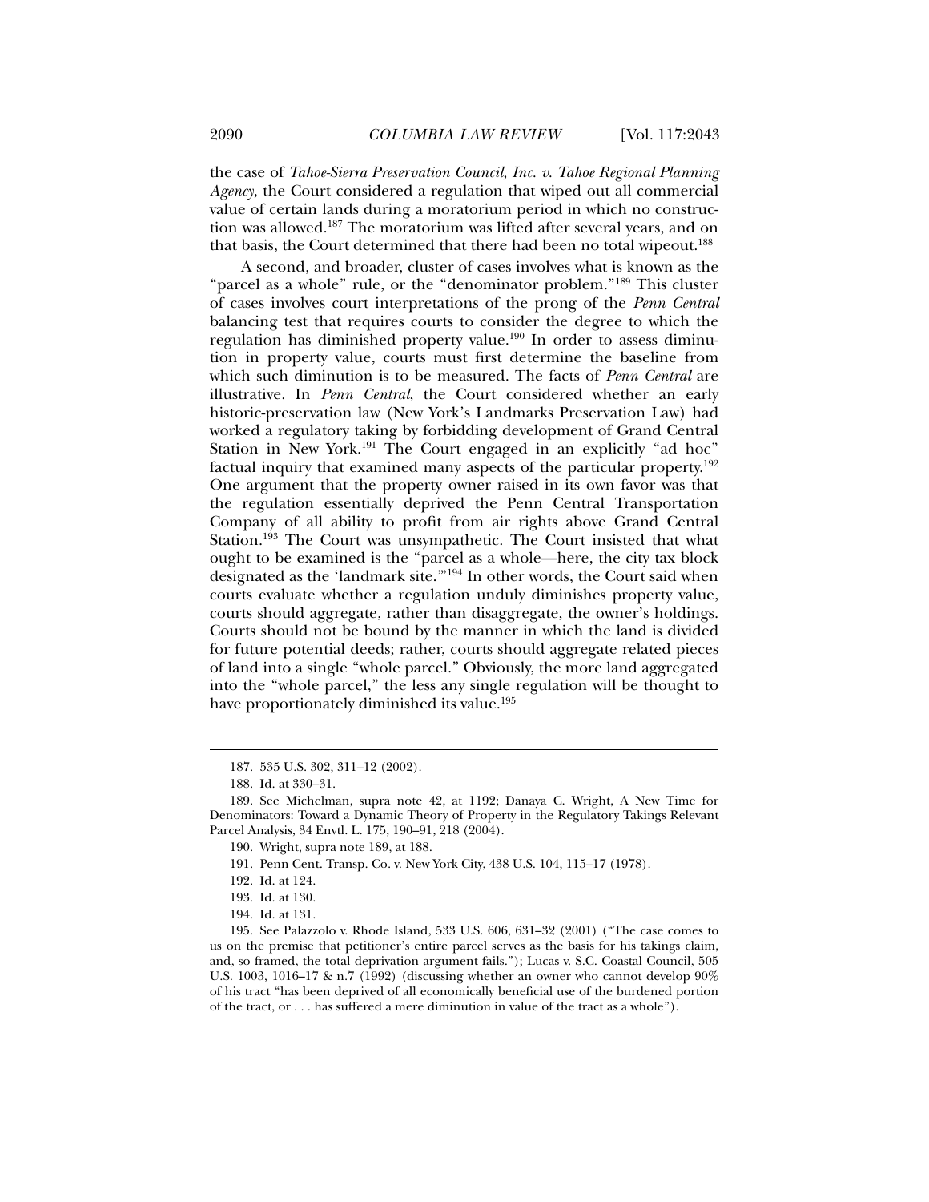the case of *Tahoe-Sierra Preservation Council, Inc. v. Tahoe Regional Planning Agency*, the Court considered a regulation that wiped out all commercial value of certain lands during a moratorium period in which no construction was allowed.[187] The moratorium was lifted after several years, and on that basis, the Court determined that there had been no total wipeout.[188]

A second, and broader, cluster of cases involves what is known as the "parcel as a whole" rule, or the "denominator problem."[189] This cluster of cases involves court interpretations of the prong of the *Penn Central* balancing test that requires courts to consider the degree to which the regulation has diminished property value.[190] In order to assess diminution in property value, courts must first determine the baseline from which such diminution is to be measured. The facts of *Penn Central* are illustrative. In *Penn Central*, the Court considered whether an early historic-preservation law (New York's Landmarks Preservation Law) had worked a regulatory taking by forbidding development of Grand Central Station in New York.[191] The Court engaged in an explicitly "ad hoc" factual inquiry that examined many aspects of the particular property.[192] One argument that the property owner raised in its own favor was that the regulation essentially deprived the Penn Central Transportation Company of all ability to profit from air rights above Grand Central Station.[193] The Court was unsympathetic. The Court insisted that what ought to be examined is the "parcel as a whole—here, the city tax block designated as the 'landmark site.'"[194] In other words, the Court said when courts evaluate whether a regulation unduly diminishes property value, courts should aggregate, rather than disaggregate, the owner's holdings. Courts should not be bound by the manner in which the land is divided for future potential deeds; rather, courts should aggregate related pieces of land into a single "whole parcel." Obviously, the more land aggregated into the "whole parcel," the less any single regulation will be thought to have proportionately diminished its value.[195]

---

187. 535 U.S. 302, 311–12 (2002).

188. Id. at 330–31.

189. See Michelman, supra note 42, at 1192; Danaya C. Wright, A New Time for Denominators: Toward a Dynamic Theory of Property in the Regulatory Takings Relevant Parcel Analysis, 34 Envtl. L. 175, 190–91, 218 (2004).

190. Wright, supra note 189, at 188.

191. Penn Cent. Transp. Co. v. New York City, 438 U.S. 104, 115–17 (1978).

192. Id. at 124.

193. Id. at 130.

194. Id. at 131.

195. See Palazzolo v. Rhode Island, 533 U.S. 606, 631–32 (2001) ("The case comes to us on the premise that petitioner's entire parcel serves as the basis for his takings claim, and, so framed, the total deprivation argument fails."); Lucas v. S.C. Coastal Council, 505 U.S. 1003, 1016–17 & n.7 (1992) (discussing whether an owner who cannot develop 90% of his tract "has been deprived of all economically beneficial use of the burdened portion of the tract, or . . . has suffered a mere diminution in value of the tract as a whole").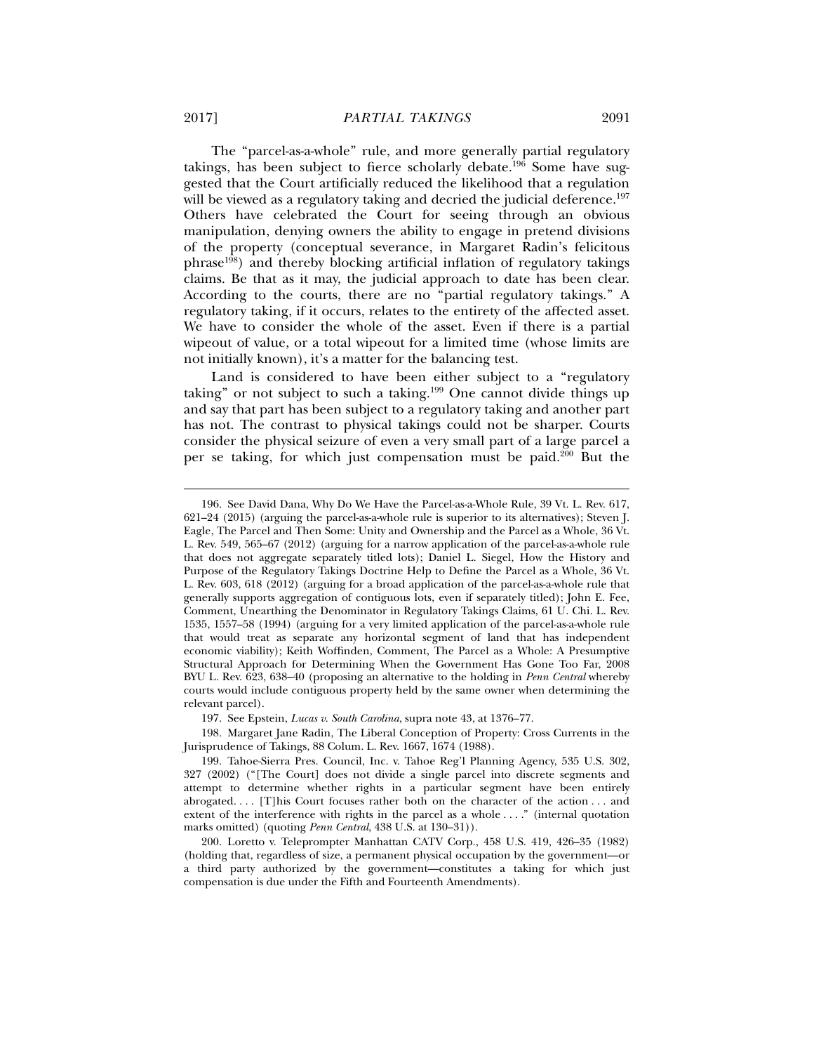The "parcel-as-a-whole" rule, and more generally partial regulatory takings, has been subject to fierce scholarly debate.[196] Some have suggested that the Court artificially reduced the likelihood that a regulation will be viewed as a regulatory taking and decried the judicial deference.[197] Others have celebrated the Court for seeing through an obvious manipulation, denying owners the ability to engage in pretend divisions of the property (conceptual severance, in Margaret Radin's felicitous phrase[198]) and thereby blocking artificial inflation of regulatory takings claims. Be that as it may, the judicial approach to date has been clear. According to the courts, there are no "partial regulatory takings." A regulatory taking, if it occurs, relates to the entirety of the affected asset. We have to consider the whole of the asset. Even if there is a partial wipeout of value, or a total wipeout for a limited time (whose limits are not initially known), it's a matter for the balancing test.

Land is considered to have been either subject to a "regulatory taking" or not subject to such a taking.[199] One cannot divide things up and say that part has been subject to a regulatory taking and another part has not. The contrast to physical takings could not be sharper. Courts consider the physical seizure of even a very small part of a large parcel a per se taking, for which just compensation must be paid.[200] But the

---

196. See David Dana, Why Do We Have the Parcel-as-a-Whole Rule, 39 Vt. L. Rev. 617, 621–24 (2015) (arguing the parcel-as-a-whole rule is superior to its alternatives); Steven J. Eagle, The Parcel and Then Some: Unity and Ownership and the Parcel as a Whole, 36 Vt. L. Rev. 549, 565–67 (2012) (arguing for a narrow application of the parcel-as-a-whole rule that does not aggregate separately titled lots); Daniel L. Siegel, How the History and Purpose of the Regulatory Takings Doctrine Help to Define the Parcel as a Whole, 36 Vt. L. Rev. 603, 618 (2012) (arguing for a broad application of the parcel-as-a-whole rule that generally supports aggregation of contiguous lots, even if separately titled); John E. Fee, Comment, Unearthing the Denominator in Regulatory Takings Claims, 61 U. Chi. L. Rev. 1535, 1557–58 (1994) (arguing for a very limited application of the parcel-as-a-whole rule that would treat as separate any horizontal segment of land that has independent economic viability); Keith Woffinden, Comment, The Parcel as a Whole: A Presumptive Structural Approach for Determining When the Government Has Gone Too Far, 2008 BYU L. Rev. 623, 638–40 (proposing an alternative to the holding in *Penn Central* whereby courts would include contiguous property held by the same owner when determining the relevant parcel).

197. See Epstein, *Lucas v. South Carolina*, supra note 43, at 1376–77.

198. Margaret Jane Radin, The Liberal Conception of Property: Cross Currents in the Jurisprudence of Takings, 88 Colum. L. Rev. 1667, 1674 (1988).

199. Tahoe-Sierra Pres. Council, Inc. v. Tahoe Reg'l Planning Agency, 535 U.S. 302, 327 (2002) ("[The Court] does not divide a single parcel into discrete segments and attempt to determine whether rights in a particular segment have been entirely abrogated. . . . [T]his Court focuses rather both on the character of the action . . . and extent of the interference with rights in the parcel as a whole . . . ." (internal quotation marks omitted) (quoting *Penn Central*, 438 U.S. at 130–31)).

200. Loretto v. Teleprompter Manhattan CATV Corp., 458 U.S. 419, 426–35 (1982) (holding that, regardless of size, a permanent physical occupation by the government—or a third party authorized by the government—constitutes a taking for which just compensation is due under the Fifth and Fourteenth Amendments).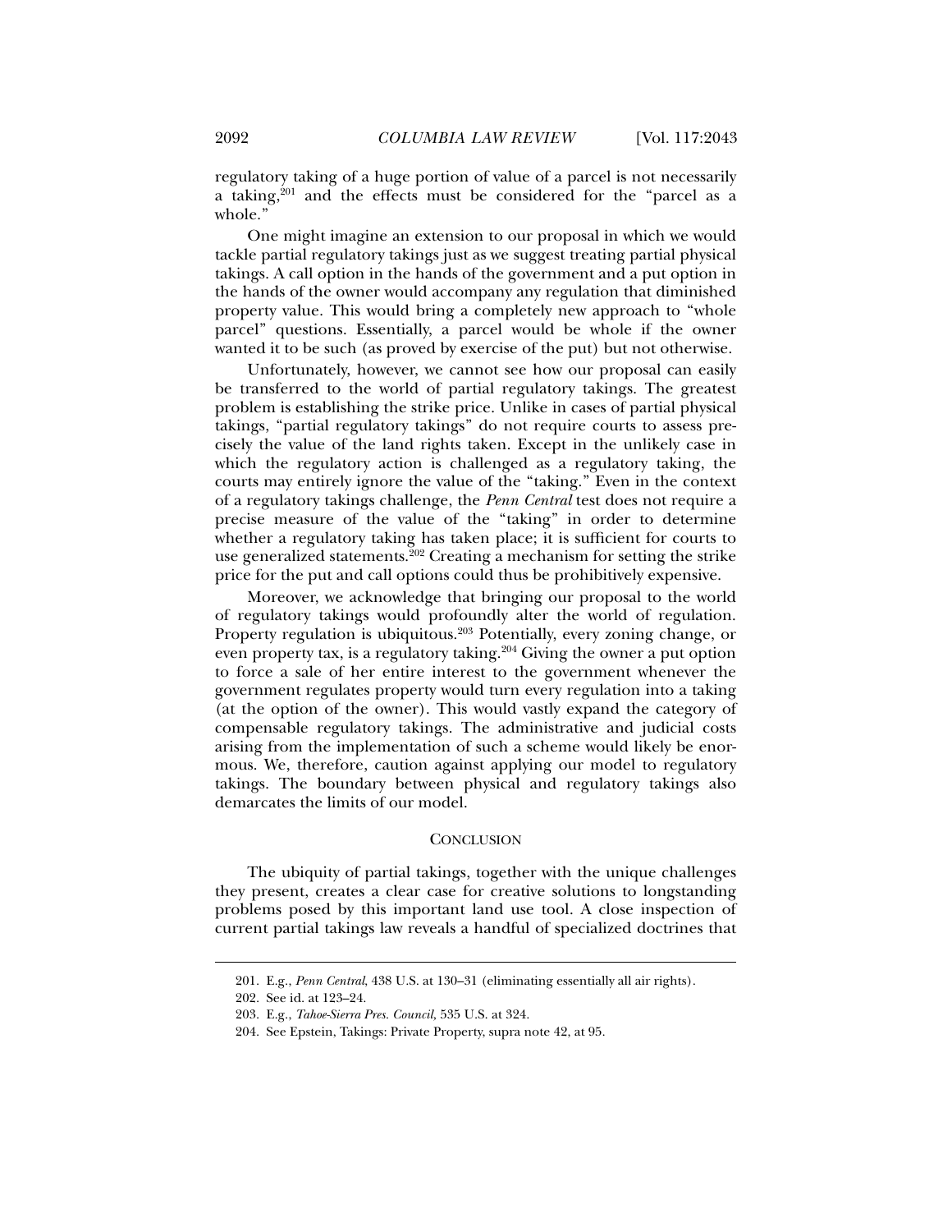regulatory taking of a huge portion of value of a parcel is not necessarily a taking,[201] and the effects must be considered for the "parcel as a whole."

One might imagine an extension to our proposal in which we would tackle partial regulatory takings just as we suggest treating partial physical takings. A call option in the hands of the government and a put option in the hands of the owner would accompany any regulation that diminished property value. This would bring a completely new approach to "whole parcel" questions. Essentially, a parcel would be whole if the owner wanted it to be such (as proved by exercise of the put) but not otherwise.

Unfortunately, however, we cannot see how our proposal can easily be transferred to the world of partial regulatory takings. The greatest problem is establishing the strike price. Unlike in cases of partial physical takings, "partial regulatory takings" do not require courts to assess precisely the value of the land rights taken. Except in the unlikely case in which the regulatory action is challenged as a regulatory taking, the courts may entirely ignore the value of the "taking." Even in the context of a regulatory takings challenge, the *Penn Central* test does not require a precise measure of the value of the "taking" in order to determine whether a regulatory taking has taken place; it is sufficient for courts to use generalized statements.[202] Creating a mechanism for setting the strike price for the put and call options could thus be prohibitively expensive.

Moreover, we acknowledge that bringing our proposal to the world of regulatory takings would profoundly alter the world of regulation. Property regulation is ubiquitous.[203] Potentially, every zoning change, or even property tax, is a regulatory taking.[204] Giving the owner a put option to force a sale of her entire interest to the government whenever the government regulates property would turn every regulation into a taking (at the option of the owner). This would vastly expand the category of compensable regulatory takings. The administrative and judicial costs arising from the implementation of such a scheme would likely be enormous. We, therefore, caution against applying our model to regulatory takings. The boundary between physical and regulatory takings also demarcates the limits of our model.

## CONCLUSION

The ubiquity of partial takings, together with the unique challenges they present, creates a clear case for creative solutions to longstanding problems posed by this important land use tool. A close inspection of current partial takings law reveals a handful of specialized doctrines that

---

201. E.g., *Penn Central*, 438 U.S. at 130–31 (eliminating essentially all air rights).

202. See id. at 123–24.

203. E.g., *Tahoe-Sierra Pres. Council*, 535 U.S. at 324.

204. See Epstein, Takings: Private Property, supra note 42, at 95.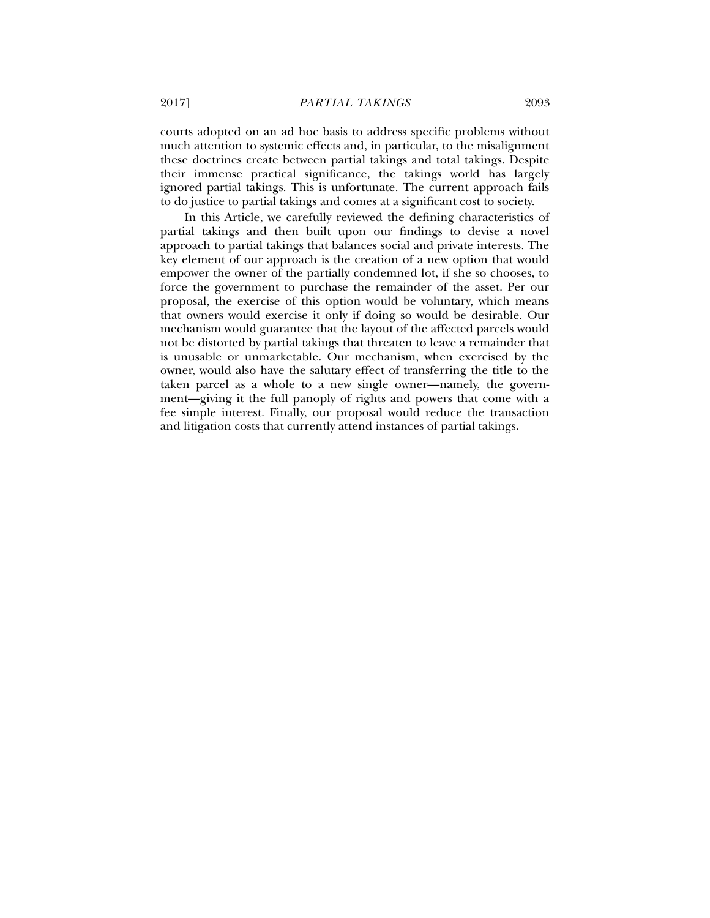courts adopted on an ad hoc basis to address specific problems without much attention to systemic effects and, in particular, to the misalignment these doctrines create between partial takings and total takings. Despite their immense practical significance, the takings world has largely ignored partial takings. This is unfortunate. The current approach fails to do justice to partial takings and comes at a significant cost to society.

In this Article, we carefully reviewed the defining characteristics of partial takings and then built upon our findings to devise a novel approach to partial takings that balances social and private interests. The key element of our approach is the creation of a new option that would empower the owner of the partially condemned lot, if she so chooses, to force the government to purchase the remainder of the asset. Per our proposal, the exercise of this option would be voluntary, which means that owners would exercise it only if doing so would be desirable. Our mechanism would guarantee that the layout of the affected parcels would not be distorted by partial takings that threaten to leave a remainder that is unusable or unmarketable. Our mechanism, when exercised by the owner, would also have the salutary effect of transferring the title to the taken parcel as a whole to a new single owner—namely, the government—giving it the full panoply of rights and powers that come with a fee simple interest. Finally, our proposal would reduce the transaction and litigation costs that currently attend instances of partial takings.